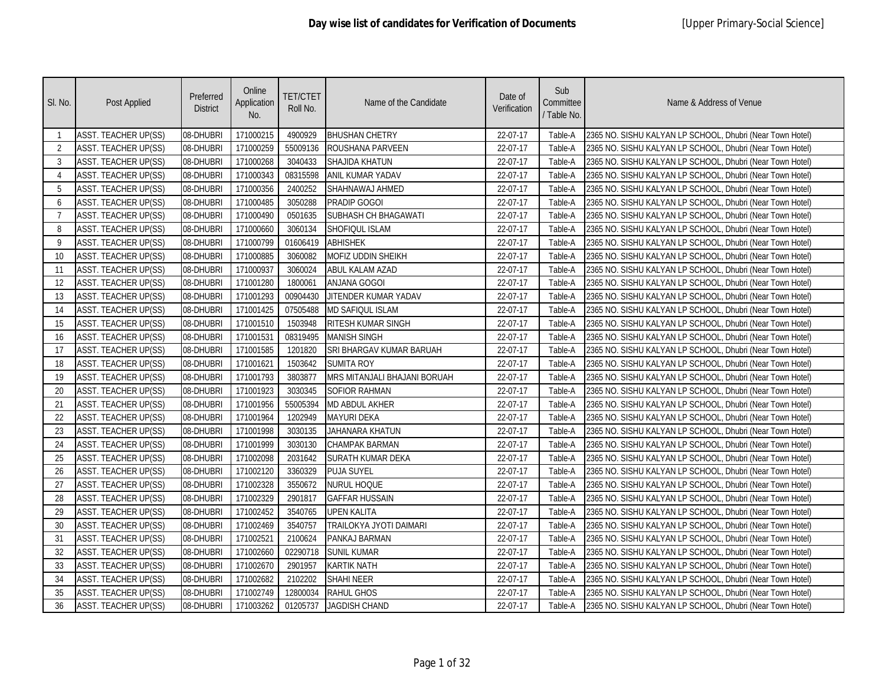# Day wise list of candidates for Verification of Documents

[Upper Primary-Social Science]

| Sl. No. | Post Applied | Preferred District | Online Application No. | TET/CTET Roll No. | Name of the Candidate | Date of Verification | Sub Committee / Table No. | Name & Address of Venue |
|---|---|---|---|---|---|---|---|---|
| 1 | ASST. TEACHER UP(SS) | 08-DHUBRI | 171000215 | 4900929 | BHUSHAN CHETRY | 22-07-17 | Table-A | 2365 NO. SISHU KALYAN LP SCHOOL, Dhubri (Near Town Hotel) |
| 2 | ASST. TEACHER UP(SS) | 08-DHUBRI | 171000259 | 55009136 | ROUSHANA PARVEEN | 22-07-17 | Table-A | 2365 NO. SISHU KALYAN LP SCHOOL, Dhubri (Near Town Hotel) |
| 3 | ASST. TEACHER UP(SS) | 08-DHUBRI | 171000268 | 3040433 | SHAJIDA KHATUN | 22-07-17 | Table-A | 2365 NO. SISHU KALYAN LP SCHOOL, Dhubri (Near Town Hotel) |
| 4 | ASST. TEACHER UP(SS) | 08-DHUBRI | 171000343 | 08315598 | ANIL KUMAR YADAV | 22-07-17 | Table-A | 2365 NO. SISHU KALYAN LP SCHOOL, Dhubri (Near Town Hotel) |
| 5 | ASST. TEACHER UP(SS) | 08-DHUBRI | 171000356 | 2400252 | SHAHNAWAJ AHMED | 22-07-17 | Table-A | 2365 NO. SISHU KALYAN LP SCHOOL, Dhubri (Near Town Hotel) |
| 6 | ASST. TEACHER UP(SS) | 08-DHUBRI | 171000485 | 3050288 | PRADIP GOGOI | 22-07-17 | Table-A | 2365 NO. SISHU KALYAN LP SCHOOL, Dhubri (Near Town Hotel) |
| 7 | ASST. TEACHER UP(SS) | 08-DHUBRI | 171000490 | 0501635 | SUBHASH CH BHAGAWATI | 22-07-17 | Table-A | 2365 NO. SISHU KALYAN LP SCHOOL, Dhubri (Near Town Hotel) |
| 8 | ASST. TEACHER UP(SS) | 08-DHUBRI | 171000660 | 3060134 | SHOFIQUL ISLAM | 22-07-17 | Table-A | 2365 NO. SISHU KALYAN LP SCHOOL, Dhubri (Near Town Hotel) |
| 9 | ASST. TEACHER UP(SS) | 08-DHUBRI | 171000799 | 01606419 | ABHISHEK | 22-07-17 | Table-A | 2365 NO. SISHU KALYAN LP SCHOOL, Dhubri (Near Town Hotel) |
| 10 | ASST. TEACHER UP(SS) | 08-DHUBRI | 171000885 | 3060082 | MOFIZ UDDIN SHEIKH | 22-07-17 | Table-A | 2365 NO. SISHU KALYAN LP SCHOOL, Dhubri (Near Town Hotel) |
| 11 | ASST. TEACHER UP(SS) | 08-DHUBRI | 171000937 | 3060024 | ABUL KALAM AZAD | 22-07-17 | Table-A | 2365 NO. SISHU KALYAN LP SCHOOL, Dhubri (Near Town Hotel) |
| 12 | ASST. TEACHER UP(SS) | 08-DHUBRI | 171001280 | 1800061 | ANJANA GOGOI | 22-07-17 | Table-A | 2365 NO. SISHU KALYAN LP SCHOOL, Dhubri (Near Town Hotel) |
| 13 | ASST. TEACHER UP(SS) | 08-DHUBRI | 171001293 | 00904430 | JITENDER KUMAR YADAV | 22-07-17 | Table-A | 2365 NO. SISHU KALYAN LP SCHOOL, Dhubri (Near Town Hotel) |
| 14 | ASST. TEACHER UP(SS) | 08-DHUBRI | 171001425 | 07505488 | MD SAFIQUL ISLAM | 22-07-17 | Table-A | 2365 NO. SISHU KALYAN LP SCHOOL, Dhubri (Near Town Hotel) |
| 15 | ASST. TEACHER UP(SS) | 08-DHUBRI | 171001510 | 1503948 | RITESH KUMAR SINGH | 22-07-17 | Table-A | 2365 NO. SISHU KALYAN LP SCHOOL, Dhubri (Near Town Hotel) |
| 16 | ASST. TEACHER UP(SS) | 08-DHUBRI | 171001531 | 08319495 | MANISH SINGH | 22-07-17 | Table-A | 2365 NO. SISHU KALYAN LP SCHOOL, Dhubri (Near Town Hotel) |
| 17 | ASST. TEACHER UP(SS) | 08-DHUBRI | 171001585 | 1201820 | SRI BHARGAV KUMAR BARUAH | 22-07-17 | Table-A | 2365 NO. SISHU KALYAN LP SCHOOL, Dhubri (Near Town Hotel) |
| 18 | ASST. TEACHER UP(SS) | 08-DHUBRI | 171001621 | 1503642 | SUMITA ROY | 22-07-17 | Table-A | 2365 NO. SISHU KALYAN LP SCHOOL, Dhubri (Near Town Hotel) |
| 19 | ASST. TEACHER UP(SS) | 08-DHUBRI | 171001793 | 3803877 | MRS MITANJALI BHAJANI BORUAH | 22-07-17 | Table-A | 2365 NO. SISHU KALYAN LP SCHOOL, Dhubri (Near Town Hotel) |
| 20 | ASST. TEACHER UP(SS) | 08-DHUBRI | 171001923 | 3030345 | SOFIOR RAHMAN | 22-07-17 | Table-A | 2365 NO. SISHU KALYAN LP SCHOOL, Dhubri (Near Town Hotel) |
| 21 | ASST. TEACHER UP(SS) | 08-DHUBRI | 171001956 | 55005394 | MD ABDUL AKHER | 22-07-17 | Table-A | 2365 NO. SISHU KALYAN LP SCHOOL, Dhubri (Near Town Hotel) |
| 22 | ASST. TEACHER UP(SS) | 08-DHUBRI | 171001964 | 1202949 | MAYURI DEKA | 22-07-17 | Table-A | 2365 NO. SISHU KALYAN LP SCHOOL, Dhubri (Near Town Hotel) |
| 23 | ASST. TEACHER UP(SS) | 08-DHUBRI | 171001998 | 3030135 | JAHANARA KHATUN | 22-07-17 | Table-A | 2365 NO. SISHU KALYAN LP SCHOOL, Dhubri (Near Town Hotel) |
| 24 | ASST. TEACHER UP(SS) | 08-DHUBRI | 171001999 | 3030130 | CHAMPAK BARMAN | 22-07-17 | Table-A | 2365 NO. SISHU KALYAN LP SCHOOL, Dhubri (Near Town Hotel) |
| 25 | ASST. TEACHER UP(SS) | 08-DHUBRI | 171002098 | 2031642 | SURATH KUMAR DEKA | 22-07-17 | Table-A | 2365 NO. SISHU KALYAN LP SCHOOL, Dhubri (Near Town Hotel) |
| 26 | ASST. TEACHER UP(SS) | 08-DHUBRI | 171002120 | 3360329 | PUJA SUYEL | 22-07-17 | Table-A | 2365 NO. SISHU KALYAN LP SCHOOL, Dhubri (Near Town Hotel) |
| 27 | ASST. TEACHER UP(SS) | 08-DHUBRI | 171002328 | 3550672 | NURUL HOQUE | 22-07-17 | Table-A | 2365 NO. SISHU KALYAN LP SCHOOL, Dhubri (Near Town Hotel) |
| 28 | ASST. TEACHER UP(SS) | 08-DHUBRI | 171002329 | 2901817 | GAFFAR HUSSAIN | 22-07-17 | Table-A | 2365 NO. SISHU KALYAN LP SCHOOL, Dhubri (Near Town Hotel) |
| 29 | ASST. TEACHER UP(SS) | 08-DHUBRI | 171002452 | 3540765 | UPEN KALITA | 22-07-17 | Table-A | 2365 NO. SISHU KALYAN LP SCHOOL, Dhubri (Near Town Hotel) |
| 30 | ASST. TEACHER UP(SS) | 08-DHUBRI | 171002469 | 3540757 | TRAILOKYA JYOTI DAIMARI | 22-07-17 | Table-A | 2365 NO. SISHU KALYAN LP SCHOOL, Dhubri (Near Town Hotel) |
| 31 | ASST. TEACHER UP(SS) | 08-DHUBRI | 171002521 | 2100624 | PANKAJ BARMAN | 22-07-17 | Table-A | 2365 NO. SISHU KALYAN LP SCHOOL, Dhubri (Near Town Hotel) |
| 32 | ASST. TEACHER UP(SS) | 08-DHUBRI | 171002660 | 02290718 | SUNIL KUMAR | 22-07-17 | Table-A | 2365 NO. SISHU KALYAN LP SCHOOL, Dhubri (Near Town Hotel) |
| 33 | ASST. TEACHER UP(SS) | 08-DHUBRI | 171002670 | 2901957 | KARTIK NATH | 22-07-17 | Table-A | 2365 NO. SISHU KALYAN LP SCHOOL, Dhubri (Near Town Hotel) |
| 34 | ASST. TEACHER UP(SS) | 08-DHUBRI | 171002682 | 2102202 | SHAHI NEER | 22-07-17 | Table-A | 2365 NO. SISHU KALYAN LP SCHOOL, Dhubri (Near Town Hotel) |
| 35 | ASST. TEACHER UP(SS) | 08-DHUBRI | 171002749 | 12800034 | RAHUL GHOS | 22-07-17 | Table-A | 2365 NO. SISHU KALYAN LP SCHOOL, Dhubri (Near Town Hotel) |
| 36 | ASST. TEACHER UP(SS) | 08-DHUBRI | 171003262 | 01205737 | JAGDISH CHAND | 22-07-17 | Table-A | 2365 NO. SISHU KALYAN LP SCHOOL, Dhubri (Near Town Hotel) |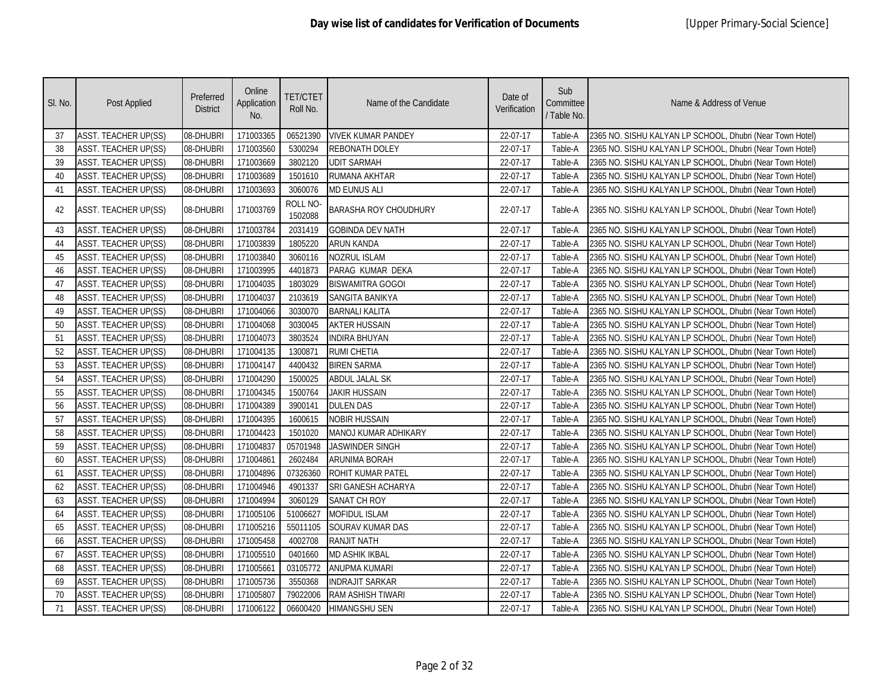# Day wise list of candidates for Verification of Documents

[Upper Primary-Social Science]

| Sl. No. | Post Applied | Preferred District | Online Application No. | TET/CTET Roll No. | Name of the Candidate | Date of Verification | Sub Committee / Table No. | Name & Address of Venue |
|---|---|---|---|---|---|---|---|---|
| 37 | ASST. TEACHER UP(SS) | 08-DHUBRI | 171003365 | 06521390 | VIVEK KUMAR PANDEY | 22-07-17 | Table-A | 2365 NO. SISHU KALYAN LP SCHOOL, Dhubri (Near Town Hotel) |
| 38 | ASST. TEACHER UP(SS) | 08-DHUBRI | 171003560 | 5300294 | REBONATH DOLEY | 22-07-17 | Table-A | 2365 NO. SISHU KALYAN LP SCHOOL, Dhubri (Near Town Hotel) |
| 39 | ASST. TEACHER UP(SS) | 08-DHUBRI | 171003669 | 3802120 | UDIT SARMAH | 22-07-17 | Table-A | 2365 NO. SISHU KALYAN LP SCHOOL, Dhubri (Near Town Hotel) |
| 40 | ASST. TEACHER UP(SS) | 08-DHUBRI | 171003689 | 1501610 | RUMANA AKHTAR | 22-07-17 | Table-A | 2365 NO. SISHU KALYAN LP SCHOOL, Dhubri (Near Town Hotel) |
| 41 | ASST. TEACHER UP(SS) | 08-DHUBRI | 171003693 | 3060076 | MD EUNUS ALI | 22-07-17 | Table-A | 2365 NO. SISHU KALYAN LP SCHOOL, Dhubri (Near Town Hotel) |
| 42 | ASST. TEACHER UP(SS) | 08-DHUBRI | 171003769 | ROLL NO-1502088 | BARASHA ROY CHOUDHURY | 22-07-17 | Table-A | 2365 NO. SISHU KALYAN LP SCHOOL, Dhubri (Near Town Hotel) |
| 43 | ASST. TEACHER UP(SS) | 08-DHUBRI | 171003784 | 2031419 | GOBINDA DEV NATH | 22-07-17 | Table-A | 2365 NO. SISHU KALYAN LP SCHOOL, Dhubri (Near Town Hotel) |
| 44 | ASST. TEACHER UP(SS) | 08-DHUBRI | 171003839 | 1805220 | ARUN KANDA | 22-07-17 | Table-A | 2365 NO. SISHU KALYAN LP SCHOOL, Dhubri (Near Town Hotel) |
| 45 | ASST. TEACHER UP(SS) | 08-DHUBRI | 171003840 | 3060116 | NOZRUL ISLAM | 22-07-17 | Table-A | 2365 NO. SISHU KALYAN LP SCHOOL, Dhubri (Near Town Hotel) |
| 46 | ASST. TEACHER UP(SS) | 08-DHUBRI | 171003995 | 4401873 | PARAG KUMAR DEKA | 22-07-17 | Table-A | 2365 NO. SISHU KALYAN LP SCHOOL, Dhubri (Near Town Hotel) |
| 47 | ASST. TEACHER UP(SS) | 08-DHUBRI | 171004035 | 1803029 | BISWAMITRA GOGOI | 22-07-17 | Table-A | 2365 NO. SISHU KALYAN LP SCHOOL, Dhubri (Near Town Hotel) |
| 48 | ASST. TEACHER UP(SS) | 08-DHUBRI | 171004037 | 2103619 | SANGITA BANIKYA | 22-07-17 | Table-A | 2365 NO. SISHU KALYAN LP SCHOOL, Dhubri (Near Town Hotel) |
| 49 | ASST. TEACHER UP(SS) | 08-DHUBRI | 171004066 | 3030070 | BARNALI KALITA | 22-07-17 | Table-A | 2365 NO. SISHU KALYAN LP SCHOOL, Dhubri (Near Town Hotel) |
| 50 | ASST. TEACHER UP(SS) | 08-DHUBRI | 171004068 | 3030045 | AKTER HUSSAIN | 22-07-17 | Table-A | 2365 NO. SISHU KALYAN LP SCHOOL, Dhubri (Near Town Hotel) |
| 51 | ASST. TEACHER UP(SS) | 08-DHUBRI | 171004073 | 3803524 | INDIRA BHUYAN | 22-07-17 | Table-A | 2365 NO. SISHU KALYAN LP SCHOOL, Dhubri (Near Town Hotel) |
| 52 | ASST. TEACHER UP(SS) | 08-DHUBRI | 171004135 | 1300871 | RUMI CHETIA | 22-07-17 | Table-A | 2365 NO. SISHU KALYAN LP SCHOOL, Dhubri (Near Town Hotel) |
| 53 | ASST. TEACHER UP(SS) | 08-DHUBRI | 171004147 | 4400432 | BIREN SARMA | 22-07-17 | Table-A | 2365 NO. SISHU KALYAN LP SCHOOL, Dhubri (Near Town Hotel) |
| 54 | ASST. TEACHER UP(SS) | 08-DHUBRI | 171004290 | 1500025 | ABDUL JALAL SK | 22-07-17 | Table-A | 2365 NO. SISHU KALYAN LP SCHOOL, Dhubri (Near Town Hotel) |
| 55 | ASST. TEACHER UP(SS) | 08-DHUBRI | 171004345 | 1500764 | JAKIR HUSSAIN | 22-07-17 | Table-A | 2365 NO. SISHU KALYAN LP SCHOOL, Dhubri (Near Town Hotel) |
| 56 | ASST. TEACHER UP(SS) | 08-DHUBRI | 171004389 | 3900141 | DULEN DAS | 22-07-17 | Table-A | 2365 NO. SISHU KALYAN LP SCHOOL, Dhubri (Near Town Hotel) |
| 57 | ASST. TEACHER UP(SS) | 08-DHUBRI | 171004395 | 1600615 | NOBIR HUSSAIN | 22-07-17 | Table-A | 2365 NO. SISHU KALYAN LP SCHOOL, Dhubri (Near Town Hotel) |
| 58 | ASST. TEACHER UP(SS) | 08-DHUBRI | 171004423 | 1501020 | MANOJ KUMAR ADHIKARY | 22-07-17 | Table-A | 2365 NO. SISHU KALYAN LP SCHOOL, Dhubri (Near Town Hotel) |
| 59 | ASST. TEACHER UP(SS) | 08-DHUBRI | 171004837 | 05701948 | JASWINDER SINGH | 22-07-17 | Table-A | 2365 NO. SISHU KALYAN LP SCHOOL, Dhubri (Near Town Hotel) |
| 60 | ASST. TEACHER UP(SS) | 08-DHUBRI | 171004861 | 2602484 | ARUNIMA BORAH | 22-07-17 | Table-A | 2365 NO. SISHU KALYAN LP SCHOOL, Dhubri (Near Town Hotel) |
| 61 | ASST. TEACHER UP(SS) | 08-DHUBRI | 171004896 | 07326360 | ROHIT KUMAR PATEL | 22-07-17 | Table-A | 2365 NO. SISHU KALYAN LP SCHOOL, Dhubri (Near Town Hotel) |
| 62 | ASST. TEACHER UP(SS) | 08-DHUBRI | 171004946 | 4901337 | SRI GANESH ACHARYA | 22-07-17 | Table-A | 2365 NO. SISHU KALYAN LP SCHOOL, Dhubri (Near Town Hotel) |
| 63 | ASST. TEACHER UP(SS) | 08-DHUBRI | 171004994 | 3060129 | SANAT CH ROY | 22-07-17 | Table-A | 2365 NO. SISHU KALYAN LP SCHOOL, Dhubri (Near Town Hotel) |
| 64 | ASST. TEACHER UP(SS) | 08-DHUBRI | 171005106 | 51006627 | MOFIDUL ISLAM | 22-07-17 | Table-A | 2365 NO. SISHU KALYAN LP SCHOOL, Dhubri (Near Town Hotel) |
| 65 | ASST. TEACHER UP(SS) | 08-DHUBRI | 171005216 | 55011105 | SOURAV KUMAR DAS | 22-07-17 | Table-A | 2365 NO. SISHU KALYAN LP SCHOOL, Dhubri (Near Town Hotel) |
| 66 | ASST. TEACHER UP(SS) | 08-DHUBRI | 171005458 | 4002708 | RANJIT NATH | 22-07-17 | Table-A | 2365 NO. SISHU KALYAN LP SCHOOL, Dhubri (Near Town Hotel) |
| 67 | ASST. TEACHER UP(SS) | 08-DHUBRI | 171005510 | 0401660 | MD ASHIK IKBAL | 22-07-17 | Table-A | 2365 NO. SISHU KALYAN LP SCHOOL, Dhubri (Near Town Hotel) |
| 68 | ASST. TEACHER UP(SS) | 08-DHUBRI | 171005661 | 03105772 | ANUPMA KUMARI | 22-07-17 | Table-A | 2365 NO. SISHU KALYAN LP SCHOOL, Dhubri (Near Town Hotel) |
| 69 | ASST. TEACHER UP(SS) | 08-DHUBRI | 171005736 | 3550368 | INDRAJIT SARKAR | 22-07-17 | Table-A | 2365 NO. SISHU KALYAN LP SCHOOL, Dhubri (Near Town Hotel) |
| 70 | ASST. TEACHER UP(SS) | 08-DHUBRI | 171005807 | 79022006 | RAM ASHISH TIWARI | 22-07-17 | Table-A | 2365 NO. SISHU KALYAN LP SCHOOL, Dhubri (Near Town Hotel) |
| 71 | ASST. TEACHER UP(SS) | 08-DHUBRI | 171006122 | 06600420 | HIMANGSHU SEN | 22-07-17 | Table-A | 2365 NO. SISHU KALYAN LP SCHOOL, Dhubri (Near Town Hotel) |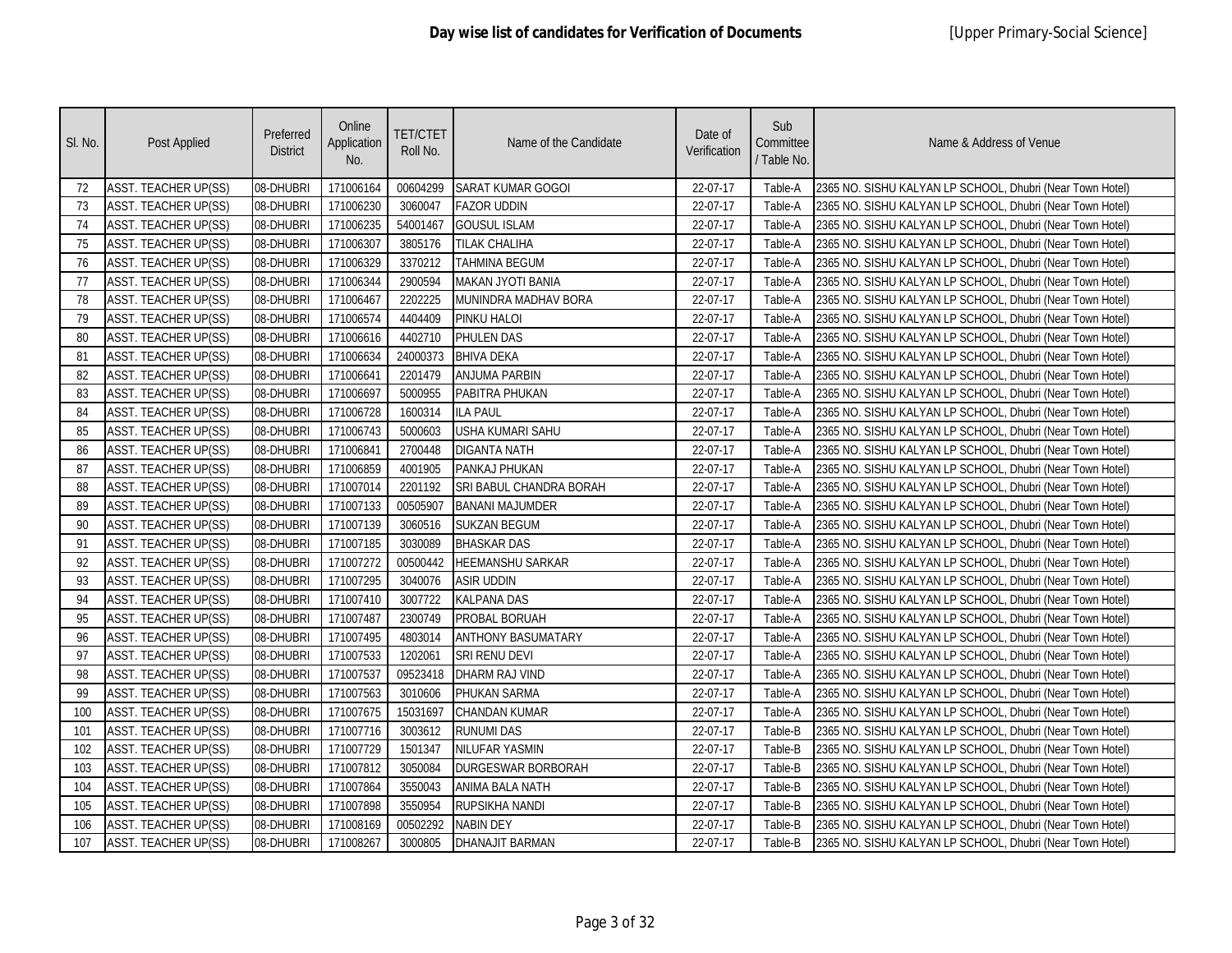# Day wise list of candidates for Verification of Documents

[Upper Primary-Social Science]

| Sl. No. | Post Applied | Preferred District | Online Application No. | TET/CTET Roll No. | Name of the Candidate | Date of Verification | Sub Committee / Table No. | Name & Address of Venue |
|---|---|---|---|---|---|---|---|---|
| 72 | ASST. TEACHER UP(SS) | 08-DHUBRI | 171006164 | 00604299 | SARAT KUMAR GOGOI | 22-07-17 | Table-A | 2365 NO. SISHU KALYAN LP SCHOOL, Dhubri (Near Town Hotel) |
| 73 | ASST. TEACHER UP(SS) | 08-DHUBRI | 171006230 | 3060047 | FAZOR UDDIN | 22-07-17 | Table-A | 2365 NO. SISHU KALYAN LP SCHOOL, Dhubri (Near Town Hotel) |
| 74 | ASST. TEACHER UP(SS) | 08-DHUBRI | 171006235 | 54001467 | GOUSUL ISLAM | 22-07-17 | Table-A | 2365 NO. SISHU KALYAN LP SCHOOL, Dhubri (Near Town Hotel) |
| 75 | ASST. TEACHER UP(SS) | 08-DHUBRI | 171006307 | 3805176 | TILAK CHALIHA | 22-07-17 | Table-A | 2365 NO. SISHU KALYAN LP SCHOOL, Dhubri (Near Town Hotel) |
| 76 | ASST. TEACHER UP(SS) | 08-DHUBRI | 171006329 | 3370212 | TAHMINA BEGUM | 22-07-17 | Table-A | 2365 NO. SISHU KALYAN LP SCHOOL, Dhubri (Near Town Hotel) |
| 77 | ASST. TEACHER UP(SS) | 08-DHUBRI | 171006344 | 2900594 | MAKAN JYOTI BANIA | 22-07-17 | Table-A | 2365 NO. SISHU KALYAN LP SCHOOL, Dhubri (Near Town Hotel) |
| 78 | ASST. TEACHER UP(SS) | 08-DHUBRI | 171006467 | 2202225 | MUNINDRA MADHAV BORA | 22-07-17 | Table-A | 2365 NO. SISHU KALYAN LP SCHOOL, Dhubri (Near Town Hotel) |
| 79 | ASST. TEACHER UP(SS) | 08-DHUBRI | 171006574 | 4404409 | PINKU HALOI | 22-07-17 | Table-A | 2365 NO. SISHU KALYAN LP SCHOOL, Dhubri (Near Town Hotel) |
| 80 | ASST. TEACHER UP(SS) | 08-DHUBRI | 171006616 | 4402710 | PHULEN DAS | 22-07-17 | Table-A | 2365 NO. SISHU KALYAN LP SCHOOL, Dhubri (Near Town Hotel) |
| 81 | ASST. TEACHER UP(SS) | 08-DHUBRI | 171006634 | 24000373 | BHIVA DEKA | 22-07-17 | Table-A | 2365 NO. SISHU KALYAN LP SCHOOL, Dhubri (Near Town Hotel) |
| 82 | ASST. TEACHER UP(SS) | 08-DHUBRI | 171006641 | 2201479 | ANJUMA PARBIN | 22-07-17 | Table-A | 2365 NO. SISHU KALYAN LP SCHOOL, Dhubri (Near Town Hotel) |
| 83 | ASST. TEACHER UP(SS) | 08-DHUBRI | 171006697 | 5000955 | PABITRA PHUKAN | 22-07-17 | Table-A | 2365 NO. SISHU KALYAN LP SCHOOL, Dhubri (Near Town Hotel) |
| 84 | ASST. TEACHER UP(SS) | 08-DHUBRI | 171006728 | 1600314 | ILA PAUL | 22-07-17 | Table-A | 2365 NO. SISHU KALYAN LP SCHOOL, Dhubri (Near Town Hotel) |
| 85 | ASST. TEACHER UP(SS) | 08-DHUBRI | 171006743 | 5000603 | USHA KUMARI SAHU | 22-07-17 | Table-A | 2365 NO. SISHU KALYAN LP SCHOOL, Dhubri (Near Town Hotel) |
| 86 | ASST. TEACHER UP(SS) | 08-DHUBRI | 171006841 | 2700448 | DIGANTA NATH | 22-07-17 | Table-A | 2365 NO. SISHU KALYAN LP SCHOOL, Dhubri (Near Town Hotel) |
| 87 | ASST. TEACHER UP(SS) | 08-DHUBRI | 171006859 | 4001905 | PANKAJ PHUKAN | 22-07-17 | Table-A | 2365 NO. SISHU KALYAN LP SCHOOL, Dhubri (Near Town Hotel) |
| 88 | ASST. TEACHER UP(SS) | 08-DHUBRI | 171007014 | 2201192 | SRI BABUL CHANDRA BORAH | 22-07-17 | Table-A | 2365 NO. SISHU KALYAN LP SCHOOL, Dhubri (Near Town Hotel) |
| 89 | ASST. TEACHER UP(SS) | 08-DHUBRI | 171007133 | 00505907 | BANANI MAJUMDER | 22-07-17 | Table-A | 2365 NO. SISHU KALYAN LP SCHOOL, Dhubri (Near Town Hotel) |
| 90 | ASST. TEACHER UP(SS) | 08-DHUBRI | 171007139 | 3060516 | SUKZAN BEGUM | 22-07-17 | Table-A | 2365 NO. SISHU KALYAN LP SCHOOL, Dhubri (Near Town Hotel) |
| 91 | ASST. TEACHER UP(SS) | 08-DHUBRI | 171007185 | 3030089 | BHASKAR DAS | 22-07-17 | Table-A | 2365 NO. SISHU KALYAN LP SCHOOL, Dhubri (Near Town Hotel) |
| 92 | ASST. TEACHER UP(SS) | 08-DHUBRI | 171007272 | 00500442 | HEEMANSHU SARKAR | 22-07-17 | Table-A | 2365 NO. SISHU KALYAN LP SCHOOL, Dhubri (Near Town Hotel) |
| 93 | ASST. TEACHER UP(SS) | 08-DHUBRI | 171007295 | 3040076 | ASIR UDDIN | 22-07-17 | Table-A | 2365 NO. SISHU KALYAN LP SCHOOL, Dhubri (Near Town Hotel) |
| 94 | ASST. TEACHER UP(SS) | 08-DHUBRI | 171007410 | 3007722 | KALPANA DAS | 22-07-17 | Table-A | 2365 NO. SISHU KALYAN LP SCHOOL, Dhubri (Near Town Hotel) |
| 95 | ASST. TEACHER UP(SS) | 08-DHUBRI | 171007487 | 2300749 | PROBAL BORUAH | 22-07-17 | Table-A | 2365 NO. SISHU KALYAN LP SCHOOL, Dhubri (Near Town Hotel) |
| 96 | ASST. TEACHER UP(SS) | 08-DHUBRI | 171007495 | 4803014 | ANTHONY BASUMATARY | 22-07-17 | Table-A | 2365 NO. SISHU KALYAN LP SCHOOL, Dhubri (Near Town Hotel) |
| 97 | ASST. TEACHER UP(SS) | 08-DHUBRI | 171007533 | 1202061 | SRI RENU DEVI | 22-07-17 | Table-A | 2365 NO. SISHU KALYAN LP SCHOOL, Dhubri (Near Town Hotel) |
| 98 | ASST. TEACHER UP(SS) | 08-DHUBRI | 171007537 | 09523418 | DHARM RAJ VIND | 22-07-17 | Table-A | 2365 NO. SISHU KALYAN LP SCHOOL, Dhubri (Near Town Hotel) |
| 99 | ASST. TEACHER UP(SS) | 08-DHUBRI | 171007563 | 3010606 | PHUKAN SARMA | 22-07-17 | Table-A | 2365 NO. SISHU KALYAN LP SCHOOL, Dhubri (Near Town Hotel) |
| 100 | ASST. TEACHER UP(SS) | 08-DHUBRI | 171007675 | 15031697 | CHANDAN KUMAR | 22-07-17 | Table-A | 2365 NO. SISHU KALYAN LP SCHOOL, Dhubri (Near Town Hotel) |
| 101 | ASST. TEACHER UP(SS) | 08-DHUBRI | 171007716 | 3003612 | RUNUMI DAS | 22-07-17 | Table-B | 2365 NO. SISHU KALYAN LP SCHOOL, Dhubri (Near Town Hotel) |
| 102 | ASST. TEACHER UP(SS) | 08-DHUBRI | 171007729 | 1501347 | NILUFAR YASMIN | 22-07-17 | Table-B | 2365 NO. SISHU KALYAN LP SCHOOL, Dhubri (Near Town Hotel) |
| 103 | ASST. TEACHER UP(SS) | 08-DHUBRI | 171007812 | 3050084 | DURGESWAR BORBORAH | 22-07-17 | Table-B | 2365 NO. SISHU KALYAN LP SCHOOL, Dhubri (Near Town Hotel) |
| 104 | ASST. TEACHER UP(SS) | 08-DHUBRI | 171007864 | 3550043 | ANIMA BALA NATH | 22-07-17 | Table-B | 2365 NO. SISHU KALYAN LP SCHOOL, Dhubri (Near Town Hotel) |
| 105 | ASST. TEACHER UP(SS) | 08-DHUBRI | 171007898 | 3550954 | RUPSIKHA NANDI | 22-07-17 | Table-B | 2365 NO. SISHU KALYAN LP SCHOOL, Dhubri (Near Town Hotel) |
| 106 | ASST. TEACHER UP(SS) | 08-DHUBRI | 171008169 | 00502292 | NABIN DEY | 22-07-17 | Table-B | 2365 NO. SISHU KALYAN LP SCHOOL, Dhubri (Near Town Hotel) |
| 107 | ASST. TEACHER UP(SS) | 08-DHUBRI | 171008267 | 3000805 | DHANAJIT BARMAN | 22-07-17 | Table-B | 2365 NO. SISHU KALYAN LP SCHOOL, Dhubri (Near Town Hotel) |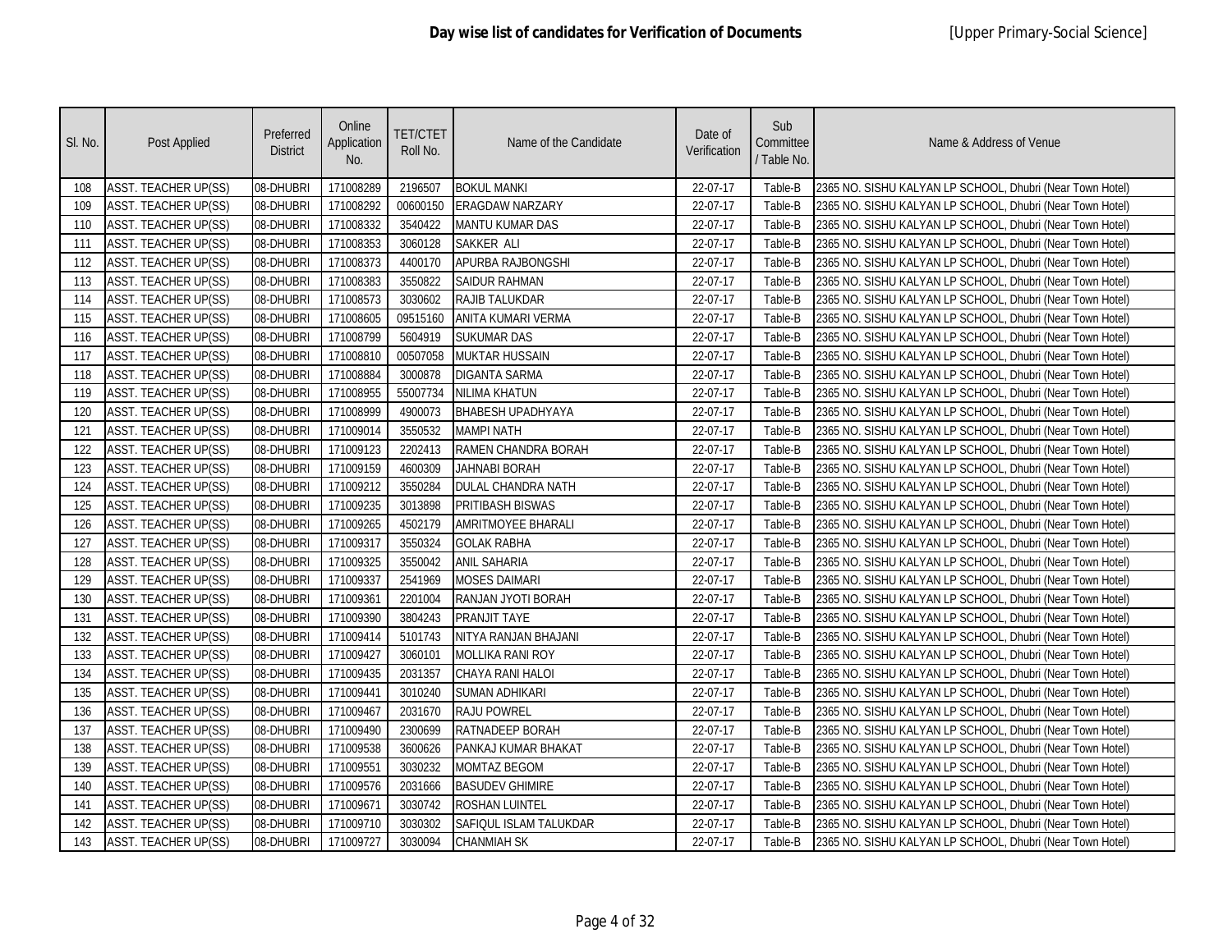# Day wise list of candidates for Verification of Documents

[Upper Primary-Social Science]

| Sl. No. | Post Applied | Preferred District | Online Application No. | TET/CTET Roll No. | Name of the Candidate | Date of Verification | Sub Committee / Table No. | Name & Address of Venue |
|---|---|---|---|---|---|---|---|---|
| 108 | ASST. TEACHER UP(SS) | 08-DHUBRI | 171008289 | 2196507 | BOKUL MANKI | 22-07-17 | Table-B | 2365 NO. SISHU KALYAN LP SCHOOL, Dhubri (Near Town Hotel) |
| 109 | ASST. TEACHER UP(SS) | 08-DHUBRI | 171008292 | 00600150 | ERAGDAW NARZARY | 22-07-17 | Table-B | 2365 NO. SISHU KALYAN LP SCHOOL, Dhubri (Near Town Hotel) |
| 110 | ASST. TEACHER UP(SS) | 08-DHUBRI | 171008332 | 3540422 | MANTU KUMAR DAS | 22-07-17 | Table-B | 2365 NO. SISHU KALYAN LP SCHOOL, Dhubri (Near Town Hotel) |
| 111 | ASST. TEACHER UP(SS) | 08-DHUBRI | 171008353 | 3060128 | SAKKER ALI | 22-07-17 | Table-B | 2365 NO. SISHU KALYAN LP SCHOOL, Dhubri (Near Town Hotel) |
| 112 | ASST. TEACHER UP(SS) | 08-DHUBRI | 171008373 | 4400170 | APURBA RAJBONGSHI | 22-07-17 | Table-B | 2365 NO. SISHU KALYAN LP SCHOOL, Dhubri (Near Town Hotel) |
| 113 | ASST. TEACHER UP(SS) | 08-DHUBRI | 171008383 | 3550822 | SAIDUR RAHMAN | 22-07-17 | Table-B | 2365 NO. SISHU KALYAN LP SCHOOL, Dhubri (Near Town Hotel) |
| 114 | ASST. TEACHER UP(SS) | 08-DHUBRI | 171008573 | 3030602 | RAJIB TALUKDAR | 22-07-17 | Table-B | 2365 NO. SISHU KALYAN LP SCHOOL, Dhubri (Near Town Hotel) |
| 115 | ASST. TEACHER UP(SS) | 08-DHUBRI | 171008605 | 09515160 | ANITA KUMARI VERMA | 22-07-17 | Table-B | 2365 NO. SISHU KALYAN LP SCHOOL, Dhubri (Near Town Hotel) |
| 116 | ASST. TEACHER UP(SS) | 08-DHUBRI | 171008799 | 5604919 | SUKUMAR DAS | 22-07-17 | Table-B | 2365 NO. SISHU KALYAN LP SCHOOL, Dhubri (Near Town Hotel) |
| 117 | ASST. TEACHER UP(SS) | 08-DHUBRI | 171008810 | 00507058 | MUKTAR HUSSAIN | 22-07-17 | Table-B | 2365 NO. SISHU KALYAN LP SCHOOL, Dhubri (Near Town Hotel) |
| 118 | ASST. TEACHER UP(SS) | 08-DHUBRI | 171008884 | 3000878 | DIGANTA SARMA | 22-07-17 | Table-B | 2365 NO. SISHU KALYAN LP SCHOOL, Dhubri (Near Town Hotel) |
| 119 | ASST. TEACHER UP(SS) | 08-DHUBRI | 171008955 | 55007734 | NILIMA KHATUN | 22-07-17 | Table-B | 2365 NO. SISHU KALYAN LP SCHOOL, Dhubri (Near Town Hotel) |
| 120 | ASST. TEACHER UP(SS) | 08-DHUBRI | 171008999 | 4900073 | BHABESH UPADHYAYA | 22-07-17 | Table-B | 2365 NO. SISHU KALYAN LP SCHOOL, Dhubri (Near Town Hotel) |
| 121 | ASST. TEACHER UP(SS) | 08-DHUBRI | 171009014 | 3550532 | MAMPI NATH | 22-07-17 | Table-B | 2365 NO. SISHU KALYAN LP SCHOOL, Dhubri (Near Town Hotel) |
| 122 | ASST. TEACHER UP(SS) | 08-DHUBRI | 171009123 | 2202413 | RAMEN CHANDRA BORAH | 22-07-17 | Table-B | 2365 NO. SISHU KALYAN LP SCHOOL, Dhubri (Near Town Hotel) |
| 123 | ASST. TEACHER UP(SS) | 08-DHUBRI | 171009159 | 4600309 | JAHNABI BORAH | 22-07-17 | Table-B | 2365 NO. SISHU KALYAN LP SCHOOL, Dhubri (Near Town Hotel) |
| 124 | ASST. TEACHER UP(SS) | 08-DHUBRI | 171009212 | 3550284 | DULAL CHANDRA NATH | 22-07-17 | Table-B | 2365 NO. SISHU KALYAN LP SCHOOL, Dhubri (Near Town Hotel) |
| 125 | ASST. TEACHER UP(SS) | 08-DHUBRI | 171009235 | 3013898 | PRITIBASH BISWAS | 22-07-17 | Table-B | 2365 NO. SISHU KALYAN LP SCHOOL, Dhubri (Near Town Hotel) |
| 126 | ASST. TEACHER UP(SS) | 08-DHUBRI | 171009265 | 4502179 | AMRITMOYEE BHARALI | 22-07-17 | Table-B | 2365 NO. SISHU KALYAN LP SCHOOL, Dhubri (Near Town Hotel) |
| 127 | ASST. TEACHER UP(SS) | 08-DHUBRI | 171009317 | 3550324 | GOLAK RABHA | 22-07-17 | Table-B | 2365 NO. SISHU KALYAN LP SCHOOL, Dhubri (Near Town Hotel) |
| 128 | ASST. TEACHER UP(SS) | 08-DHUBRI | 171009325 | 3550042 | ANIL SAHARIA | 22-07-17 | Table-B | 2365 NO. SISHU KALYAN LP SCHOOL, Dhubri (Near Town Hotel) |
| 129 | ASST. TEACHER UP(SS) | 08-DHUBRI | 171009337 | 2541969 | MOSES DAIMARI | 22-07-17 | Table-B | 2365 NO. SISHU KALYAN LP SCHOOL, Dhubri (Near Town Hotel) |
| 130 | ASST. TEACHER UP(SS) | 08-DHUBRI | 171009361 | 2201004 | RANJAN JYOTI BORAH | 22-07-17 | Table-B | 2365 NO. SISHU KALYAN LP SCHOOL, Dhubri (Near Town Hotel) |
| 131 | ASST. TEACHER UP(SS) | 08-DHUBRI | 171009390 | 3804243 | PRANJIT TAYE | 22-07-17 | Table-B | 2365 NO. SISHU KALYAN LP SCHOOL, Dhubri (Near Town Hotel) |
| 132 | ASST. TEACHER UP(SS) | 08-DHUBRI | 171009414 | 5101743 | NITYA RANJAN BHAJANI | 22-07-17 | Table-B | 2365 NO. SISHU KALYAN LP SCHOOL, Dhubri (Near Town Hotel) |
| 133 | ASST. TEACHER UP(SS) | 08-DHUBRI | 171009427 | 3060101 | MOLLIKA RANI ROY | 22-07-17 | Table-B | 2365 NO. SISHU KALYAN LP SCHOOL, Dhubri (Near Town Hotel) |
| 134 | ASST. TEACHER UP(SS) | 08-DHUBRI | 171009435 | 2031357 | CHAYA RANI HALOI | 22-07-17 | Table-B | 2365 NO. SISHU KALYAN LP SCHOOL, Dhubri (Near Town Hotel) |
| 135 | ASST. TEACHER UP(SS) | 08-DHUBRI | 171009441 | 3010240 | SUMAN ADHIKARI | 22-07-17 | Table-B | 2365 NO. SISHU KALYAN LP SCHOOL, Dhubri (Near Town Hotel) |
| 136 | ASST. TEACHER UP(SS) | 08-DHUBRI | 171009467 | 2031670 | RAJU POWREL | 22-07-17 | Table-B | 2365 NO. SISHU KALYAN LP SCHOOL, Dhubri (Near Town Hotel) |
| 137 | ASST. TEACHER UP(SS) | 08-DHUBRI | 171009490 | 2300699 | RATNADEEP BORAH | 22-07-17 | Table-B | 2365 NO. SISHU KALYAN LP SCHOOL, Dhubri (Near Town Hotel) |
| 138 | ASST. TEACHER UP(SS) | 08-DHUBRI | 171009538 | 3600626 | PANKAJ KUMAR BHAKAT | 22-07-17 | Table-B | 2365 NO. SISHU KALYAN LP SCHOOL, Dhubri (Near Town Hotel) |
| 139 | ASST. TEACHER UP(SS) | 08-DHUBRI | 171009551 | 3030232 | MOMTAZ BEGOM | 22-07-17 | Table-B | 2365 NO. SISHU KALYAN LP SCHOOL, Dhubri (Near Town Hotel) |
| 140 | ASST. TEACHER UP(SS) | 08-DHUBRI | 171009576 | 2031666 | BASUDEV GHIMIRE | 22-07-17 | Table-B | 2365 NO. SISHU KALYAN LP SCHOOL, Dhubri (Near Town Hotel) |
| 141 | ASST. TEACHER UP(SS) | 08-DHUBRI | 171009671 | 3030742 | ROSHAN LUINTEL | 22-07-17 | Table-B | 2365 NO. SISHU KALYAN LP SCHOOL, Dhubri (Near Town Hotel) |
| 142 | ASST. TEACHER UP(SS) | 08-DHUBRI | 171009710 | 3030302 | SAFIQUL ISLAM TALUKDAR | 22-07-17 | Table-B | 2365 NO. SISHU KALYAN LP SCHOOL, Dhubri (Near Town Hotel) |
| 143 | ASST. TEACHER UP(SS) | 08-DHUBRI | 171009727 | 3030094 | CHANMIAH SK | 22-07-17 | Table-B | 2365 NO. SISHU KALYAN LP SCHOOL, Dhubri (Near Town Hotel) |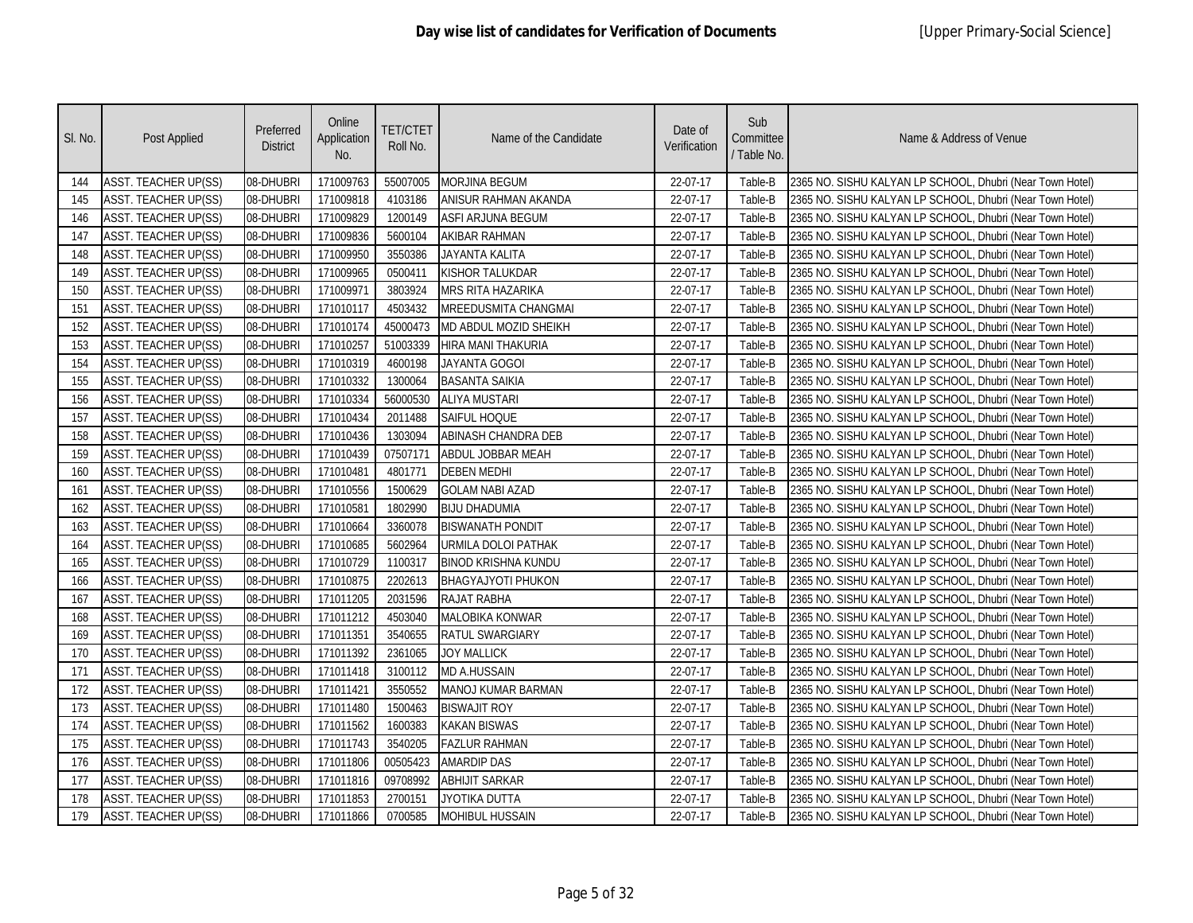| Sl. No. | Post Applied | Preferred District | Online Application No. | TET/CTET Roll No. | Name of the Candidate | Date of Verification | Sub Committee / Table No. | Name & Address of Venue |
|---|---|---|---|---|---|---|---|---|
| 144 | ASST. TEACHER UP(SS) | 08-DHUBRI | 171009763 | 55007005 | MORJINA BEGUM | 22-07-17 | Table-B | 2365 NO. SISHU KALYAN LP SCHOOL, Dhubri (Near Town Hotel) |
| 145 | ASST. TEACHER UP(SS) | 08-DHUBRI | 171009818 | 4103186 | ANISUR RAHMAN AKANDA | 22-07-17 | Table-B | 2365 NO. SISHU KALYAN LP SCHOOL, Dhubri (Near Town Hotel) |
| 146 | ASST. TEACHER UP(SS) | 08-DHUBRI | 171009829 | 1200149 | ASFI ARJUNA BEGUM | 22-07-17 | Table-B | 2365 NO. SISHU KALYAN LP SCHOOL, Dhubri (Near Town Hotel) |
| 147 | ASST. TEACHER UP(SS) | 08-DHUBRI | 171009836 | 5600104 | AKIBAR RAHMAN | 22-07-17 | Table-B | 2365 NO. SISHU KALYAN LP SCHOOL, Dhubri (Near Town Hotel) |
| 148 | ASST. TEACHER UP(SS) | 08-DHUBRI | 171009950 | 3550386 | JAYANTA KALITA | 22-07-17 | Table-B | 2365 NO. SISHU KALYAN LP SCHOOL, Dhubri (Near Town Hotel) |
| 149 | ASST. TEACHER UP(SS) | 08-DHUBRI | 171009965 | 0500411 | KISHOR TALUKDAR | 22-07-17 | Table-B | 2365 NO. SISHU KALYAN LP SCHOOL, Dhubri (Near Town Hotel) |
| 150 | ASST. TEACHER UP(SS) | 08-DHUBRI | 171009971 | 3803924 | MRS RITA HAZARIKA | 22-07-17 | Table-B | 2365 NO. SISHU KALYAN LP SCHOOL, Dhubri (Near Town Hotel) |
| 151 | ASST. TEACHER UP(SS) | 08-DHUBRI | 171010117 | 4503432 | MREEDUSMITA CHANGMAI | 22-07-17 | Table-B | 2365 NO. SISHU KALYAN LP SCHOOL, Dhubri (Near Town Hotel) |
| 152 | ASST. TEACHER UP(SS) | 08-DHUBRI | 171010174 | 45000473 | MD ABDUL MOZID SHEIKH | 22-07-17 | Table-B | 2365 NO. SISHU KALYAN LP SCHOOL, Dhubri (Near Town Hotel) |
| 153 | ASST. TEACHER UP(SS) | 08-DHUBRI | 171010257 | 51003339 | HIRA MANI THAKURIA | 22-07-17 | Table-B | 2365 NO. SISHU KALYAN LP SCHOOL, Dhubri (Near Town Hotel) |
| 154 | ASST. TEACHER UP(SS) | 08-DHUBRI | 171010319 | 4600198 | JAYANTA GOGOI | 22-07-17 | Table-B | 2365 NO. SISHU KALYAN LP SCHOOL, Dhubri (Near Town Hotel) |
| 155 | ASST. TEACHER UP(SS) | 08-DHUBRI | 171010332 | 1300064 | BASANTA SAIKIA | 22-07-17 | Table-B | 2365 NO. SISHU KALYAN LP SCHOOL, Dhubri (Near Town Hotel) |
| 156 | ASST. TEACHER UP(SS) | 08-DHUBRI | 171010334 | 56000530 | ALIYA MUSTARI | 22-07-17 | Table-B | 2365 NO. SISHU KALYAN LP SCHOOL, Dhubri (Near Town Hotel) |
| 157 | ASST. TEACHER UP(SS) | 08-DHUBRI | 171010434 | 2011488 | SAIFUL HOQUE | 22-07-17 | Table-B | 2365 NO. SISHU KALYAN LP SCHOOL, Dhubri (Near Town Hotel) |
| 158 | ASST. TEACHER UP(SS) | 08-DHUBRI | 171010436 | 1303094 | ABINASH CHANDRA DEB | 22-07-17 | Table-B | 2365 NO. SISHU KALYAN LP SCHOOL, Dhubri (Near Town Hotel) |
| 159 | ASST. TEACHER UP(SS) | 08-DHUBRI | 171010439 | 07507171 | ABDUL JOBBAR MEAH | 22-07-17 | Table-B | 2365 NO. SISHU KALYAN LP SCHOOL, Dhubri (Near Town Hotel) |
| 160 | ASST. TEACHER UP(SS) | 08-DHUBRI | 171010481 | 4801771 | DEBEN MEDHI | 22-07-17 | Table-B | 2365 NO. SISHU KALYAN LP SCHOOL, Dhubri (Near Town Hotel) |
| 161 | ASST. TEACHER UP(SS) | 08-DHUBRI | 171010556 | 1500629 | GOLAM NABI AZAD | 22-07-17 | Table-B | 2365 NO. SISHU KALYAN LP SCHOOL, Dhubri (Near Town Hotel) |
| 162 | ASST. TEACHER UP(SS) | 08-DHUBRI | 171010581 | 1802990 | BIJU DHADUMIA | 22-07-17 | Table-B | 2365 NO. SISHU KALYAN LP SCHOOL, Dhubri (Near Town Hotel) |
| 163 | ASST. TEACHER UP(SS) | 08-DHUBRI | 171010664 | 3360078 | BISWANATH PONDIT | 22-07-17 | Table-B | 2365 NO. SISHU KALYAN LP SCHOOL, Dhubri (Near Town Hotel) |
| 164 | ASST. TEACHER UP(SS) | 08-DHUBRI | 171010685 | 5602964 | URMILA DOLOI PATHAK | 22-07-17 | Table-B | 2365 NO. SISHU KALYAN LP SCHOOL, Dhubri (Near Town Hotel) |
| 165 | ASST. TEACHER UP(SS) | 08-DHUBRI | 171010729 | 1100317 | BINOD KRISHNA KUNDU | 22-07-17 | Table-B | 2365 NO. SISHU KALYAN LP SCHOOL, Dhubri (Near Town Hotel) |
| 166 | ASST. TEACHER UP(SS) | 08-DHUBRI | 171010875 | 2202613 | BHAGYAJYOTI PHUKON | 22-07-17 | Table-B | 2365 NO. SISHU KALYAN LP SCHOOL, Dhubri (Near Town Hotel) |
| 167 | ASST. TEACHER UP(SS) | 08-DHUBRI | 171011205 | 2031596 | RAJAT RABHA | 22-07-17 | Table-B | 2365 NO. SISHU KALYAN LP SCHOOL, Dhubri (Near Town Hotel) |
| 168 | ASST. TEACHER UP(SS) | 08-DHUBRI | 171011212 | 4503040 | MALOBIKA KONWAR | 22-07-17 | Table-B | 2365 NO. SISHU KALYAN LP SCHOOL, Dhubri (Near Town Hotel) |
| 169 | ASST. TEACHER UP(SS) | 08-DHUBRI | 171011351 | 3540655 | RATUL SWARGIARY | 22-07-17 | Table-B | 2365 NO. SISHU KALYAN LP SCHOOL, Dhubri (Near Town Hotel) |
| 170 | ASST. TEACHER UP(SS) | 08-DHUBRI | 171011392 | 2361065 | JOY MALLICK | 22-07-17 | Table-B | 2365 NO. SISHU KALYAN LP SCHOOL, Dhubri (Near Town Hotel) |
| 171 | ASST. TEACHER UP(SS) | 08-DHUBRI | 171011418 | 3100112 | MD A.HUSSAIN | 22-07-17 | Table-B | 2365 NO. SISHU KALYAN LP SCHOOL, Dhubri (Near Town Hotel) |
| 172 | ASST. TEACHER UP(SS) | 08-DHUBRI | 171011421 | 3550552 | MANOJ KUMAR BARMAN | 22-07-17 | Table-B | 2365 NO. SISHU KALYAN LP SCHOOL, Dhubri (Near Town Hotel) |
| 173 | ASST. TEACHER UP(SS) | 08-DHUBRI | 171011480 | 1500463 | BISWAJIT ROY | 22-07-17 | Table-B | 2365 NO. SISHU KALYAN LP SCHOOL, Dhubri (Near Town Hotel) |
| 174 | ASST. TEACHER UP(SS) | 08-DHUBRI | 171011562 | 1600383 | KAKAN BISWAS | 22-07-17 | Table-B | 2365 NO. SISHU KALYAN LP SCHOOL, Dhubri (Near Town Hotel) |
| 175 | ASST. TEACHER UP(SS) | 08-DHUBRI | 171011743 | 3540205 | FAZLUR RAHMAN | 22-07-17 | Table-B | 2365 NO. SISHU KALYAN LP SCHOOL, Dhubri (Near Town Hotel) |
| 176 | ASST. TEACHER UP(SS) | 08-DHUBRI | 171011806 | 00505423 | AMARDIP DAS | 22-07-17 | Table-B | 2365 NO. SISHU KALYAN LP SCHOOL, Dhubri (Near Town Hotel) |
| 177 | ASST. TEACHER UP(SS) | 08-DHUBRI | 171011816 | 09708992 | ABHIJIT SARKAR | 22-07-17 | Table-B | 2365 NO. SISHU KALYAN LP SCHOOL, Dhubri (Near Town Hotel) |
| 178 | ASST. TEACHER UP(SS) | 08-DHUBRI | 171011853 | 2700151 | JYOTIKA DUTTA | 22-07-17 | Table-B | 2365 NO. SISHU KALYAN LP SCHOOL, Dhubri (Near Town Hotel) |
| 179 | ASST. TEACHER UP(SS) | 08-DHUBRI | 171011866 | 0700585 | MOHIBUL HUSSAIN | 22-07-17 | Table-B | 2365 NO. SISHU KALYAN LP SCHOOL, Dhubri (Near Town Hotel) |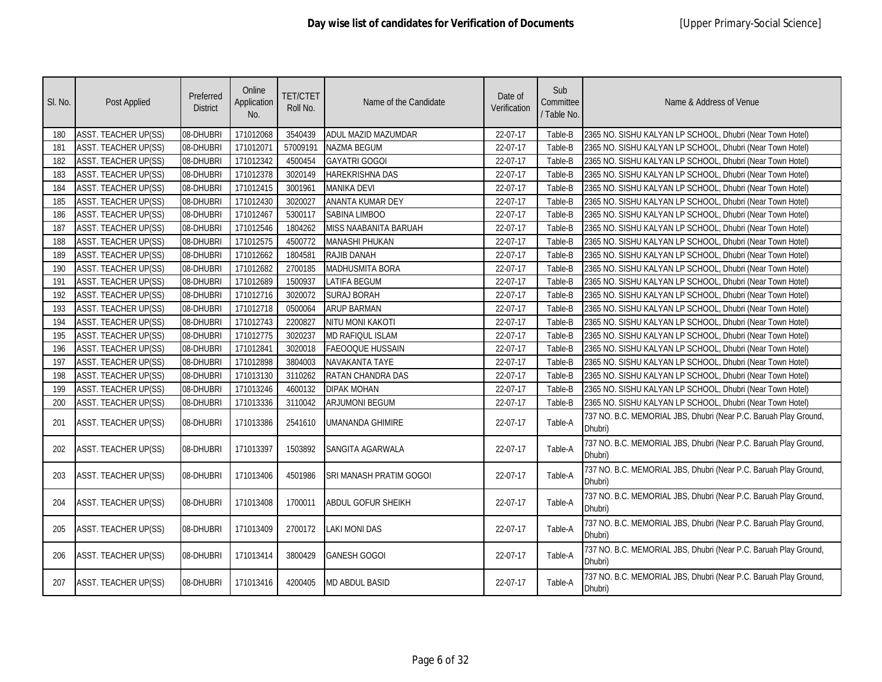| Sl. No. | Post Applied | Preferred District | Online Application No. | TET/CTET Roll No. | Name of the Candidate | Date of Verification | Sub Committee / Table No. | Name & Address of Venue |
|---|---|---|---|---|---|---|---|---|
| 180 | ASST. TEACHER UP(SS) | 08-DHUBRI | 171012068 | 3540439 | ADUL MAZID MAZUMDAR | 22-07-17 | Table-B | 2365 NO. SISHU KALYAN LP SCHOOL, Dhubri (Near Town Hotel) |
| 181 | ASST. TEACHER UP(SS) | 08-DHUBRI | 171012071 | 57009191 | NAZMA BEGUM | 22-07-17 | Table-B | 2365 NO. SISHU KALYAN LP SCHOOL, Dhubri (Near Town Hotel) |
| 182 | ASST. TEACHER UP(SS) | 08-DHUBRI | 171012342 | 4500454 | GAYATRI GOGOI | 22-07-17 | Table-B | 2365 NO. SISHU KALYAN LP SCHOOL, Dhubri (Near Town Hotel) |
| 183 | ASST. TEACHER UP(SS) | 08-DHUBRI | 171012378 | 3020149 | HAREKRISHNA DAS | 22-07-17 | Table-B | 2365 NO. SISHU KALYAN LP SCHOOL, Dhubri (Near Town Hotel) |
| 184 | ASST. TEACHER UP(SS) | 08-DHUBRI | 171012415 | 3001961 | MANIKA DEVI | 22-07-17 | Table-B | 2365 NO. SISHU KALYAN LP SCHOOL, Dhubri (Near Town Hotel) |
| 185 | ASST. TEACHER UP(SS) | 08-DHUBRI | 171012430 | 3020027 | ANANTA KUMAR DEY | 22-07-17 | Table-B | 2365 NO. SISHU KALYAN LP SCHOOL, Dhubri (Near Town Hotel) |
| 186 | ASST. TEACHER UP(SS) | 08-DHUBRI | 171012467 | 5300117 | SABINA LIMBOO | 22-07-17 | Table-B | 2365 NO. SISHU KALYAN LP SCHOOL, Dhubri (Near Town Hotel) |
| 187 | ASST. TEACHER UP(SS) | 08-DHUBRI | 171012546 | 1804262 | MISS NAABANITA BARUAH | 22-07-17 | Table-B | 2365 NO. SISHU KALYAN LP SCHOOL, Dhubri (Near Town Hotel) |
| 188 | ASST. TEACHER UP(SS) | 08-DHUBRI | 171012575 | 4500772 | MANASHI PHUKAN | 22-07-17 | Table-B | 2365 NO. SISHU KALYAN LP SCHOOL, Dhubri (Near Town Hotel) |
| 189 | ASST. TEACHER UP(SS) | 08-DHUBRI | 171012662 | 1804581 | RAJIB DANAH | 22-07-17 | Table-B | 2365 NO. SISHU KALYAN LP SCHOOL, Dhubri (Near Town Hotel) |
| 190 | ASST. TEACHER UP(SS) | 08-DHUBRI | 171012682 | 2700185 | MADHUSMITA BORA | 22-07-17 | Table-B | 2365 NO. SISHU KALYAN LP SCHOOL, Dhubri (Near Town Hotel) |
| 191 | ASST. TEACHER UP(SS) | 08-DHUBRI | 171012689 | 1500937 | LATIFA BEGUM | 22-07-17 | Table-B | 2365 NO. SISHU KALYAN LP SCHOOL, Dhubri (Near Town Hotel) |
| 192 | ASST. TEACHER UP(SS) | 08-DHUBRI | 171012716 | 3020072 | SURAJ BORAH | 22-07-17 | Table-B | 2365 NO. SISHU KALYAN LP SCHOOL, Dhubri (Near Town Hotel) |
| 193 | ASST. TEACHER UP(SS) | 08-DHUBRI | 171012718 | 0500064 | ARUP BARMAN | 22-07-17 | Table-B | 2365 NO. SISHU KALYAN LP SCHOOL, Dhubri (Near Town Hotel) |
| 194 | ASST. TEACHER UP(SS) | 08-DHUBRI | 171012743 | 2200827 | NITU MONI KAKOTI | 22-07-17 | Table-B | 2365 NO. SISHU KALYAN LP SCHOOL, Dhubri (Near Town Hotel) |
| 195 | ASST. TEACHER UP(SS) | 08-DHUBRI | 171012775 | 3020237 | MD RAFIQUL ISLAM | 22-07-17 | Table-B | 2365 NO. SISHU KALYAN LP SCHOOL, Dhubri (Near Town Hotel) |
| 196 | ASST. TEACHER UP(SS) | 08-DHUBRI | 171012841 | 3020018 | FAEOOQUE HUSSAIN | 22-07-17 | Table-B | 2365 NO. SISHU KALYAN LP SCHOOL, Dhubri (Near Town Hotel) |
| 197 | ASST. TEACHER UP(SS) | 08-DHUBRI | 171012898 | 3804003 | NAVAKANTA TAYE | 22-07-17 | Table-B | 2365 NO. SISHU KALYAN LP SCHOOL, Dhubri (Near Town Hotel) |
| 198 | ASST. TEACHER UP(SS) | 08-DHUBRI | 171013130 | 3110262 | RATAN CHANDRA DAS | 22-07-17 | Table-B | 2365 NO. SISHU KALYAN LP SCHOOL, Dhubri (Near Town Hotel) |
| 199 | ASST. TEACHER UP(SS) | 08-DHUBRI | 171013246 | 4600132 | DIPAK MOHAN | 22-07-17 | Table-B | 2365 NO. SISHU KALYAN LP SCHOOL, Dhubri (Near Town Hotel) |
| 200 | ASST. TEACHER UP(SS) | 08-DHUBRI | 171013336 | 3110042 | ARJUMONI BEGUM | 22-07-17 | Table-B | 2365 NO. SISHU KALYAN LP SCHOOL, Dhubri (Near Town Hotel) |
| 201 | ASST. TEACHER UP(SS) | 08-DHUBRI | 171013386 | 2541610 | UMANANDA GHIMIRE | 22-07-17 | Table-A | 737 NO. B.C. MEMORIAL JBS, Dhubri (Near P.C. Baruah Play Ground, Dhubri) |
| 202 | ASST. TEACHER UP(SS) | 08-DHUBRI | 171013397 | 1503892 | SANGITA AGARWALA | 22-07-17 | Table-A | 737 NO. B.C. MEMORIAL JBS, Dhubri (Near P.C. Baruah Play Ground, Dhubri) |
| 203 | ASST. TEACHER UP(SS) | 08-DHUBRI | 171013406 | 4501986 | SRI MANASH PRATIM GOGOI | 22-07-17 | Table-A | 737 NO. B.C. MEMORIAL JBS, Dhubri (Near P.C. Baruah Play Ground, Dhubri) |
| 204 | ASST. TEACHER UP(SS) | 08-DHUBRI | 171013408 | 1700011 | ABDUL GOFUR SHEIKH | 22-07-17 | Table-A | 737 NO. B.C. MEMORIAL JBS, Dhubri (Near P.C. Baruah Play Ground, Dhubri) |
| 205 | ASST. TEACHER UP(SS) | 08-DHUBRI | 171013409 | 2700172 | LAKI MONI DAS | 22-07-17 | Table-A | 737 NO. B.C. MEMORIAL JBS, Dhubri (Near P.C. Baruah Play Ground, Dhubri) |
| 206 | ASST. TEACHER UP(SS) | 08-DHUBRI | 171013414 | 3800429 | GANESH GOGOI | 22-07-17 | Table-A | 737 NO. B.C. MEMORIAL JBS, Dhubri (Near P.C. Baruah Play Ground, Dhubri) |
| 207 | ASST. TEACHER UP(SS) | 08-DHUBRI | 171013416 | 4200405 | MD ABDUL BASID | 22-07-17 | Table-A | 737 NO. B.C. MEMORIAL JBS, Dhubri (Near P.C. Baruah Play Ground, Dhubri) |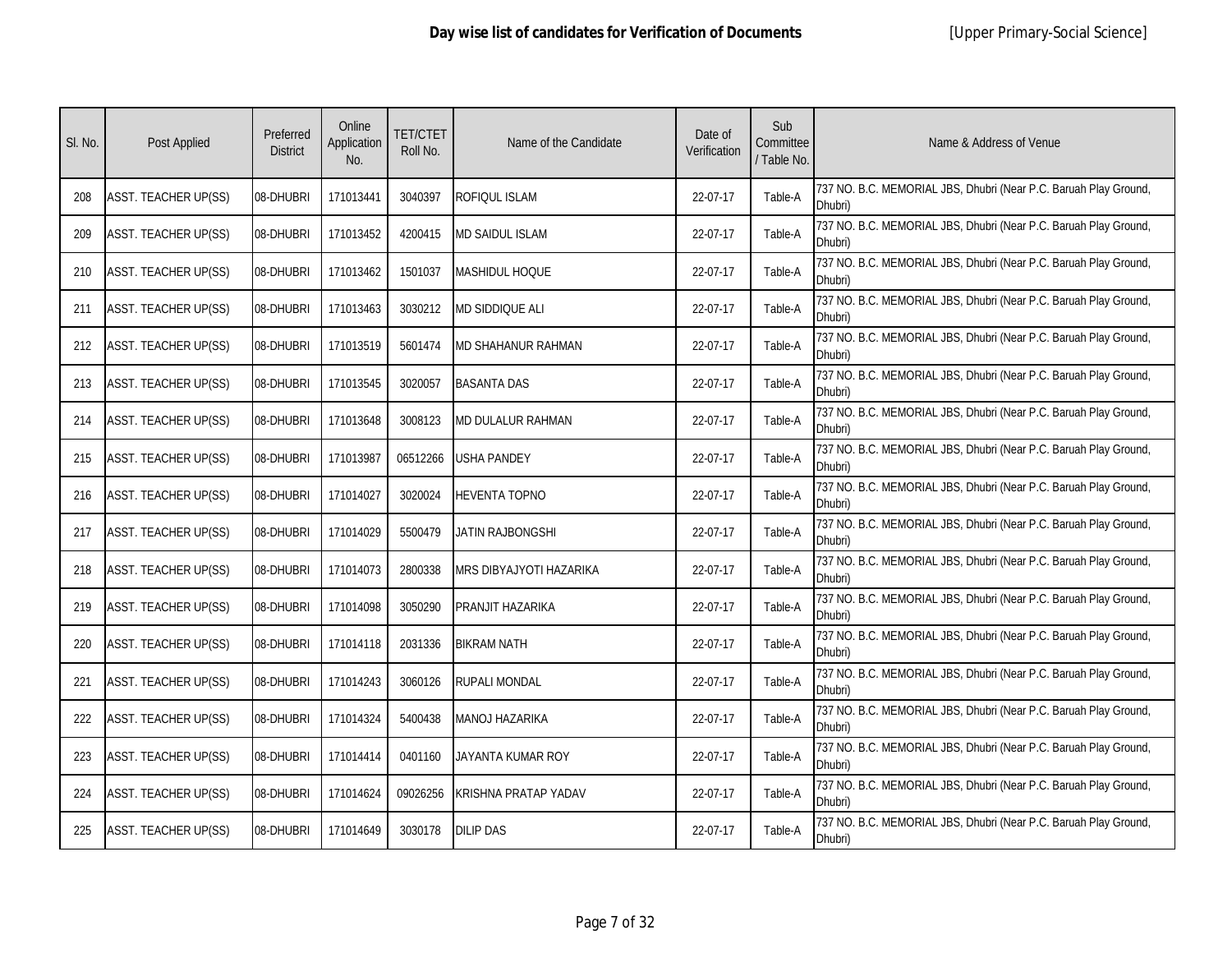| Sl. No. | Post Applied | Preferred District | Online Application No. | TET/CTET Roll No. | Name of the Candidate | Date of Verification | Sub Committee / Table No. | Name & Address of Venue |
|---|---|---|---|---|---|---|---|---|
| 208 | ASST. TEACHER UP(SS) | 08-DHUBRI | 171013441 | 3040397 | ROFIQUL ISLAM | 22-07-17 | Table-A | 737 NO. B.C. MEMORIAL JBS, Dhubri (Near P.C. Baruah Play Ground, Dhubri) |
| 209 | ASST. TEACHER UP(SS) | 08-DHUBRI | 171013452 | 4200415 | MD SAIDUL ISLAM | 22-07-17 | Table-A | 737 NO. B.C. MEMORIAL JBS, Dhubri (Near P.C. Baruah Play Ground, Dhubri) |
| 210 | ASST. TEACHER UP(SS) | 08-DHUBRI | 171013462 | 1501037 | MASHIDUL HOQUE | 22-07-17 | Table-A | 737 NO. B.C. MEMORIAL JBS, Dhubri (Near P.C. Baruah Play Ground, Dhubri) |
| 211 | ASST. TEACHER UP(SS) | 08-DHUBRI | 171013463 | 3030212 | MD SIDDIQUE ALI | 22-07-17 | Table-A | 737 NO. B.C. MEMORIAL JBS, Dhubri (Near P.C. Baruah Play Ground, Dhubri) |
| 212 | ASST. TEACHER UP(SS) | 08-DHUBRI | 171013519 | 5601474 | MD SHAHANUR RAHMAN | 22-07-17 | Table-A | 737 NO. B.C. MEMORIAL JBS, Dhubri (Near P.C. Baruah Play Ground, Dhubri) |
| 213 | ASST. TEACHER UP(SS) | 08-DHUBRI | 171013545 | 3020057 | BASANTA DAS | 22-07-17 | Table-A | 737 NO. B.C. MEMORIAL JBS, Dhubri (Near P.C. Baruah Play Ground, Dhubri) |
| 214 | ASST. TEACHER UP(SS) | 08-DHUBRI | 171013648 | 3008123 | MD DULALUR RAHMAN | 22-07-17 | Table-A | 737 NO. B.C. MEMORIAL JBS, Dhubri (Near P.C. Baruah Play Ground, Dhubri) |
| 215 | ASST. TEACHER UP(SS) | 08-DHUBRI | 171013987 | 06512266 | USHA PANDEY | 22-07-17 | Table-A | 737 NO. B.C. MEMORIAL JBS, Dhubri (Near P.C. Baruah Play Ground, Dhubri) |
| 216 | ASST. TEACHER UP(SS) | 08-DHUBRI | 171014027 | 3020024 | HEVENTA TOPNO | 22-07-17 | Table-A | 737 NO. B.C. MEMORIAL JBS, Dhubri (Near P.C. Baruah Play Ground, Dhubri) |
| 217 | ASST. TEACHER UP(SS) | 08-DHUBRI | 171014029 | 5500479 | JATIN RAJBONGSHI | 22-07-17 | Table-A | 737 NO. B.C. MEMORIAL JBS, Dhubri (Near P.C. Baruah Play Ground, Dhubri) |
| 218 | ASST. TEACHER UP(SS) | 08-DHUBRI | 171014073 | 2800338 | MRS DIBYAJYOTI HAZARIKA | 22-07-17 | Table-A | 737 NO. B.C. MEMORIAL JBS, Dhubri (Near P.C. Baruah Play Ground, Dhubri) |
| 219 | ASST. TEACHER UP(SS) | 08-DHUBRI | 171014098 | 3050290 | PRANJIT HAZARIKA | 22-07-17 | Table-A | 737 NO. B.C. MEMORIAL JBS, Dhubri (Near P.C. Baruah Play Ground, Dhubri) |
| 220 | ASST. TEACHER UP(SS) | 08-DHUBRI | 171014118 | 2031336 | BIKRAM NATH | 22-07-17 | Table-A | 737 NO. B.C. MEMORIAL JBS, Dhubri (Near P.C. Baruah Play Ground, Dhubri) |
| 221 | ASST. TEACHER UP(SS) | 08-DHUBRI | 171014243 | 3060126 | RUPALI MONDAL | 22-07-17 | Table-A | 737 NO. B.C. MEMORIAL JBS, Dhubri (Near P.C. Baruah Play Ground, Dhubri) |
| 222 | ASST. TEACHER UP(SS) | 08-DHUBRI | 171014324 | 5400438 | MANOJ HAZARIKA | 22-07-17 | Table-A | 737 NO. B.C. MEMORIAL JBS, Dhubri (Near P.C. Baruah Play Ground, Dhubri) |
| 223 | ASST. TEACHER UP(SS) | 08-DHUBRI | 171014414 | 0401160 | JAYANTA KUMAR ROY | 22-07-17 | Table-A | 737 NO. B.C. MEMORIAL JBS, Dhubri (Near P.C. Baruah Play Ground, Dhubri) |
| 224 | ASST. TEACHER UP(SS) | 08-DHUBRI | 171014624 | 09026256 | KRISHNA PRATAP YADAV | 22-07-17 | Table-A | 737 NO. B.C. MEMORIAL JBS, Dhubri (Near P.C. Baruah Play Ground, Dhubri) |
| 225 | ASST. TEACHER UP(SS) | 08-DHUBRI | 171014649 | 3030178 | DILIP DAS | 22-07-17 | Table-A | 737 NO. B.C. MEMORIAL JBS, Dhubri (Near P.C. Baruah Play Ground, Dhubri) |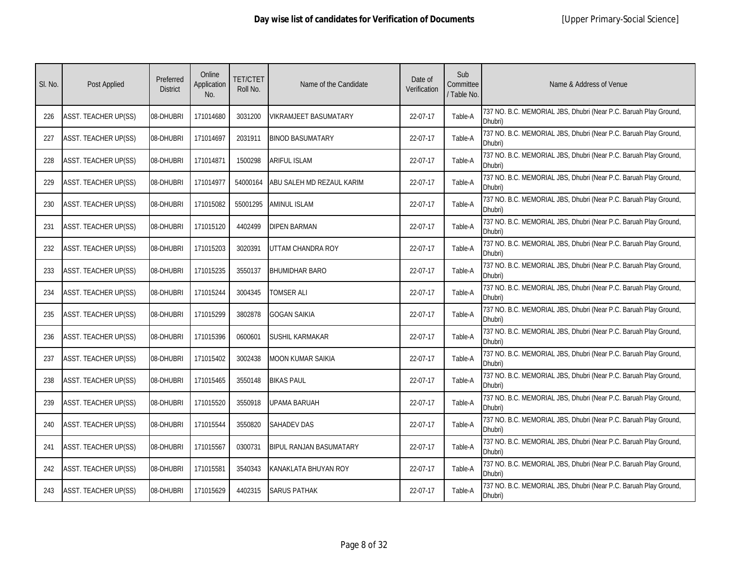## Day wise list of candidates for Verification of Documents

[Upper Primary-Social Science]

| Sl. No. | Post Applied | Preferred District | Online Application No. | TET/CTET Roll No. | Name of the Candidate | Date of Verification | Sub Committee / Table No. | Name & Address of Venue |
|---|---|---|---|---|---|---|---|---|
| 226 | ASST. TEACHER UP(SS) | 08-DHUBRI | 171014680 | 3031200 | VIKRAMJEET BASUMATARY | 22-07-17 | Table-A | 737 NO. B.C. MEMORIAL JBS, Dhubri (Near P.C. Baruah Play Ground, Dhubri) |
| 227 | ASST. TEACHER UP(SS) | 08-DHUBRI | 171014697 | 2031911 | BINOD BASUMATARY | 22-07-17 | Table-A | 737 NO. B.C. MEMORIAL JBS, Dhubri (Near P.C. Baruah Play Ground, Dhubri) |
| 228 | ASST. TEACHER UP(SS) | 08-DHUBRI | 171014871 | 1500298 | ARIFUL ISLAM | 22-07-17 | Table-A | 737 NO. B.C. MEMORIAL JBS, Dhubri (Near P.C. Baruah Play Ground, Dhubri) |
| 229 | ASST. TEACHER UP(SS) | 08-DHUBRI | 171014977 | 54000164 | ABU SALEH MD REZAUL KARIM | 22-07-17 | Table-A | 737 NO. B.C. MEMORIAL JBS, Dhubri (Near P.C. Baruah Play Ground, Dhubri) |
| 230 | ASST. TEACHER UP(SS) | 08-DHUBRI | 171015082 | 55001295 | AMINUL ISLAM | 22-07-17 | Table-A | 737 NO. B.C. MEMORIAL JBS, Dhubri (Near P.C. Baruah Play Ground, Dhubri) |
| 231 | ASST. TEACHER UP(SS) | 08-DHUBRI | 171015120 | 4402499 | DIPEN BARMAN | 22-07-17 | Table-A | 737 NO. B.C. MEMORIAL JBS, Dhubri (Near P.C. Baruah Play Ground, Dhubri) |
| 232 | ASST. TEACHER UP(SS) | 08-DHUBRI | 171015203 | 3020391 | UTTAM CHANDRA ROY | 22-07-17 | Table-A | 737 NO. B.C. MEMORIAL JBS, Dhubri (Near P.C. Baruah Play Ground, Dhubri) |
| 233 | ASST. TEACHER UP(SS) | 08-DHUBRI | 171015235 | 3550137 | BHUMIDHAR BARO | 22-07-17 | Table-A | 737 NO. B.C. MEMORIAL JBS, Dhubri (Near P.C. Baruah Play Ground, Dhubri) |
| 234 | ASST. TEACHER UP(SS) | 08-DHUBRI | 171015244 | 3004345 | TOMSER ALI | 22-07-17 | Table-A | 737 NO. B.C. MEMORIAL JBS, Dhubri (Near P.C. Baruah Play Ground, Dhubri) |
| 235 | ASST. TEACHER UP(SS) | 08-DHUBRI | 171015299 | 3802878 | GOGAN SAIKIA | 22-07-17 | Table-A | 737 NO. B.C. MEMORIAL JBS, Dhubri (Near P.C. Baruah Play Ground, Dhubri) |
| 236 | ASST. TEACHER UP(SS) | 08-DHUBRI | 171015396 | 0600601 | SUSHIL KARMAKAR | 22-07-17 | Table-A | 737 NO. B.C. MEMORIAL JBS, Dhubri (Near P.C. Baruah Play Ground, Dhubri) |
| 237 | ASST. TEACHER UP(SS) | 08-DHUBRI | 171015402 | 3002438 | MOON KUMAR SAIKIA | 22-07-17 | Table-A | 737 NO. B.C. MEMORIAL JBS, Dhubri (Near P.C. Baruah Play Ground, Dhubri) |
| 238 | ASST. TEACHER UP(SS) | 08-DHUBRI | 171015465 | 3550148 | BIKAS PAUL | 22-07-17 | Table-A | 737 NO. B.C. MEMORIAL JBS, Dhubri (Near P.C. Baruah Play Ground, Dhubri) |
| 239 | ASST. TEACHER UP(SS) | 08-DHUBRI | 171015520 | 3550918 | UPAMA BARUAH | 22-07-17 | Table-A | 737 NO. B.C. MEMORIAL JBS, Dhubri (Near P.C. Baruah Play Ground, Dhubri) |
| 240 | ASST. TEACHER UP(SS) | 08-DHUBRI | 171015544 | 3550820 | SAHADEV DAS | 22-07-17 | Table-A | 737 NO. B.C. MEMORIAL JBS, Dhubri (Near P.C. Baruah Play Ground, Dhubri) |
| 241 | ASST. TEACHER UP(SS) | 08-DHUBRI | 171015567 | 0300731 | BIPUL RANJAN BASUMATARY | 22-07-17 | Table-A | 737 NO. B.C. MEMORIAL JBS, Dhubri (Near P.C. Baruah Play Ground, Dhubri) |
| 242 | ASST. TEACHER UP(SS) | 08-DHUBRI | 171015581 | 3540343 | KANAKLATA BHUYAN ROY | 22-07-17 | Table-A | 737 NO. B.C. MEMORIAL JBS, Dhubri (Near P.C. Baruah Play Ground, Dhubri) |
| 243 | ASST. TEACHER UP(SS) | 08-DHUBRI | 171015629 | 4402315 | SARUS PATHAK | 22-07-17 | Table-A | 737 NO. B.C. MEMORIAL JBS, Dhubri (Near P.C. Baruah Play Ground, Dhubri) |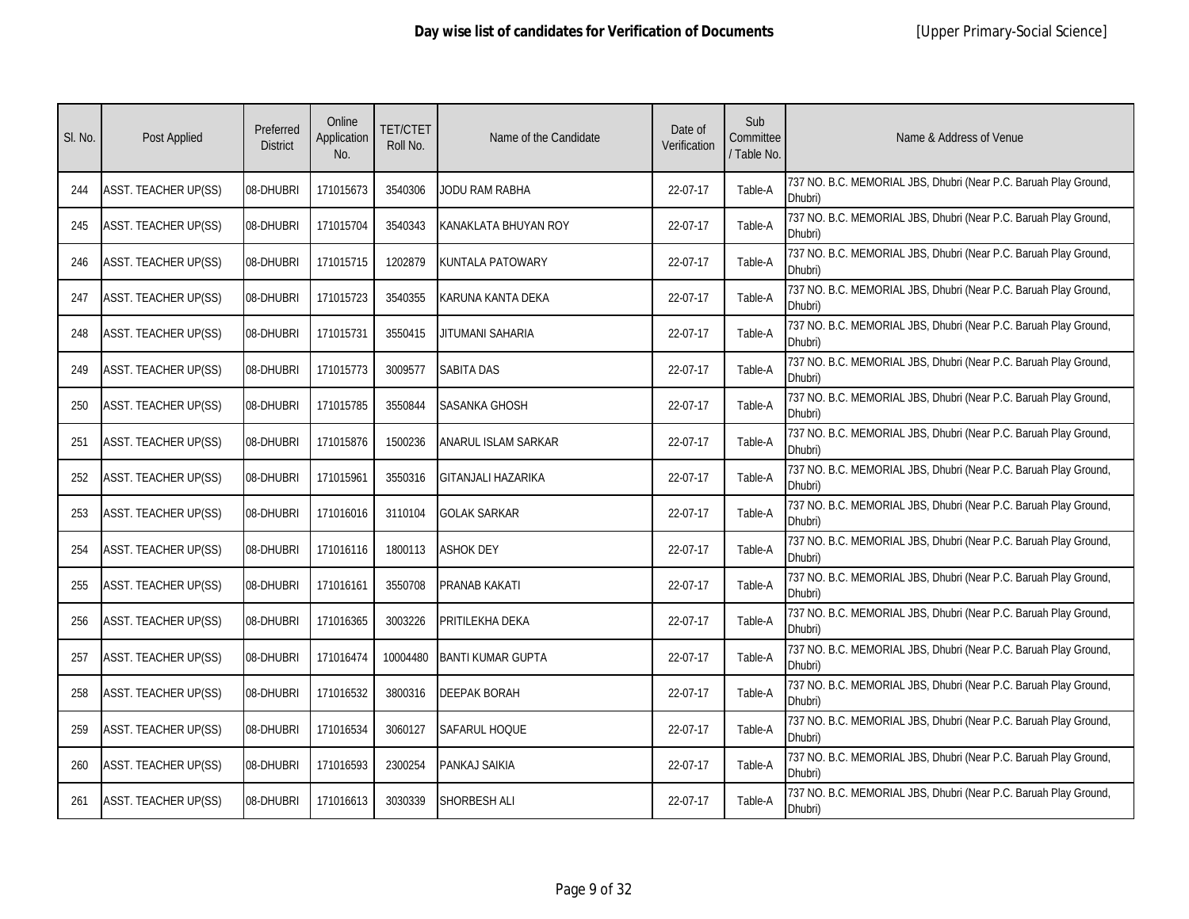**Day wise list of candidates for Verification of Documents** [Upper Primary-Social Science]

| Sl. No. | Post Applied | Preferred District | Online Application No. | TET/CTET Roll No. | Name of the Candidate | Date of Verification | Sub Committee / Table No. | Name & Address of Venue |
|---|---|---|---|---|---|---|---|---|
| 244 | ASST. TEACHER UP(SS) | 08-DHUBRI | 171015673 | 3540306 | JODU RAM RABHA | 22-07-17 | Table-A | 737 NO. B.C. MEMORIAL JBS, Dhubri (Near P.C. Baruah Play Ground, Dhubri) |
| 245 | ASST. TEACHER UP(SS) | 08-DHUBRI | 171015704 | 3540343 | KANAKLATA BHUYAN ROY | 22-07-17 | Table-A | 737 NO. B.C. MEMORIAL JBS, Dhubri (Near P.C. Baruah Play Ground, Dhubri) |
| 246 | ASST. TEACHER UP(SS) | 08-DHUBRI | 171015715 | 1202879 | KUNTALA PATOWARY | 22-07-17 | Table-A | 737 NO. B.C. MEMORIAL JBS, Dhubri (Near P.C. Baruah Play Ground, Dhubri) |
| 247 | ASST. TEACHER UP(SS) | 08-DHUBRI | 171015723 | 3540355 | KARUNA KANTA DEKA | 22-07-17 | Table-A | 737 NO. B.C. MEMORIAL JBS, Dhubri (Near P.C. Baruah Play Ground, Dhubri) |
| 248 | ASST. TEACHER UP(SS) | 08-DHUBRI | 171015731 | 3550415 | JITUMANI SAHARIA | 22-07-17 | Table-A | 737 NO. B.C. MEMORIAL JBS, Dhubri (Near P.C. Baruah Play Ground, Dhubri) |
| 249 | ASST. TEACHER UP(SS) | 08-DHUBRI | 171015773 | 3009577 | SABITA DAS | 22-07-17 | Table-A | 737 NO. B.C. MEMORIAL JBS, Dhubri (Near P.C. Baruah Play Ground, Dhubri) |
| 250 | ASST. TEACHER UP(SS) | 08-DHUBRI | 171015785 | 3550844 | SASANKA GHOSH | 22-07-17 | Table-A | 737 NO. B.C. MEMORIAL JBS, Dhubri (Near P.C. Baruah Play Ground, Dhubri) |
| 251 | ASST. TEACHER UP(SS) | 08-DHUBRI | 171015876 | 1500236 | ANARUL ISLAM SARKAR | 22-07-17 | Table-A | 737 NO. B.C. MEMORIAL JBS, Dhubri (Near P.C. Baruah Play Ground, Dhubri) |
| 252 | ASST. TEACHER UP(SS) | 08-DHUBRI | 171015961 | 3550316 | GITANJALI HAZARIKA | 22-07-17 | Table-A | 737 NO. B.C. MEMORIAL JBS, Dhubri (Near P.C. Baruah Play Ground, Dhubri) |
| 253 | ASST. TEACHER UP(SS) | 08-DHUBRI | 171016016 | 3110104 | GOLAK SARKAR | 22-07-17 | Table-A | 737 NO. B.C. MEMORIAL JBS, Dhubri (Near P.C. Baruah Play Ground, Dhubri) |
| 254 | ASST. TEACHER UP(SS) | 08-DHUBRI | 171016116 | 1800113 | ASHOK DEY | 22-07-17 | Table-A | 737 NO. B.C. MEMORIAL JBS, Dhubri (Near P.C. Baruah Play Ground, Dhubri) |
| 255 | ASST. TEACHER UP(SS) | 08-DHUBRI | 171016161 | 3550708 | PRANAB KAKATI | 22-07-17 | Table-A | 737 NO. B.C. MEMORIAL JBS, Dhubri (Near P.C. Baruah Play Ground, Dhubri) |
| 256 | ASST. TEACHER UP(SS) | 08-DHUBRI | 171016365 | 3003226 | PRITILEKHA DEKA | 22-07-17 | Table-A | 737 NO. B.C. MEMORIAL JBS, Dhubri (Near P.C. Baruah Play Ground, Dhubri) |
| 257 | ASST. TEACHER UP(SS) | 08-DHUBRI | 171016474 | 10004480 | BANTI KUMAR GUPTA | 22-07-17 | Table-A | 737 NO. B.C. MEMORIAL JBS, Dhubri (Near P.C. Baruah Play Ground, Dhubri) |
| 258 | ASST. TEACHER UP(SS) | 08-DHUBRI | 171016532 | 3800316 | DEEPAK BORAH | 22-07-17 | Table-A | 737 NO. B.C. MEMORIAL JBS, Dhubri (Near P.C. Baruah Play Ground, Dhubri) |
| 259 | ASST. TEACHER UP(SS) | 08-DHUBRI | 171016534 | 3060127 | SAFARUL HOQUE | 22-07-17 | Table-A | 737 NO. B.C. MEMORIAL JBS, Dhubri (Near P.C. Baruah Play Ground, Dhubri) |
| 260 | ASST. TEACHER UP(SS) | 08-DHUBRI | 171016593 | 2300254 | PANKAJ SAIKIA | 22-07-17 | Table-A | 737 NO. B.C. MEMORIAL JBS, Dhubri (Near P.C. Baruah Play Ground, Dhubri) |
| 261 | ASST. TEACHER UP(SS) | 08-DHUBRI | 171016613 | 3030339 | SHORBESH ALI | 22-07-17 | Table-A | 737 NO. B.C. MEMORIAL JBS, Dhubri (Near P.C. Baruah Play Ground, Dhubri) |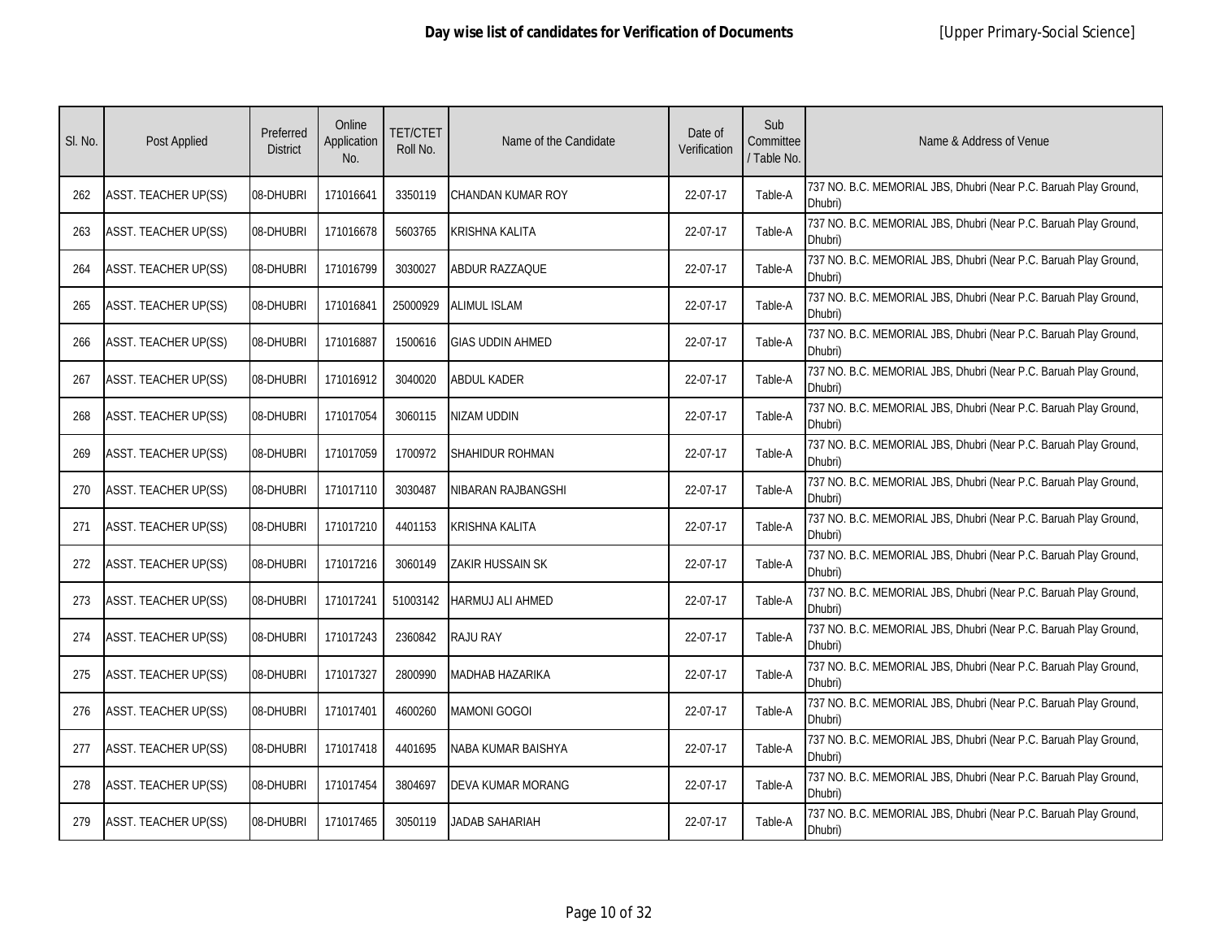# Day wise list of candidates for Verification of Documents

[Upper Primary-Social Science]

| Sl. No. | Post Applied | Preferred District | Online Application No. | TET/CTET Roll No. | Name of the Candidate | Date of Verification | Sub Committee / Table No. | Name & Address of Venue |
|---|---|---|---|---|---|---|---|---|
| 262 | ASST. TEACHER UP(SS) | 08-DHUBRI | 171016641 | 3350119 | CHANDAN KUMAR ROY | 22-07-17 | Table-A | 737 NO. B.C. MEMORIAL JBS, Dhubri (Near P.C. Baruah Play Ground, Dhubri) |
| 263 | ASST. TEACHER UP(SS) | 08-DHUBRI | 171016678 | 5603765 | KRISHNA KALITA | 22-07-17 | Table-A | 737 NO. B.C. MEMORIAL JBS, Dhubri (Near P.C. Baruah Play Ground, Dhubri) |
| 264 | ASST. TEACHER UP(SS) | 08-DHUBRI | 171016799 | 3030027 | ABDUR RAZZAQUE | 22-07-17 | Table-A | 737 NO. B.C. MEMORIAL JBS, Dhubri (Near P.C. Baruah Play Ground, Dhubri) |
| 265 | ASST. TEACHER UP(SS) | 08-DHUBRI | 171016841 | 25000929 | ALIMUL ISLAM | 22-07-17 | Table-A | 737 NO. B.C. MEMORIAL JBS, Dhubri (Near P.C. Baruah Play Ground, Dhubri) |
| 266 | ASST. TEACHER UP(SS) | 08-DHUBRI | 171016887 | 1500616 | GIAS UDDIN AHMED | 22-07-17 | Table-A | 737 NO. B.C. MEMORIAL JBS, Dhubri (Near P.C. Baruah Play Ground, Dhubri) |
| 267 | ASST. TEACHER UP(SS) | 08-DHUBRI | 171016912 | 3040020 | ABDUL KADER | 22-07-17 | Table-A | 737 NO. B.C. MEMORIAL JBS, Dhubri (Near P.C. Baruah Play Ground, Dhubri) |
| 268 | ASST. TEACHER UP(SS) | 08-DHUBRI | 171017054 | 3060115 | NIZAM UDDIN | 22-07-17 | Table-A | 737 NO. B.C. MEMORIAL JBS, Dhubri (Near P.C. Baruah Play Ground, Dhubri) |
| 269 | ASST. TEACHER UP(SS) | 08-DHUBRI | 171017059 | 1700972 | SHAHIDUR ROHMAN | 22-07-17 | Table-A | 737 NO. B.C. MEMORIAL JBS, Dhubri (Near P.C. Baruah Play Ground, Dhubri) |
| 270 | ASST. TEACHER UP(SS) | 08-DHUBRI | 171017110 | 3030487 | NIBARAN RAJBANGSHI | 22-07-17 | Table-A | 737 NO. B.C. MEMORIAL JBS, Dhubri (Near P.C. Baruah Play Ground, Dhubri) |
| 271 | ASST. TEACHER UP(SS) | 08-DHUBRI | 171017210 | 4401153 | KRISHNA KALITA | 22-07-17 | Table-A | 737 NO. B.C. MEMORIAL JBS, Dhubri (Near P.C. Baruah Play Ground, Dhubri) |
| 272 | ASST. TEACHER UP(SS) | 08-DHUBRI | 171017216 | 3060149 | ZAKIR HUSSAIN SK | 22-07-17 | Table-A | 737 NO. B.C. MEMORIAL JBS, Dhubri (Near P.C. Baruah Play Ground, Dhubri) |
| 273 | ASST. TEACHER UP(SS) | 08-DHUBRI | 171017241 | 51003142 | HARMUJ ALI AHMED | 22-07-17 | Table-A | 737 NO. B.C. MEMORIAL JBS, Dhubri (Near P.C. Baruah Play Ground, Dhubri) |
| 274 | ASST. TEACHER UP(SS) | 08-DHUBRI | 171017243 | 2360842 | RAJU RAY | 22-07-17 | Table-A | 737 NO. B.C. MEMORIAL JBS, Dhubri (Near P.C. Baruah Play Ground, Dhubri) |
| 275 | ASST. TEACHER UP(SS) | 08-DHUBRI | 171017327 | 2800990 | MADHAB HAZARIKA | 22-07-17 | Table-A | 737 NO. B.C. MEMORIAL JBS, Dhubri (Near P.C. Baruah Play Ground, Dhubri) |
| 276 | ASST. TEACHER UP(SS) | 08-DHUBRI | 171017401 | 4600260 | MAMONI GOGOI | 22-07-17 | Table-A | 737 NO. B.C. MEMORIAL JBS, Dhubri (Near P.C. Baruah Play Ground, Dhubri) |
| 277 | ASST. TEACHER UP(SS) | 08-DHUBRI | 171017418 | 4401695 | NABA KUMAR BAISHYA | 22-07-17 | Table-A | 737 NO. B.C. MEMORIAL JBS, Dhubri (Near P.C. Baruah Play Ground, Dhubri) |
| 278 | ASST. TEACHER UP(SS) | 08-DHUBRI | 171017454 | 3804697 | DEVA KUMAR MORANG | 22-07-17 | Table-A | 737 NO. B.C. MEMORIAL JBS, Dhubri (Near P.C. Baruah Play Ground, Dhubri) |
| 279 | ASST. TEACHER UP(SS) | 08-DHUBRI | 171017465 | 3050119 | JADAB SAHARIAH | 22-07-17 | Table-A | 737 NO. B.C. MEMORIAL JBS, Dhubri (Near P.C. Baruah Play Ground, Dhubri) |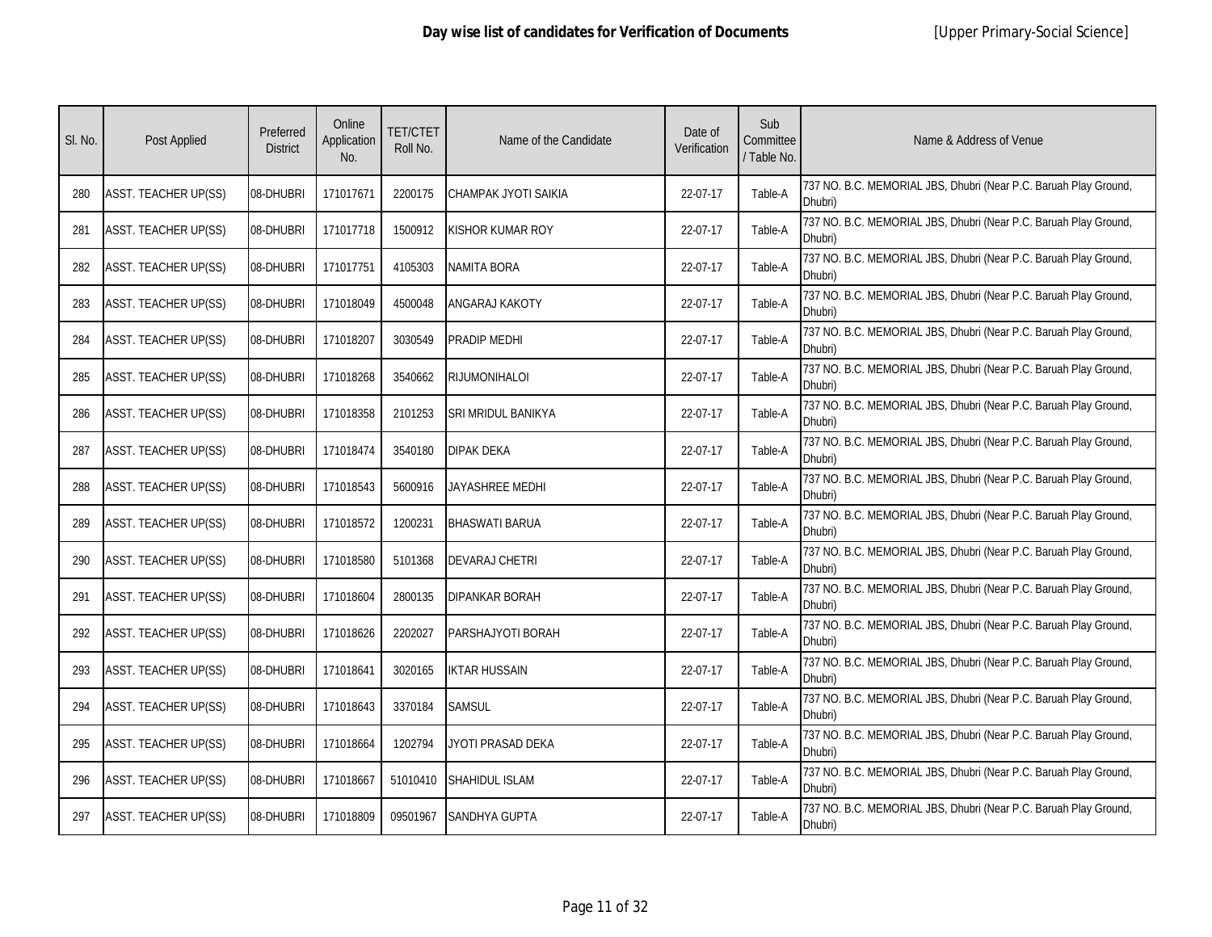**Day wise list of candidates for Verification of Documents** [Upper Primary-Social Science]

| Sl. No. | Post Applied | Preferred District | Online Application No. | TET/CTET Roll No. | Name of the Candidate | Date of Verification | Sub Committee / Table No. | Name & Address of Venue |
|---|---|---|---|---|---|---|---|---|
| 280 | ASST. TEACHER UP(SS) | 08-DHUBRI | 171017671 | 2200175 | CHAMPAK JYOTI SAIKIA | 22-07-17 | Table-A | 737 NO. B.C. MEMORIAL JBS, Dhubri (Near P.C. Baruah Play Ground, Dhubri) |
| 281 | ASST. TEACHER UP(SS) | 08-DHUBRI | 171017718 | 1500912 | KISHOR KUMAR ROY | 22-07-17 | Table-A | 737 NO. B.C. MEMORIAL JBS, Dhubri (Near P.C. Baruah Play Ground, Dhubri) |
| 282 | ASST. TEACHER UP(SS) | 08-DHUBRI | 171017751 | 4105303 | NAMITA BORA | 22-07-17 | Table-A | 737 NO. B.C. MEMORIAL JBS, Dhubri (Near P.C. Baruah Play Ground, Dhubri) |
| 283 | ASST. TEACHER UP(SS) | 08-DHUBRI | 171018049 | 4500048 | ANGARAJ KAKOTY | 22-07-17 | Table-A | 737 NO. B.C. MEMORIAL JBS, Dhubri (Near P.C. Baruah Play Ground, Dhubri) |
| 284 | ASST. TEACHER UP(SS) | 08-DHUBRI | 171018207 | 3030549 | PRADIP MEDHI | 22-07-17 | Table-A | 737 NO. B.C. MEMORIAL JBS, Dhubri (Near P.C. Baruah Play Ground, Dhubri) |
| 285 | ASST. TEACHER UP(SS) | 08-DHUBRI | 171018268 | 3540662 | RIJUMONIHALOI | 22-07-17 | Table-A | 737 NO. B.C. MEMORIAL JBS, Dhubri (Near P.C. Baruah Play Ground, Dhubri) |
| 286 | ASST. TEACHER UP(SS) | 08-DHUBRI | 171018358 | 2101253 | SRI MRIDUL BANIKYA | 22-07-17 | Table-A | 737 NO. B.C. MEMORIAL JBS, Dhubri (Near P.C. Baruah Play Ground, Dhubri) |
| 287 | ASST. TEACHER UP(SS) | 08-DHUBRI | 171018474 | 3540180 | DIPAK DEKA | 22-07-17 | Table-A | 737 NO. B.C. MEMORIAL JBS, Dhubri (Near P.C. Baruah Play Ground, Dhubri) |
| 288 | ASST. TEACHER UP(SS) | 08-DHUBRI | 171018543 | 5600916 | JAYASHREE MEDHI | 22-07-17 | Table-A | 737 NO. B.C. MEMORIAL JBS, Dhubri (Near P.C. Baruah Play Ground, Dhubri) |
| 289 | ASST. TEACHER UP(SS) | 08-DHUBRI | 171018572 | 1200231 | BHASWATI BARUA | 22-07-17 | Table-A | 737 NO. B.C. MEMORIAL JBS, Dhubri (Near P.C. Baruah Play Ground, Dhubri) |
| 290 | ASST. TEACHER UP(SS) | 08-DHUBRI | 171018580 | 5101368 | DEVARAJ CHETRI | 22-07-17 | Table-A | 737 NO. B.C. MEMORIAL JBS, Dhubri (Near P.C. Baruah Play Ground, Dhubri) |
| 291 | ASST. TEACHER UP(SS) | 08-DHUBRI | 171018604 | 2800135 | DIPANKAR BORAH | 22-07-17 | Table-A | 737 NO. B.C. MEMORIAL JBS, Dhubri (Near P.C. Baruah Play Ground, Dhubri) |
| 292 | ASST. TEACHER UP(SS) | 08-DHUBRI | 171018626 | 2202027 | PARSHAJYOTI BORAH | 22-07-17 | Table-A | 737 NO. B.C. MEMORIAL JBS, Dhubri (Near P.C. Baruah Play Ground, Dhubri) |
| 293 | ASST. TEACHER UP(SS) | 08-DHUBRI | 171018641 | 3020165 | IKTAR HUSSAIN | 22-07-17 | Table-A | 737 NO. B.C. MEMORIAL JBS, Dhubri (Near P.C. Baruah Play Ground, Dhubri) |
| 294 | ASST. TEACHER UP(SS) | 08-DHUBRI | 171018643 | 3370184 | SAMSUL | 22-07-17 | Table-A | 737 NO. B.C. MEMORIAL JBS, Dhubri (Near P.C. Baruah Play Ground, Dhubri) |
| 295 | ASST. TEACHER UP(SS) | 08-DHUBRI | 171018664 | 1202794 | JYOTI PRASAD DEKA | 22-07-17 | Table-A | 737 NO. B.C. MEMORIAL JBS, Dhubri (Near P.C. Baruah Play Ground, Dhubri) |
| 296 | ASST. TEACHER UP(SS) | 08-DHUBRI | 171018667 | 51010410 | SHAHIDUL ISLAM | 22-07-17 | Table-A | 737 NO. B.C. MEMORIAL JBS, Dhubri (Near P.C. Baruah Play Ground, Dhubri) |
| 297 | ASST. TEACHER UP(SS) | 08-DHUBRI | 171018809 | 09501967 | SANDHYA GUPTA | 22-07-17 | Table-A | 737 NO. B.C. MEMORIAL JBS, Dhubri (Near P.C. Baruah Play Ground, Dhubri) |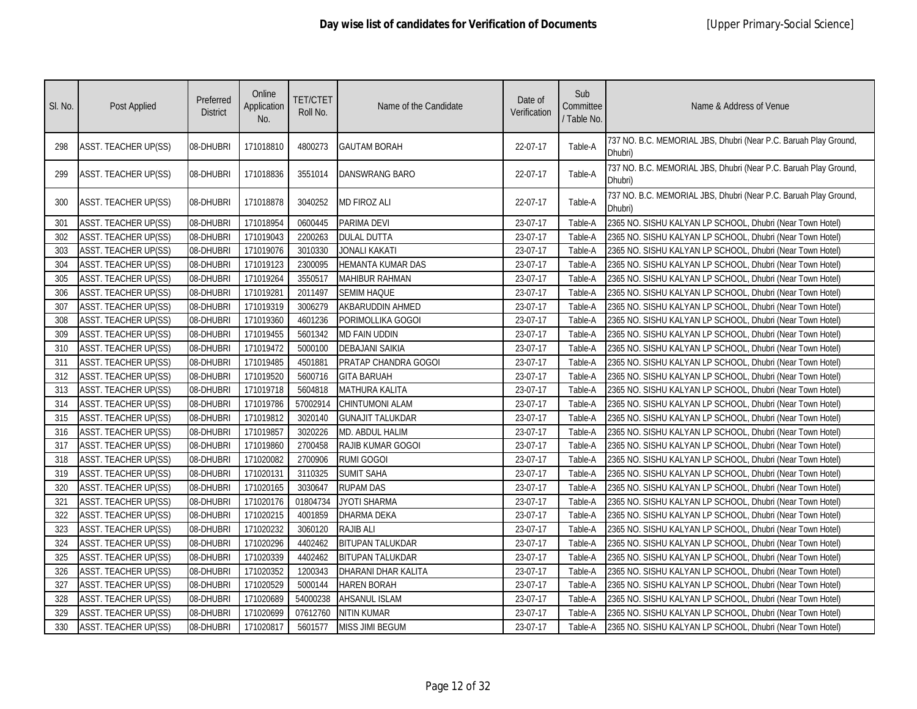# Day wise list of candidates for Verification of Documents

[Upper Primary-Social Science]

| Sl. No. | Post Applied | Preferred District | Online Application No. | TET/CTET Roll No. | Name of the Candidate | Date of Verification | Sub Committee / Table No. | Name & Address of Venue |
|---|---|---|---|---|---|---|---|---|
| 298 | ASST. TEACHER UP(SS) | 08-DHUBRI | 171018810 | 4800273 | GAUTAM BORAH | 22-07-17 | Table-A | 737 NO. B.C. MEMORIAL JBS, Dhubri (Near P.C. Baruah Play Ground, Dhubri) |
| 299 | ASST. TEACHER UP(SS) | 08-DHUBRI | 171018836 | 3551014 | DANSWRANG BARO | 22-07-17 | Table-A | 737 NO. B.C. MEMORIAL JBS, Dhubri (Near P.C. Baruah Play Ground, Dhubri) |
| 300 | ASST. TEACHER UP(SS) | 08-DHUBRI | 171018878 | 3040252 | MD FIROZ ALI | 22-07-17 | Table-A | 737 NO. B.C. MEMORIAL JBS, Dhubri (Near P.C. Baruah Play Ground, Dhubri) |
| 301 | ASST. TEACHER UP(SS) | 08-DHUBRI | 171018954 | 0600445 | PARIMA DEVI | 23-07-17 | Table-A | 2365 NO. SISHU KALYAN LP SCHOOL, Dhubri (Near Town Hotel) |
| 302 | ASST. TEACHER UP(SS) | 08-DHUBRI | 171019043 | 2200263 | DULAL DUTTA | 23-07-17 | Table-A | 2365 NO. SISHU KALYAN LP SCHOOL, Dhubri (Near Town Hotel) |
| 303 | ASST. TEACHER UP(SS) | 08-DHUBRI | 171019076 | 3010330 | JONALI KAKATI | 23-07-17 | Table-A | 2365 NO. SISHU KALYAN LP SCHOOL, Dhubri (Near Town Hotel) |
| 304 | ASST. TEACHER UP(SS) | 08-DHUBRI | 171019123 | 2300095 | HEMANTA KUMAR DAS | 23-07-17 | Table-A | 2365 NO. SISHU KALYAN LP SCHOOL, Dhubri (Near Town Hotel) |
| 305 | ASST. TEACHER UP(SS) | 08-DHUBRI | 171019264 | 3550517 | MAHIBUR RAHMAN | 23-07-17 | Table-A | 2365 NO. SISHU KALYAN LP SCHOOL, Dhubri (Near Town Hotel) |
| 306 | ASST. TEACHER UP(SS) | 08-DHUBRI | 171019281 | 2011497 | SEMIM HAQUE | 23-07-17 | Table-A | 2365 NO. SISHU KALYAN LP SCHOOL, Dhubri (Near Town Hotel) |
| 307 | ASST. TEACHER UP(SS) | 08-DHUBRI | 171019319 | 3006279 | AKBARUDDIN AHMED | 23-07-17 | Table-A | 2365 NO. SISHU KALYAN LP SCHOOL, Dhubri (Near Town Hotel) |
| 308 | ASST. TEACHER UP(SS) | 08-DHUBRI | 171019360 | 4601236 | PORIMOLLIKA GOGOI | 23-07-17 | Table-A | 2365 NO. SISHU KALYAN LP SCHOOL, Dhubri (Near Town Hotel) |
| 309 | ASST. TEACHER UP(SS) | 08-DHUBRI | 171019455 | 5601342 | MD FAIN UDDIN | 23-07-17 | Table-A | 2365 NO. SISHU KALYAN LP SCHOOL, Dhubri (Near Town Hotel) |
| 310 | ASST. TEACHER UP(SS) | 08-DHUBRI | 171019472 | 5000100 | DEBAJANI SAIKIA | 23-07-17 | Table-A | 2365 NO. SISHU KALYAN LP SCHOOL, Dhubri (Near Town Hotel) |
| 311 | ASST. TEACHER UP(SS) | 08-DHUBRI | 171019485 | 4501881 | PRATAP CHANDRA GOGOI | 23-07-17 | Table-A | 2365 NO. SISHU KALYAN LP SCHOOL, Dhubri (Near Town Hotel) |
| 312 | ASST. TEACHER UP(SS) | 08-DHUBRI | 171019520 | 5600716 | GITA BARUAH | 23-07-17 | Table-A | 2365 NO. SISHU KALYAN LP SCHOOL, Dhubri (Near Town Hotel) |
| 313 | ASST. TEACHER UP(SS) | 08-DHUBRI | 171019718 | 5604818 | MATHURA KALITA | 23-07-17 | Table-A | 2365 NO. SISHU KALYAN LP SCHOOL, Dhubri (Near Town Hotel) |
| 314 | ASST. TEACHER UP(SS) | 08-DHUBRI | 171019786 | 57002914 | CHINTUMONI ALAM | 23-07-17 | Table-A | 2365 NO. SISHU KALYAN LP SCHOOL, Dhubri (Near Town Hotel) |
| 315 | ASST. TEACHER UP(SS) | 08-DHUBRI | 171019812 | 3020140 | GUNAJIT TALUKDAR | 23-07-17 | Table-A | 2365 NO. SISHU KALYAN LP SCHOOL, Dhubri (Near Town Hotel) |
| 316 | ASST. TEACHER UP(SS) | 08-DHUBRI | 171019857 | 3020226 | MD. ABDUL HALIM | 23-07-17 | Table-A | 2365 NO. SISHU KALYAN LP SCHOOL, Dhubri (Near Town Hotel) |
| 317 | ASST. TEACHER UP(SS) | 08-DHUBRI | 171019860 | 2700458 | RAJIB KUMAR GOGOI | 23-07-17 | Table-A | 2365 NO. SISHU KALYAN LP SCHOOL, Dhubri (Near Town Hotel) |
| 318 | ASST. TEACHER UP(SS) | 08-DHUBRI | 171020082 | 2700906 | RUMI GOGOI | 23-07-17 | Table-A | 2365 NO. SISHU KALYAN LP SCHOOL, Dhubri (Near Town Hotel) |
| 319 | ASST. TEACHER UP(SS) | 08-DHUBRI | 171020131 | 3110325 | SUMIT SAHA | 23-07-17 | Table-A | 2365 NO. SISHU KALYAN LP SCHOOL, Dhubri (Near Town Hotel) |
| 320 | ASST. TEACHER UP(SS) | 08-DHUBRI | 171020165 | 3030647 | RUPAM DAS | 23-07-17 | Table-A | 2365 NO. SISHU KALYAN LP SCHOOL, Dhubri (Near Town Hotel) |
| 321 | ASST. TEACHER UP(SS) | 08-DHUBRI | 171020176 | 01804734 | JYOTI SHARMA | 23-07-17 | Table-A | 2365 NO. SISHU KALYAN LP SCHOOL, Dhubri (Near Town Hotel) |
| 322 | ASST. TEACHER UP(SS) | 08-DHUBRI | 171020215 | 4001859 | DHARMA DEKA | 23-07-17 | Table-A | 2365 NO. SISHU KALYAN LP SCHOOL, Dhubri (Near Town Hotel) |
| 323 | ASST. TEACHER UP(SS) | 08-DHUBRI | 171020232 | 3060120 | RAJIB ALI | 23-07-17 | Table-A | 2365 NO. SISHU KALYAN LP SCHOOL, Dhubri (Near Town Hotel) |
| 324 | ASST. TEACHER UP(SS) | 08-DHUBRI | 171020296 | 4402462 | BITUPAN TALUKDAR | 23-07-17 | Table-A | 2365 NO. SISHU KALYAN LP SCHOOL, Dhubri (Near Town Hotel) |
| 325 | ASST. TEACHER UP(SS) | 08-DHUBRI | 171020339 | 4402462 | BITUPAN TALUKDAR | 23-07-17 | Table-A | 2365 NO. SISHU KALYAN LP SCHOOL, Dhubri (Near Town Hotel) |
| 326 | ASST. TEACHER UP(SS) | 08-DHUBRI | 171020352 | 1200343 | DHARANI DHAR KALITA | 23-07-17 | Table-A | 2365 NO. SISHU KALYAN LP SCHOOL, Dhubri (Near Town Hotel) |
| 327 | ASST. TEACHER UP(SS) | 08-DHUBRI | 171020529 | 5000144 | HAREN BORAH | 23-07-17 | Table-A | 2365 NO. SISHU KALYAN LP SCHOOL, Dhubri (Near Town Hotel) |
| 328 | ASST. TEACHER UP(SS) | 08-DHUBRI | 171020689 | 54000238 | AHSANUL ISLAM | 23-07-17 | Table-A | 2365 NO. SISHU KALYAN LP SCHOOL, Dhubri (Near Town Hotel) |
| 329 | ASST. TEACHER UP(SS) | 08-DHUBRI | 171020699 | 07612760 | NITIN KUMAR | 23-07-17 | Table-A | 2365 NO. SISHU KALYAN LP SCHOOL, Dhubri (Near Town Hotel) |
| 330 | ASST. TEACHER UP(SS) | 08-DHUBRI | 171020817 | 5601577 | MISS JIMI BEGUM | 23-07-17 | Table-A | 2365 NO. SISHU KALYAN LP SCHOOL, Dhubri (Near Town Hotel) |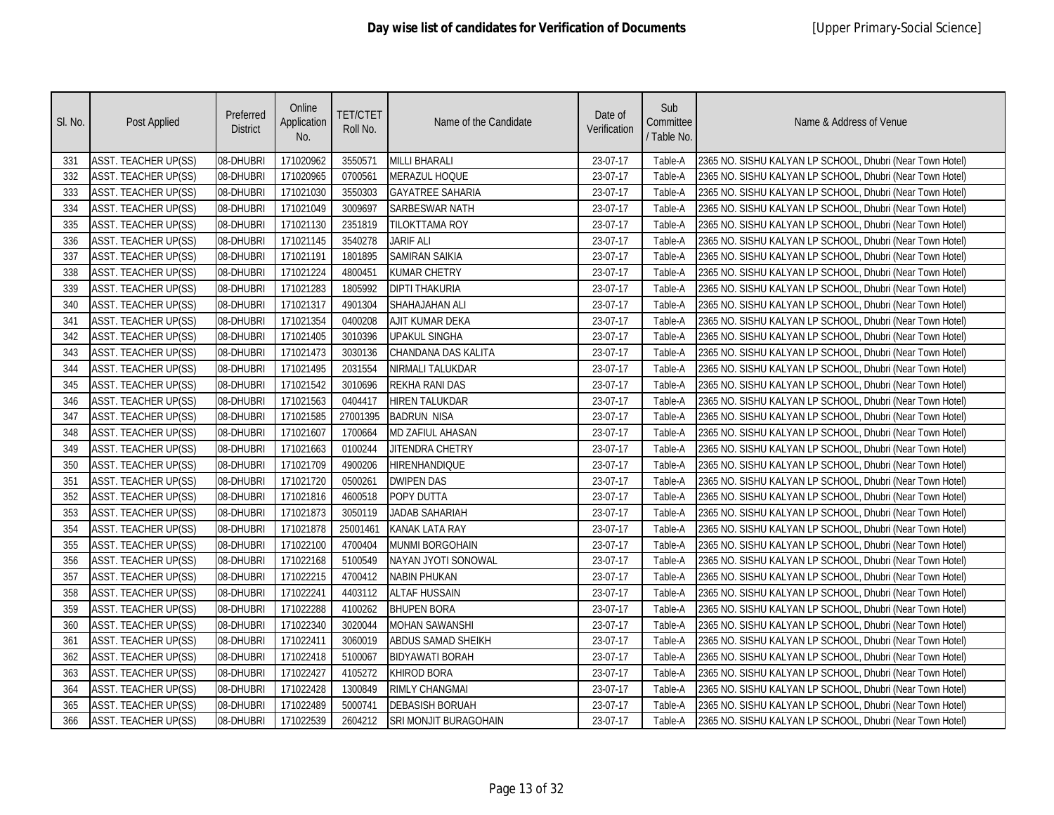# Day wise list of candidates for Verification of Documents

[Upper Primary-Social Science]

| Sl. No. | Post Applied | Preferred District | Online Application No. | TET/CTET Roll No. | Name of the Candidate | Date of Verification | Sub Committee / Table No. | Name & Address of Venue |
|---|---|---|---|---|---|---|---|---|
| 331 | ASST. TEACHER UP(SS) | 08-DHUBRI | 171020962 | 3550571 | MILLI BHARALI | 23-07-17 | Table-A | 2365 NO. SISHU KALYAN LP SCHOOL, Dhubri (Near Town Hotel) |
| 332 | ASST. TEACHER UP(SS) | 08-DHUBRI | 171020965 | 0700561 | MERAZUL HOQUE | 23-07-17 | Table-A | 2365 NO. SISHU KALYAN LP SCHOOL, Dhubri (Near Town Hotel) |
| 333 | ASST. TEACHER UP(SS) | 08-DHUBRI | 171021030 | 3550303 | GAYATREE SAHARIA | 23-07-17 | Table-A | 2365 NO. SISHU KALYAN LP SCHOOL, Dhubri (Near Town Hotel) |
| 334 | ASST. TEACHER UP(SS) | 08-DHUBRI | 171021049 | 3009697 | SARBESWAR NATH | 23-07-17 | Table-A | 2365 NO. SISHU KALYAN LP SCHOOL, Dhubri (Near Town Hotel) |
| 335 | ASST. TEACHER UP(SS) | 08-DHUBRI | 171021130 | 2351819 | TILOKTTAMA ROY | 23-07-17 | Table-A | 2365 NO. SISHU KALYAN LP SCHOOL, Dhubri (Near Town Hotel) |
| 336 | ASST. TEACHER UP(SS) | 08-DHUBRI | 171021145 | 3540278 | JARIF ALI | 23-07-17 | Table-A | 2365 NO. SISHU KALYAN LP SCHOOL, Dhubri (Near Town Hotel) |
| 337 | ASST. TEACHER UP(SS) | 08-DHUBRI | 171021191 | 1801895 | SAMIRAN SAIKIA | 23-07-17 | Table-A | 2365 NO. SISHU KALYAN LP SCHOOL, Dhubri (Near Town Hotel) |
| 338 | ASST. TEACHER UP(SS) | 08-DHUBRI | 171021224 | 4800451 | KUMAR CHETRY | 23-07-17 | Table-A | 2365 NO. SISHU KALYAN LP SCHOOL, Dhubri (Near Town Hotel) |
| 339 | ASST. TEACHER UP(SS) | 08-DHUBRI | 171021283 | 1805992 | DIPTI THAKURIA | 23-07-17 | Table-A | 2365 NO. SISHU KALYAN LP SCHOOL, Dhubri (Near Town Hotel) |
| 340 | ASST. TEACHER UP(SS) | 08-DHUBRI | 171021317 | 4901304 | SHAHAJAHAN ALI | 23-07-17 | Table-A | 2365 NO. SISHU KALYAN LP SCHOOL, Dhubri (Near Town Hotel) |
| 341 | ASST. TEACHER UP(SS) | 08-DHUBRI | 171021354 | 0400208 | AJIT KUMAR DEKA | 23-07-17 | Table-A | 2365 NO. SISHU KALYAN LP SCHOOL, Dhubri (Near Town Hotel) |
| 342 | ASST. TEACHER UP(SS) | 08-DHUBRI | 171021405 | 3010396 | UPAKUL SINGHA | 23-07-17 | Table-A | 2365 NO. SISHU KALYAN LP SCHOOL, Dhubri (Near Town Hotel) |
| 343 | ASST. TEACHER UP(SS) | 08-DHUBRI | 171021473 | 3030136 | CHANDANA DAS KALITA | 23-07-17 | Table-A | 2365 NO. SISHU KALYAN LP SCHOOL, Dhubri (Near Town Hotel) |
| 344 | ASST. TEACHER UP(SS) | 08-DHUBRI | 171021495 | 2031554 | NIRMALI TALUKDAR | 23-07-17 | Table-A | 2365 NO. SISHU KALYAN LP SCHOOL, Dhubri (Near Town Hotel) |
| 345 | ASST. TEACHER UP(SS) | 08-DHUBRI | 171021542 | 3010696 | REKHA RANI DAS | 23-07-17 | Table-A | 2365 NO. SISHU KALYAN LP SCHOOL, Dhubri (Near Town Hotel) |
| 346 | ASST. TEACHER UP(SS) | 08-DHUBRI | 171021563 | 0404417 | HIREN TALUKDAR | 23-07-17 | Table-A | 2365 NO. SISHU KALYAN LP SCHOOL, Dhubri (Near Town Hotel) |
| 347 | ASST. TEACHER UP(SS) | 08-DHUBRI | 171021585 | 27001395 | BADRUN NISA | 23-07-17 | Table-A | 2365 NO. SISHU KALYAN LP SCHOOL, Dhubri (Near Town Hotel) |
| 348 | ASST. TEACHER UP(SS) | 08-DHUBRI | 171021607 | 1700664 | MD ZAFIUL AHASAN | 23-07-17 | Table-A | 2365 NO. SISHU KALYAN LP SCHOOL, Dhubri (Near Town Hotel) |
| 349 | ASST. TEACHER UP(SS) | 08-DHUBRI | 171021663 | 0100244 | JITENDRA CHETRY | 23-07-17 | Table-A | 2365 NO. SISHU KALYAN LP SCHOOL, Dhubri (Near Town Hotel) |
| 350 | ASST. TEACHER UP(SS) | 08-DHUBRI | 171021709 | 4900206 | HIRENHANDIQUE | 23-07-17 | Table-A | 2365 NO. SISHU KALYAN LP SCHOOL, Dhubri (Near Town Hotel) |
| 351 | ASST. TEACHER UP(SS) | 08-DHUBRI | 171021720 | 0500261 | DWIPEN DAS | 23-07-17 | Table-A | 2365 NO. SISHU KALYAN LP SCHOOL, Dhubri (Near Town Hotel) |
| 352 | ASST. TEACHER UP(SS) | 08-DHUBRI | 171021816 | 4600518 | POPY DUTTA | 23-07-17 | Table-A | 2365 NO. SISHU KALYAN LP SCHOOL, Dhubri (Near Town Hotel) |
| 353 | ASST. TEACHER UP(SS) | 08-DHUBRI | 171021873 | 3050119 | JADAB SAHARIAH | 23-07-17 | Table-A | 2365 NO. SISHU KALYAN LP SCHOOL, Dhubri (Near Town Hotel) |
| 354 | ASST. TEACHER UP(SS) | 08-DHUBRI | 171021878 | 25001461 | KANAK LATA RAY | 23-07-17 | Table-A | 2365 NO. SISHU KALYAN LP SCHOOL, Dhubri (Near Town Hotel) |
| 355 | ASST. TEACHER UP(SS) | 08-DHUBRI | 171022100 | 4700404 | MUNMI BORGOHAIN | 23-07-17 | Table-A | 2365 NO. SISHU KALYAN LP SCHOOL, Dhubri (Near Town Hotel) |
| 356 | ASST. TEACHER UP(SS) | 08-DHUBRI | 171022168 | 5100549 | NAYAN JYOTI SONOWAL | 23-07-17 | Table-A | 2365 NO. SISHU KALYAN LP SCHOOL, Dhubri (Near Town Hotel) |
| 357 | ASST. TEACHER UP(SS) | 08-DHUBRI | 171022215 | 4700412 | NABIN PHUKAN | 23-07-17 | Table-A | 2365 NO. SISHU KALYAN LP SCHOOL, Dhubri (Near Town Hotel) |
| 358 | ASST. TEACHER UP(SS) | 08-DHUBRI | 171022241 | 4403112 | ALTAF HUSSAIN | 23-07-17 | Table-A | 2365 NO. SISHU KALYAN LP SCHOOL, Dhubri (Near Town Hotel) |
| 359 | ASST. TEACHER UP(SS) | 08-DHUBRI | 171022288 | 4100262 | BHUPEN BORA | 23-07-17 | Table-A | 2365 NO. SISHU KALYAN LP SCHOOL, Dhubri (Near Town Hotel) |
| 360 | ASST. TEACHER UP(SS) | 08-DHUBRI | 171022340 | 3020044 | MOHAN SAWANSHI | 23-07-17 | Table-A | 2365 NO. SISHU KALYAN LP SCHOOL, Dhubri (Near Town Hotel) |
| 361 | ASST. TEACHER UP(SS) | 08-DHUBRI | 171022411 | 3060019 | ABDUS SAMAD SHEIKH | 23-07-17 | Table-A | 2365 NO. SISHU KALYAN LP SCHOOL, Dhubri (Near Town Hotel) |
| 362 | ASST. TEACHER UP(SS) | 08-DHUBRI | 171022418 | 5100067 | BIDYAWATI BORAH | 23-07-17 | Table-A | 2365 NO. SISHU KALYAN LP SCHOOL, Dhubri (Near Town Hotel) |
| 363 | ASST. TEACHER UP(SS) | 08-DHUBRI | 171022427 | 4105272 | KHIROD BORA | 23-07-17 | Table-A | 2365 NO. SISHU KALYAN LP SCHOOL, Dhubri (Near Town Hotel) |
| 364 | ASST. TEACHER UP(SS) | 08-DHUBRI | 171022428 | 1300849 | RIMLY CHANGMAI | 23-07-17 | Table-A | 2365 NO. SISHU KALYAN LP SCHOOL, Dhubri (Near Town Hotel) |
| 365 | ASST. TEACHER UP(SS) | 08-DHUBRI | 171022489 | 5000741 | DEBASISH BORUAH | 23-07-17 | Table-A | 2365 NO. SISHU KALYAN LP SCHOOL, Dhubri (Near Town Hotel) |
| 366 | ASST. TEACHER UP(SS) | 08-DHUBRI | 171022539 | 2604212 | SRI MONJIT BURAGOHAIN | 23-07-17 | Table-A | 2365 NO. SISHU KALYAN LP SCHOOL, Dhubri (Near Town Hotel) |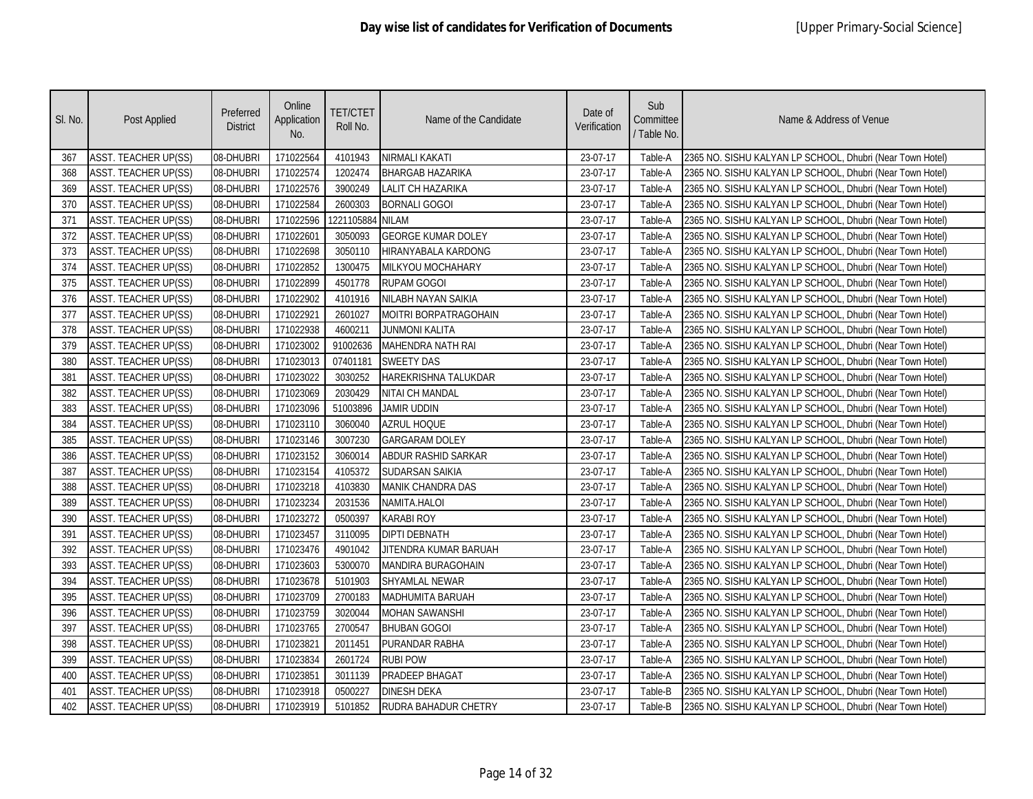# Day wise list of candidates for Verification of Documents

[Upper Primary-Social Science]

| Sl. No. | Post Applied | Preferred District | Online Application No. | TET/CTET Roll No. | Name of the Candidate | Date of Verification | Sub Committee / Table No. | Name & Address of Venue |
|---|---|---|---|---|---|---|---|---|
| 367 | ASST. TEACHER UP(SS) | 08-DHUBRI | 171022564 | 4101943 | NIRMALI KAKATI | 23-07-17 | Table-A | 2365 NO. SISHU KALYAN LP SCHOOL, Dhubri (Near Town Hotel) |
| 368 | ASST. TEACHER UP(SS) | 08-DHUBRI | 171022574 | 1202474 | BHARGAB HAZARIKA | 23-07-17 | Table-A | 2365 NO. SISHU KALYAN LP SCHOOL, Dhubri (Near Town Hotel) |
| 369 | ASST. TEACHER UP(SS) | 08-DHUBRI | 171022576 | 3900249 | LALIT CH HAZARIKA | 23-07-17 | Table-A | 2365 NO. SISHU KALYAN LP SCHOOL, Dhubri (Near Town Hotel) |
| 370 | ASST. TEACHER UP(SS) | 08-DHUBRI | 171022584 | 2600303 | BORNALI GOGOI | 23-07-17 | Table-A | 2365 NO. SISHU KALYAN LP SCHOOL, Dhubri (Near Town Hotel) |
| 371 | ASST. TEACHER UP(SS) | 08-DHUBRI | 171022596 | 1221105884 | NILAM | 23-07-17 | Table-A | 2365 NO. SISHU KALYAN LP SCHOOL, Dhubri (Near Town Hotel) |
| 372 | ASST. TEACHER UP(SS) | 08-DHUBRI | 171022601 | 3050093 | GEORGE KUMAR DOLEY | 23-07-17 | Table-A | 2365 NO. SISHU KALYAN LP SCHOOL, Dhubri (Near Town Hotel) |
| 373 | ASST. TEACHER UP(SS) | 08-DHUBRI | 171022698 | 3050110 | HIRANYABALA KARDONG | 23-07-17 | Table-A | 2365 NO. SISHU KALYAN LP SCHOOL, Dhubri (Near Town Hotel) |
| 374 | ASST. TEACHER UP(SS) | 08-DHUBRI | 171022852 | 1300475 | MILKYOU MOCHAHARY | 23-07-17 | Table-A | 2365 NO. SISHU KALYAN LP SCHOOL, Dhubri (Near Town Hotel) |
| 375 | ASST. TEACHER UP(SS) | 08-DHUBRI | 171022899 | 4501778 | RUPAM GOGOI | 23-07-17 | Table-A | 2365 NO. SISHU KALYAN LP SCHOOL, Dhubri (Near Town Hotel) |
| 376 | ASST. TEACHER UP(SS) | 08-DHUBRI | 171022902 | 4101916 | NILABH NAYAN SAIKIA | 23-07-17 | Table-A | 2365 NO. SISHU KALYAN LP SCHOOL, Dhubri (Near Town Hotel) |
| 377 | ASST. TEACHER UP(SS) | 08-DHUBRI | 171022921 | 2601027 | MOITRI BORPATRAGOHAIN | 23-07-17 | Table-A | 2365 NO. SISHU KALYAN LP SCHOOL, Dhubri (Near Town Hotel) |
| 378 | ASST. TEACHER UP(SS) | 08-DHUBRI | 171022938 | 4600211 | JUNMONI KALITA | 23-07-17 | Table-A | 2365 NO. SISHU KALYAN LP SCHOOL, Dhubri (Near Town Hotel) |
| 379 | ASST. TEACHER UP(SS) | 08-DHUBRI | 171023002 | 91002636 | MAHENDRA NATH RAI | 23-07-17 | Table-A | 2365 NO. SISHU KALYAN LP SCHOOL, Dhubri (Near Town Hotel) |
| 380 | ASST. TEACHER UP(SS) | 08-DHUBRI | 171023013 | 07401181 | SWEETY DAS | 23-07-17 | Table-A | 2365 NO. SISHU KALYAN LP SCHOOL, Dhubri (Near Town Hotel) |
| 381 | ASST. TEACHER UP(SS) | 08-DHUBRI | 171023022 | 3030252 | HAREKRISHNA TALUKDAR | 23-07-17 | Table-A | 2365 NO. SISHU KALYAN LP SCHOOL, Dhubri (Near Town Hotel) |
| 382 | ASST. TEACHER UP(SS) | 08-DHUBRI | 171023069 | 2030429 | NITAI CH MANDAL | 23-07-17 | Table-A | 2365 NO. SISHU KALYAN LP SCHOOL, Dhubri (Near Town Hotel) |
| 383 | ASST. TEACHER UP(SS) | 08-DHUBRI | 171023096 | 51003896 | JAMIR UDDIN | 23-07-17 | Table-A | 2365 NO. SISHU KALYAN LP SCHOOL, Dhubri (Near Town Hotel) |
| 384 | ASST. TEACHER UP(SS) | 08-DHUBRI | 171023110 | 3060040 | AZRUL HOQUE | 23-07-17 | Table-A | 2365 NO. SISHU KALYAN LP SCHOOL, Dhubri (Near Town Hotel) |
| 385 | ASST. TEACHER UP(SS) | 08-DHUBRI | 171023146 | 3007230 | GARGARAM DOLEY | 23-07-17 | Table-A | 2365 NO. SISHU KALYAN LP SCHOOL, Dhubri (Near Town Hotel) |
| 386 | ASST. TEACHER UP(SS) | 08-DHUBRI | 171023152 | 3060014 | ABDUR RASHID SARKAR | 23-07-17 | Table-A | 2365 NO. SISHU KALYAN LP SCHOOL, Dhubri (Near Town Hotel) |
| 387 | ASST. TEACHER UP(SS) | 08-DHUBRI | 171023154 | 4105372 | SUDARSAN SAIKIA | 23-07-17 | Table-A | 2365 NO. SISHU KALYAN LP SCHOOL, Dhubri (Near Town Hotel) |
| 388 | ASST. TEACHER UP(SS) | 08-DHUBRI | 171023218 | 4103830 | MANIK CHANDRA DAS | 23-07-17 | Table-A | 2365 NO. SISHU KALYAN LP SCHOOL, Dhubri (Near Town Hotel) |
| 389 | ASST. TEACHER UP(SS) | 08-DHUBRI | 171023234 | 2031536 | NAMITA.HALOI | 23-07-17 | Table-A | 2365 NO. SISHU KALYAN LP SCHOOL, Dhubri (Near Town Hotel) |
| 390 | ASST. TEACHER UP(SS) | 08-DHUBRI | 171023272 | 0500397 | KARABI ROY | 23-07-17 | Table-A | 2365 NO. SISHU KALYAN LP SCHOOL, Dhubri (Near Town Hotel) |
| 391 | ASST. TEACHER UP(SS) | 08-DHUBRI | 171023457 | 3110095 | DIPTI DEBNATH | 23-07-17 | Table-A | 2365 NO. SISHU KALYAN LP SCHOOL, Dhubri (Near Town Hotel) |
| 392 | ASST. TEACHER UP(SS) | 08-DHUBRI | 171023476 | 4901042 | JITENDRA KUMAR BARUAH | 23-07-17 | Table-A | 2365 NO. SISHU KALYAN LP SCHOOL, Dhubri (Near Town Hotel) |
| 393 | ASST. TEACHER UP(SS) | 08-DHUBRI | 171023603 | 5300070 | MANDIRA BURAGOHAIN | 23-07-17 | Table-A | 2365 NO. SISHU KALYAN LP SCHOOL, Dhubri (Near Town Hotel) |
| 394 | ASST. TEACHER UP(SS) | 08-DHUBRI | 171023678 | 5101903 | SHYAMLAL NEWAR | 23-07-17 | Table-A | 2365 NO. SISHU KALYAN LP SCHOOL, Dhubri (Near Town Hotel) |
| 395 | ASST. TEACHER UP(SS) | 08-DHUBRI | 171023709 | 2700183 | MADHUMITA BARUAH | 23-07-17 | Table-A | 2365 NO. SISHU KALYAN LP SCHOOL, Dhubri (Near Town Hotel) |
| 396 | ASST. TEACHER UP(SS) | 08-DHUBRI | 171023759 | 3020044 | MOHAN SAWANSHI | 23-07-17 | Table-A | 2365 NO. SISHU KALYAN LP SCHOOL, Dhubri (Near Town Hotel) |
| 397 | ASST. TEACHER UP(SS) | 08-DHUBRI | 171023765 | 2700547 | BHUBAN GOGOI | 23-07-17 | Table-A | 2365 NO. SISHU KALYAN LP SCHOOL, Dhubri (Near Town Hotel) |
| 398 | ASST. TEACHER UP(SS) | 08-DHUBRI | 171023821 | 2011451 | PURANDAR RABHA | 23-07-17 | Table-A | 2365 NO. SISHU KALYAN LP SCHOOL, Dhubri (Near Town Hotel) |
| 399 | ASST. TEACHER UP(SS) | 08-DHUBRI | 171023834 | 2601724 | RUBI POW | 23-07-17 | Table-A | 2365 NO. SISHU KALYAN LP SCHOOL, Dhubri (Near Town Hotel) |
| 400 | ASST. TEACHER UP(SS) | 08-DHUBRI | 171023851 | 3011139 | PRADEEP BHAGAT | 23-07-17 | Table-A | 2365 NO. SISHU KALYAN LP SCHOOL, Dhubri (Near Town Hotel) |
| 401 | ASST. TEACHER UP(SS) | 08-DHUBRI | 171023918 | 0500227 | DINESH DEKA | 23-07-17 | Table-B | 2365 NO. SISHU KALYAN LP SCHOOL, Dhubri (Near Town Hotel) |
| 402 | ASST. TEACHER UP(SS) | 08-DHUBRI | 171023919 | 5101852 | RUDRA BAHADUR CHETRY | 23-07-17 | Table-B | 2365 NO. SISHU KALYAN LP SCHOOL, Dhubri (Near Town Hotel) |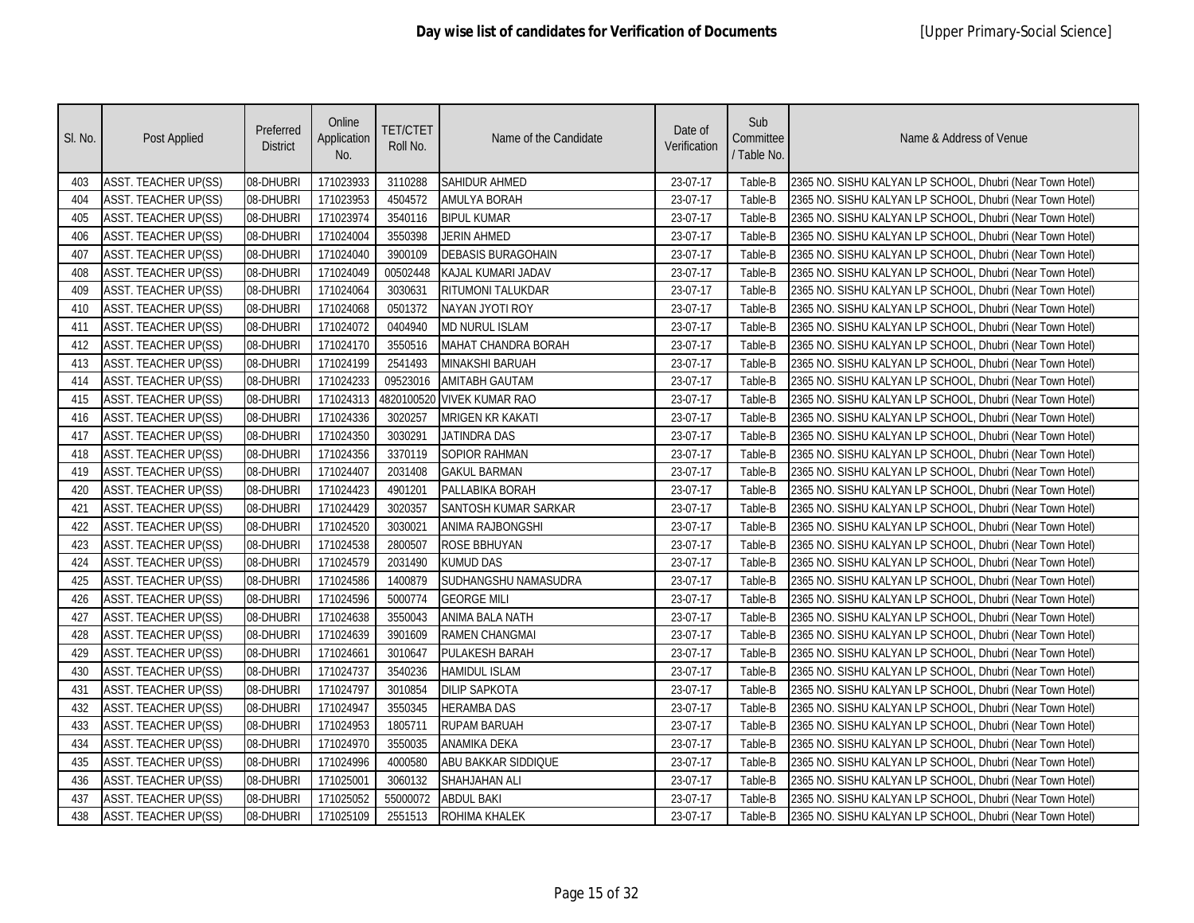| Sl. No. | Post Applied | Preferred District | Online Application No. | TET/CTET Roll No. | Name of the Candidate | Date of Verification | Sub Committee / Table No. | Name & Address of Venue |
|---|---|---|---|---|---|---|---|---|
| 403 | ASST. TEACHER UP(SS) | 08-DHUBRI | 171023933 | 3110288 | SAHIDUR AHMED | 23-07-17 | Table-B | 2365 NO. SISHU KALYAN LP SCHOOL, Dhubri (Near Town Hotel) |
| 404 | ASST. TEACHER UP(SS) | 08-DHUBRI | 171023953 | 4504572 | AMULYA BORAH | 23-07-17 | Table-B | 2365 NO. SISHU KALYAN LP SCHOOL, Dhubri (Near Town Hotel) |
| 405 | ASST. TEACHER UP(SS) | 08-DHUBRI | 171023974 | 3540116 | BIPUL KUMAR | 23-07-17 | Table-B | 2365 NO. SISHU KALYAN LP SCHOOL, Dhubri (Near Town Hotel) |
| 406 | ASST. TEACHER UP(SS) | 08-DHUBRI | 171024004 | 3550398 | JERIN AHMED | 23-07-17 | Table-B | 2365 NO. SISHU KALYAN LP SCHOOL, Dhubri (Near Town Hotel) |
| 407 | ASST. TEACHER UP(SS) | 08-DHUBRI | 171024040 | 3900109 | DEBASIS BURAGOHAIN | 23-07-17 | Table-B | 2365 NO. SISHU KALYAN LP SCHOOL, Dhubri (Near Town Hotel) |
| 408 | ASST. TEACHER UP(SS) | 08-DHUBRI | 171024049 | 00502448 | KAJAL KUMARI JADAV | 23-07-17 | Table-B | 2365 NO. SISHU KALYAN LP SCHOOL, Dhubri (Near Town Hotel) |
| 409 | ASST. TEACHER UP(SS) | 08-DHUBRI | 171024064 | 3030631 | RITUMONI TALUKDAR | 23-07-17 | Table-B | 2365 NO. SISHU KALYAN LP SCHOOL, Dhubri (Near Town Hotel) |
| 410 | ASST. TEACHER UP(SS) | 08-DHUBRI | 171024068 | 0501372 | NAYAN JYOTI ROY | 23-07-17 | Table-B | 2365 NO. SISHU KALYAN LP SCHOOL, Dhubri (Near Town Hotel) |
| 411 | ASST. TEACHER UP(SS) | 08-DHUBRI | 171024072 | 0404940 | MD NURUL ISLAM | 23-07-17 | Table-B | 2365 NO. SISHU KALYAN LP SCHOOL, Dhubri (Near Town Hotel) |
| 412 | ASST. TEACHER UP(SS) | 08-DHUBRI | 171024170 | 3550516 | MAHAT CHANDRA BORAH | 23-07-17 | Table-B | 2365 NO. SISHU KALYAN LP SCHOOL, Dhubri (Near Town Hotel) |
| 413 | ASST. TEACHER UP(SS) | 08-DHUBRI | 171024199 | 2541493 | MINAKSHI BARUAH | 23-07-17 | Table-B | 2365 NO. SISHU KALYAN LP SCHOOL, Dhubri (Near Town Hotel) |
| 414 | ASST. TEACHER UP(SS) | 08-DHUBRI | 171024233 | 09523016 | AMITABH GAUTAM | 23-07-17 | Table-B | 2365 NO. SISHU KALYAN LP SCHOOL, Dhubri (Near Town Hotel) |
| 415 | ASST. TEACHER UP(SS) | 08-DHUBRI | 171024313 | 4820100520 | VIVEK KUMAR RAO | 23-07-17 | Table-B | 2365 NO. SISHU KALYAN LP SCHOOL, Dhubri (Near Town Hotel) |
| 416 | ASST. TEACHER UP(SS) | 08-DHUBRI | 171024336 | 3020257 | MRIGEN KR KAKATI | 23-07-17 | Table-B | 2365 NO. SISHU KALYAN LP SCHOOL, Dhubri (Near Town Hotel) |
| 417 | ASST. TEACHER UP(SS) | 08-DHUBRI | 171024350 | 3030291 | JATINDRA DAS | 23-07-17 | Table-B | 2365 NO. SISHU KALYAN LP SCHOOL, Dhubri (Near Town Hotel) |
| 418 | ASST. TEACHER UP(SS) | 08-DHUBRI | 171024356 | 3370119 | SOPIOR RAHMAN | 23-07-17 | Table-B | 2365 NO. SISHU KALYAN LP SCHOOL, Dhubri (Near Town Hotel) |
| 419 | ASST. TEACHER UP(SS) | 08-DHUBRI | 171024407 | 2031408 | GAKUL BARMAN | 23-07-17 | Table-B | 2365 NO. SISHU KALYAN LP SCHOOL, Dhubri (Near Town Hotel) |
| 420 | ASST. TEACHER UP(SS) | 08-DHUBRI | 171024423 | 4901201 | PALLABIKA BORAH | 23-07-17 | Table-B | 2365 NO. SISHU KALYAN LP SCHOOL, Dhubri (Near Town Hotel) |
| 421 | ASST. TEACHER UP(SS) | 08-DHUBRI | 171024429 | 3020357 | SANTOSH KUMAR SARKAR | 23-07-17 | Table-B | 2365 NO. SISHU KALYAN LP SCHOOL, Dhubri (Near Town Hotel) |
| 422 | ASST. TEACHER UP(SS) | 08-DHUBRI | 171024520 | 3030021 | ANIMA RAJBONGSHI | 23-07-17 | Table-B | 2365 NO. SISHU KALYAN LP SCHOOL, Dhubri (Near Town Hotel) |
| 423 | ASST. TEACHER UP(SS) | 08-DHUBRI | 171024538 | 2800507 | ROSE BBHUYAN | 23-07-17 | Table-B | 2365 NO. SISHU KALYAN LP SCHOOL, Dhubri (Near Town Hotel) |
| 424 | ASST. TEACHER UP(SS) | 08-DHUBRI | 171024579 | 2031490 | KUMUD DAS | 23-07-17 | Table-B | 2365 NO. SISHU KALYAN LP SCHOOL, Dhubri (Near Town Hotel) |
| 425 | ASST. TEACHER UP(SS) | 08-DHUBRI | 171024586 | 1400879 | SUDHANGSHU NAMASUDRA | 23-07-17 | Table-B | 2365 NO. SISHU KALYAN LP SCHOOL, Dhubri (Near Town Hotel) |
| 426 | ASST. TEACHER UP(SS) | 08-DHUBRI | 171024596 | 5000774 | GEORGE MILI | 23-07-17 | Table-B | 2365 NO. SISHU KALYAN LP SCHOOL, Dhubri (Near Town Hotel) |
| 427 | ASST. TEACHER UP(SS) | 08-DHUBRI | 171024638 | 3550043 | ANIMA BALA NATH | 23-07-17 | Table-B | 2365 NO. SISHU KALYAN LP SCHOOL, Dhubri (Near Town Hotel) |
| 428 | ASST. TEACHER UP(SS) | 08-DHUBRI | 171024639 | 3901609 | RAMEN CHANGMAI | 23-07-17 | Table-B | 2365 NO. SISHU KALYAN LP SCHOOL, Dhubri (Near Town Hotel) |
| 429 | ASST. TEACHER UP(SS) | 08-DHUBRI | 171024661 | 3010647 | PULAKESH BARAH | 23-07-17 | Table-B | 2365 NO. SISHU KALYAN LP SCHOOL, Dhubri (Near Town Hotel) |
| 430 | ASST. TEACHER UP(SS) | 08-DHUBRI | 171024737 | 3540236 | HAMIDUL ISLAM | 23-07-17 | Table-B | 2365 NO. SISHU KALYAN LP SCHOOL, Dhubri (Near Town Hotel) |
| 431 | ASST. TEACHER UP(SS) | 08-DHUBRI | 171024797 | 3010854 | DILIP SAPKOTA | 23-07-17 | Table-B | 2365 NO. SISHU KALYAN LP SCHOOL, Dhubri (Near Town Hotel) |
| 432 | ASST. TEACHER UP(SS) | 08-DHUBRI | 171024947 | 3550345 | HERAMBA DAS | 23-07-17 | Table-B | 2365 NO. SISHU KALYAN LP SCHOOL, Dhubri (Near Town Hotel) |
| 433 | ASST. TEACHER UP(SS) | 08-DHUBRI | 171024953 | 1805711 | RUPAM BARUAH | 23-07-17 | Table-B | 2365 NO. SISHU KALYAN LP SCHOOL, Dhubri (Near Town Hotel) |
| 434 | ASST. TEACHER UP(SS) | 08-DHUBRI | 171024970 | 3550035 | ANAMIKA DEKA | 23-07-17 | Table-B | 2365 NO. SISHU KALYAN LP SCHOOL, Dhubri (Near Town Hotel) |
| 435 | ASST. TEACHER UP(SS) | 08-DHUBRI | 171024996 | 4000580 | ABU BAKKAR SIDDIQUE | 23-07-17 | Table-B | 2365 NO. SISHU KALYAN LP SCHOOL, Dhubri (Near Town Hotel) |
| 436 | ASST. TEACHER UP(SS) | 08-DHUBRI | 171025001 | 3060132 | SHAHJAHAN ALI | 23-07-17 | Table-B | 2365 NO. SISHU KALYAN LP SCHOOL, Dhubri (Near Town Hotel) |
| 437 | ASST. TEACHER UP(SS) | 08-DHUBRI | 171025052 | 55000072 | ABDUL BAKI | 23-07-17 | Table-B | 2365 NO. SISHU KALYAN LP SCHOOL, Dhubri (Near Town Hotel) |
| 438 | ASST. TEACHER UP(SS) | 08-DHUBRI | 171025109 | 2551513 | ROHIMA KHALEK | 23-07-17 | Table-B | 2365 NO. SISHU KALYAN LP SCHOOL, Dhubri (Near Town Hotel) |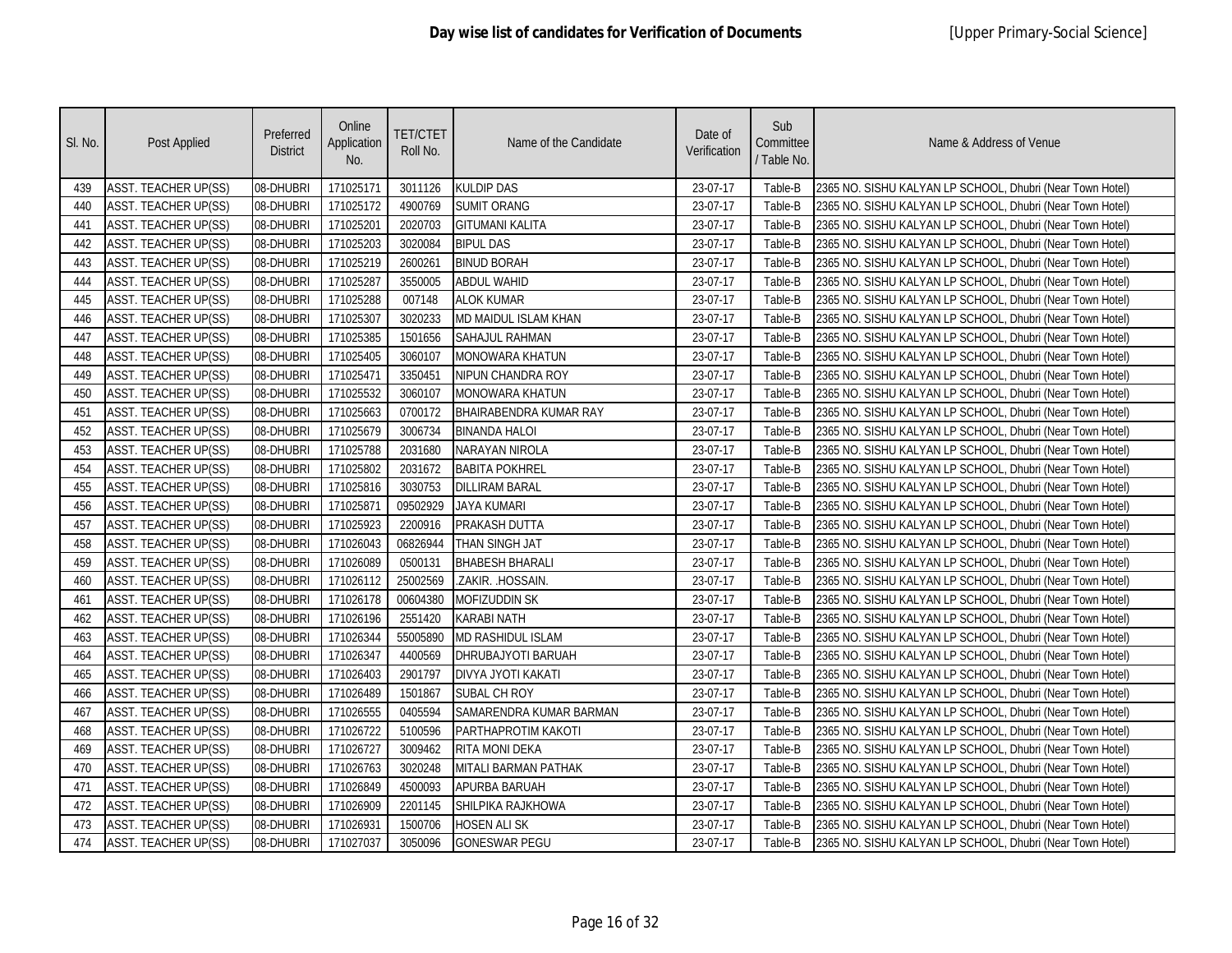# Day wise list of candidates for Verification of Documents

[Upper Primary-Social Science]

| Sl. No. | Post Applied | Preferred District | Online Application No. | TET/CTET Roll No. | Name of the Candidate | Date of Verification | Sub Committee / Table No. | Name & Address of Venue |
|---|---|---|---|---|---|---|---|---|
| 439 | ASST. TEACHER UP(SS) | 08-DHUBRI | 171025171 | 3011126 | KULDIP DAS | 23-07-17 | Table-B | 2365 NO. SISHU KALYAN LP SCHOOL, Dhubri (Near Town Hotel) |
| 440 | ASST. TEACHER UP(SS) | 08-DHUBRI | 171025172 | 4900769 | SUMIT ORANG | 23-07-17 | Table-B | 2365 NO. SISHU KALYAN LP SCHOOL, Dhubri (Near Town Hotel) |
| 441 | ASST. TEACHER UP(SS) | 08-DHUBRI | 171025201 | 2020703 | GITUMANI KALITA | 23-07-17 | Table-B | 2365 NO. SISHU KALYAN LP SCHOOL, Dhubri (Near Town Hotel) |
| 442 | ASST. TEACHER UP(SS) | 08-DHUBRI | 171025203 | 3020084 | BIPUL DAS | 23-07-17 | Table-B | 2365 NO. SISHU KALYAN LP SCHOOL, Dhubri (Near Town Hotel) |
| 443 | ASST. TEACHER UP(SS) | 08-DHUBRI | 171025219 | 2600261 | BINUD BORAH | 23-07-17 | Table-B | 2365 NO. SISHU KALYAN LP SCHOOL, Dhubri (Near Town Hotel) |
| 444 | ASST. TEACHER UP(SS) | 08-DHUBRI | 171025287 | 3550005 | ABDUL WAHID | 23-07-17 | Table-B | 2365 NO. SISHU KALYAN LP SCHOOL, Dhubri (Near Town Hotel) |
| 445 | ASST. TEACHER UP(SS) | 08-DHUBRI | 171025288 | 007148 | ALOK KUMAR | 23-07-17 | Table-B | 2365 NO. SISHU KALYAN LP SCHOOL, Dhubri (Near Town Hotel) |
| 446 | ASST. TEACHER UP(SS) | 08-DHUBRI | 171025307 | 3020233 | MD MAIDUL ISLAM KHAN | 23-07-17 | Table-B | 2365 NO. SISHU KALYAN LP SCHOOL, Dhubri (Near Town Hotel) |
| 447 | ASST. TEACHER UP(SS) | 08-DHUBRI | 171025385 | 1501656 | SAHAJUL RAHMAN | 23-07-17 | Table-B | 2365 NO. SISHU KALYAN LP SCHOOL, Dhubri (Near Town Hotel) |
| 448 | ASST. TEACHER UP(SS) | 08-DHUBRI | 171025405 | 3060107 | MONOWARA KHATUN | 23-07-17 | Table-B | 2365 NO. SISHU KALYAN LP SCHOOL, Dhubri (Near Town Hotel) |
| 449 | ASST. TEACHER UP(SS) | 08-DHUBRI | 171025471 | 3350451 | NIPUN CHANDRA ROY | 23-07-17 | Table-B | 2365 NO. SISHU KALYAN LP SCHOOL, Dhubri (Near Town Hotel) |
| 450 | ASST. TEACHER UP(SS) | 08-DHUBRI | 171025532 | 3060107 | MONOWARA KHATUN | 23-07-17 | Table-B | 2365 NO. SISHU KALYAN LP SCHOOL, Dhubri (Near Town Hotel) |
| 451 | ASST. TEACHER UP(SS) | 08-DHUBRI | 171025663 | 0700172 | BHAIRABENDRA KUMAR RAY | 23-07-17 | Table-B | 2365 NO. SISHU KALYAN LP SCHOOL, Dhubri (Near Town Hotel) |
| 452 | ASST. TEACHER UP(SS) | 08-DHUBRI | 171025679 | 3006734 | BINANDA HALOI | 23-07-17 | Table-B | 2365 NO. SISHU KALYAN LP SCHOOL, Dhubri (Near Town Hotel) |
| 453 | ASST. TEACHER UP(SS) | 08-DHUBRI | 171025788 | 2031680 | NARAYAN NIROLA | 23-07-17 | Table-B | 2365 NO. SISHU KALYAN LP SCHOOL, Dhubri (Near Town Hotel) |
| 454 | ASST. TEACHER UP(SS) | 08-DHUBRI | 171025802 | 2031672 | BABITA POKHREL | 23-07-17 | Table-B | 2365 NO. SISHU KALYAN LP SCHOOL, Dhubri (Near Town Hotel) |
| 455 | ASST. TEACHER UP(SS) | 08-DHUBRI | 171025816 | 3030753 | DILLIRAM BARAL | 23-07-17 | Table-B | 2365 NO. SISHU KALYAN LP SCHOOL, Dhubri (Near Town Hotel) |
| 456 | ASST. TEACHER UP(SS) | 08-DHUBRI | 171025871 | 09502929 | JAYA KUMARI | 23-07-17 | Table-B | 2365 NO. SISHU KALYAN LP SCHOOL, Dhubri (Near Town Hotel) |
| 457 | ASST. TEACHER UP(SS) | 08-DHUBRI | 171025923 | 2200916 | PRAKASH DUTTA | 23-07-17 | Table-B | 2365 NO. SISHU KALYAN LP SCHOOL, Dhubri (Near Town Hotel) |
| 458 | ASST. TEACHER UP(SS) | 08-DHUBRI | 171026043 | 06826944 | THAN SINGH JAT | 23-07-17 | Table-B | 2365 NO. SISHU KALYAN LP SCHOOL, Dhubri (Near Town Hotel) |
| 459 | ASST. TEACHER UP(SS) | 08-DHUBRI | 171026089 | 0500131 | BHABESH BHARALI | 23-07-17 | Table-B | 2365 NO. SISHU KALYAN LP SCHOOL, Dhubri (Near Town Hotel) |
| 460 | ASST. TEACHER UP(SS) | 08-DHUBRI | 171026112 | 25002569 | .ZAKIR. .HOSSAIN. | 23-07-17 | Table-B | 2365 NO. SISHU KALYAN LP SCHOOL, Dhubri (Near Town Hotel) |
| 461 | ASST. TEACHER UP(SS) | 08-DHUBRI | 171026178 | 00604380 | MOFIZUDDIN SK | 23-07-17 | Table-B | 2365 NO. SISHU KALYAN LP SCHOOL, Dhubri (Near Town Hotel) |
| 462 | ASST. TEACHER UP(SS) | 08-DHUBRI | 171026196 | 2551420 | KARABI NATH | 23-07-17 | Table-B | 2365 NO. SISHU KALYAN LP SCHOOL, Dhubri (Near Town Hotel) |
| 463 | ASST. TEACHER UP(SS) | 08-DHUBRI | 171026344 | 55005890 | MD RASHIDUL ISLAM | 23-07-17 | Table-B | 2365 NO. SISHU KALYAN LP SCHOOL, Dhubri (Near Town Hotel) |
| 464 | ASST. TEACHER UP(SS) | 08-DHUBRI | 171026347 | 4400569 | DHRUBAJYOTI BARUAH | 23-07-17 | Table-B | 2365 NO. SISHU KALYAN LP SCHOOL, Dhubri (Near Town Hotel) |
| 465 | ASST. TEACHER UP(SS) | 08-DHUBRI | 171026403 | 2901797 | DIVYA JYOTI KAKATI | 23-07-17 | Table-B | 2365 NO. SISHU KALYAN LP SCHOOL, Dhubri (Near Town Hotel) |
| 466 | ASST. TEACHER UP(SS) | 08-DHUBRI | 171026489 | 1501867 | SUBAL CH ROY | 23-07-17 | Table-B | 2365 NO. SISHU KALYAN LP SCHOOL, Dhubri (Near Town Hotel) |
| 467 | ASST. TEACHER UP(SS) | 08-DHUBRI | 171026555 | 0405594 | SAMARENDRA KUMAR BARMAN | 23-07-17 | Table-B | 2365 NO. SISHU KALYAN LP SCHOOL, Dhubri (Near Town Hotel) |
| 468 | ASST. TEACHER UP(SS) | 08-DHUBRI | 171026722 | 5100596 | PARTHAPROTIM KAKOTI | 23-07-17 | Table-B | 2365 NO. SISHU KALYAN LP SCHOOL, Dhubri (Near Town Hotel) |
| 469 | ASST. TEACHER UP(SS) | 08-DHUBRI | 171026727 | 3009462 | RITA MONI DEKA | 23-07-17 | Table-B | 2365 NO. SISHU KALYAN LP SCHOOL, Dhubri (Near Town Hotel) |
| 470 | ASST. TEACHER UP(SS) | 08-DHUBRI | 171026763 | 3020248 | MITALI BARMAN PATHAK | 23-07-17 | Table-B | 2365 NO. SISHU KALYAN LP SCHOOL, Dhubri (Near Town Hotel) |
| 471 | ASST. TEACHER UP(SS) | 08-DHUBRI | 171026849 | 4500093 | APURBA BARUAH | 23-07-17 | Table-B | 2365 NO. SISHU KALYAN LP SCHOOL, Dhubri (Near Town Hotel) |
| 472 | ASST. TEACHER UP(SS) | 08-DHUBRI | 171026909 | 2201145 | SHILPIKA RAJKHOWA | 23-07-17 | Table-B | 2365 NO. SISHU KALYAN LP SCHOOL, Dhubri (Near Town Hotel) |
| 473 | ASST. TEACHER UP(SS) | 08-DHUBRI | 171026931 | 1500706 | HOSEN ALI SK | 23-07-17 | Table-B | 2365 NO. SISHU KALYAN LP SCHOOL, Dhubri (Near Town Hotel) |
| 474 | ASST. TEACHER UP(SS) | 08-DHUBRI | 171027037 | 3050096 | GONESWAR PEGU | 23-07-17 | Table-B | 2365 NO. SISHU KALYAN LP SCHOOL, Dhubri (Near Town Hotel) |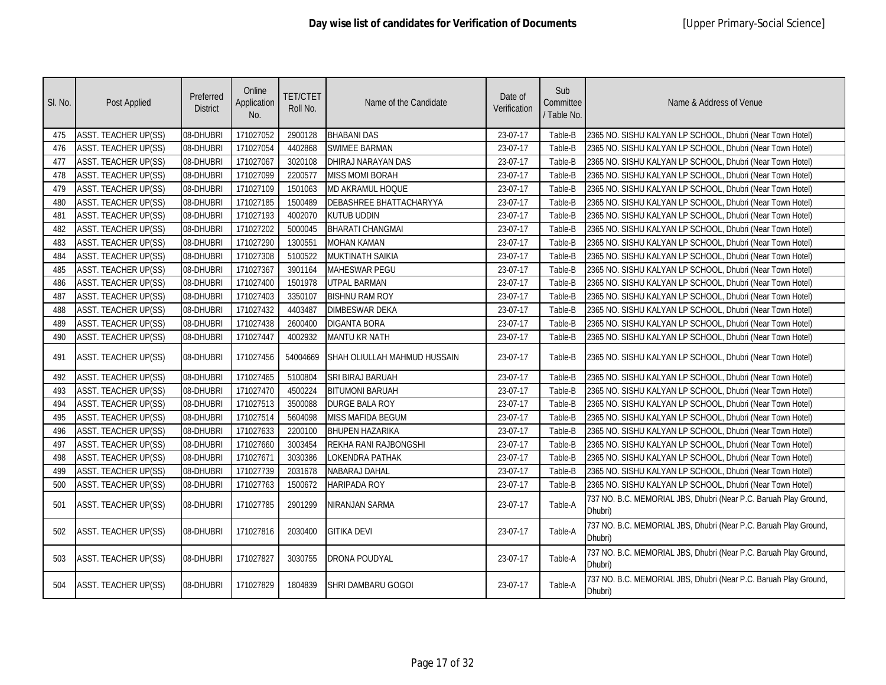# Day wise list of candidates for Verification of Documents

[Upper Primary-Social Science]

| Sl. No. | Post Applied | Preferred District | Online Application No. | TET/CTET Roll No. | Name of the Candidate | Date of Verification | Sub Committee / Table No. | Name & Address of Venue |
|---|---|---|---|---|---|---|---|---|
| 475 | ASST. TEACHER UP(SS) | 08-DHUBRI | 171027052 | 2900128 | BHABANI DAS | 23-07-17 | Table-B | 2365 NO. SISHU KALYAN LP SCHOOL, Dhubri (Near Town Hotel) |
| 476 | ASST. TEACHER UP(SS) | 08-DHUBRI | 171027054 | 4402868 | SWIMEE BARMAN | 23-07-17 | Table-B | 2365 NO. SISHU KALYAN LP SCHOOL, Dhubri (Near Town Hotel) |
| 477 | ASST. TEACHER UP(SS) | 08-DHUBRI | 171027067 | 3020108 | DHIRAJ NARAYAN DAS | 23-07-17 | Table-B | 2365 NO. SISHU KALYAN LP SCHOOL, Dhubri (Near Town Hotel) |
| 478 | ASST. TEACHER UP(SS) | 08-DHUBRI | 171027099 | 2200577 | MISS MOMI BORAH | 23-07-17 | Table-B | 2365 NO. SISHU KALYAN LP SCHOOL, Dhubri (Near Town Hotel) |
| 479 | ASST. TEACHER UP(SS) | 08-DHUBRI | 171027109 | 1501063 | MD AKRAMUL HOQUE | 23-07-17 | Table-B | 2365 NO. SISHU KALYAN LP SCHOOL, Dhubri (Near Town Hotel) |
| 480 | ASST. TEACHER UP(SS) | 08-DHUBRI | 171027185 | 1500489 | DEBASHREE BHATTACHARYYA | 23-07-17 | Table-B | 2365 NO. SISHU KALYAN LP SCHOOL, Dhubri (Near Town Hotel) |
| 481 | ASST. TEACHER UP(SS) | 08-DHUBRI | 171027193 | 4002070 | KUTUB UDDIN | 23-07-17 | Table-B | 2365 NO. SISHU KALYAN LP SCHOOL, Dhubri (Near Town Hotel) |
| 482 | ASST. TEACHER UP(SS) | 08-DHUBRI | 171027202 | 5000045 | BHARATI CHANGMAI | 23-07-17 | Table-B | 2365 NO. SISHU KALYAN LP SCHOOL, Dhubri (Near Town Hotel) |
| 483 | ASST. TEACHER UP(SS) | 08-DHUBRI | 171027290 | 1300551 | MOHAN KAMAN | 23-07-17 | Table-B | 2365 NO. SISHU KALYAN LP SCHOOL, Dhubri (Near Town Hotel) |
| 484 | ASST. TEACHER UP(SS) | 08-DHUBRI | 171027308 | 5100522 | MUKTINATH SAIKIA | 23-07-17 | Table-B | 2365 NO. SISHU KALYAN LP SCHOOL, Dhubri (Near Town Hotel) |
| 485 | ASST. TEACHER UP(SS) | 08-DHUBRI | 171027367 | 3901164 | MAHESWAR PEGU | 23-07-17 | Table-B | 2365 NO. SISHU KALYAN LP SCHOOL, Dhubri (Near Town Hotel) |
| 486 | ASST. TEACHER UP(SS) | 08-DHUBRI | 171027400 | 1501978 | UTPAL BARMAN | 23-07-17 | Table-B | 2365 NO. SISHU KALYAN LP SCHOOL, Dhubri (Near Town Hotel) |
| 487 | ASST. TEACHER UP(SS) | 08-DHUBRI | 171027403 | 3350107 | BISHNU RAM ROY | 23-07-17 | Table-B | 2365 NO. SISHU KALYAN LP SCHOOL, Dhubri (Near Town Hotel) |
| 488 | ASST. TEACHER UP(SS) | 08-DHUBRI | 171027432 | 4403487 | DIMBESWAR DEKA | 23-07-17 | Table-B | 2365 NO. SISHU KALYAN LP SCHOOL, Dhubri (Near Town Hotel) |
| 489 | ASST. TEACHER UP(SS) | 08-DHUBRI | 171027438 | 2600400 | DIGANTA BORA | 23-07-17 | Table-B | 2365 NO. SISHU KALYAN LP SCHOOL, Dhubri (Near Town Hotel) |
| 490 | ASST. TEACHER UP(SS) | 08-DHUBRI | 171027447 | 4002932 | MANTU KR NATH | 23-07-17 | Table-B | 2365 NO. SISHU KALYAN LP SCHOOL, Dhubri (Near Town Hotel) |
| 491 | ASST. TEACHER UP(SS) | 08-DHUBRI | 171027456 | 54004669 | SHAH OLIULLAH MAHMUD HUSSAIN | 23-07-17 | Table-B | 2365 NO. SISHU KALYAN LP SCHOOL, Dhubri (Near Town Hotel) |
| 492 | ASST. TEACHER UP(SS) | 08-DHUBRI | 171027465 | 5100804 | SRI BIRAJ BARUAH | 23-07-17 | Table-B | 2365 NO. SISHU KALYAN LP SCHOOL, Dhubri (Near Town Hotel) |
| 493 | ASST. TEACHER UP(SS) | 08-DHUBRI | 171027470 | 4500224 | BITUMONI BARUAH | 23-07-17 | Table-B | 2365 NO. SISHU KALYAN LP SCHOOL, Dhubri (Near Town Hotel) |
| 494 | ASST. TEACHER UP(SS) | 08-DHUBRI | 171027513 | 3500088 | DURGE BALA ROY | 23-07-17 | Table-B | 2365 NO. SISHU KALYAN LP SCHOOL, Dhubri (Near Town Hotel) |
| 495 | ASST. TEACHER UP(SS) | 08-DHUBRI | 171027514 | 5604098 | MISS MAFIDA BEGUM | 23-07-17 | Table-B | 2365 NO. SISHU KALYAN LP SCHOOL, Dhubri (Near Town Hotel) |
| 496 | ASST. TEACHER UP(SS) | 08-DHUBRI | 171027633 | 2200100 | BHUPEN HAZARIKA | 23-07-17 | Table-B | 2365 NO. SISHU KALYAN LP SCHOOL, Dhubri (Near Town Hotel) |
| 497 | ASST. TEACHER UP(SS) | 08-DHUBRI | 171027660 | 3003454 | REKHA RANI RAJBONGSHI | 23-07-17 | Table-B | 2365 NO. SISHU KALYAN LP SCHOOL, Dhubri (Near Town Hotel) |
| 498 | ASST. TEACHER UP(SS) | 08-DHUBRI | 171027671 | 3030386 | LOKENDRA PATHAK | 23-07-17 | Table-B | 2365 NO. SISHU KALYAN LP SCHOOL, Dhubri (Near Town Hotel) |
| 499 | ASST. TEACHER UP(SS) | 08-DHUBRI | 171027739 | 2031678 | NABARAJ DAHAL | 23-07-17 | Table-B | 2365 NO. SISHU KALYAN LP SCHOOL, Dhubri (Near Town Hotel) |
| 500 | ASST. TEACHER UP(SS) | 08-DHUBRI | 171027763 | 1500672 | HARIPADA ROY | 23-07-17 | Table-B | 2365 NO. SISHU KALYAN LP SCHOOL, Dhubri (Near Town Hotel) |
| 501 | ASST. TEACHER UP(SS) | 08-DHUBRI | 171027785 | 2901299 | NIRANJAN SARMA | 23-07-17 | Table-A | 737 NO. B.C. MEMORIAL JBS, Dhubri (Near P.C. Baruah Play Ground, Dhubri) |
| 502 | ASST. TEACHER UP(SS) | 08-DHUBRI | 171027816 | 2030400 | GITIKA DEVI | 23-07-17 | Table-A | 737 NO. B.C. MEMORIAL JBS, Dhubri (Near P.C. Baruah Play Ground, Dhubri) |
| 503 | ASST. TEACHER UP(SS) | 08-DHUBRI | 171027827 | 3030755 | DRONA POUDYAL | 23-07-17 | Table-A | 737 NO. B.C. MEMORIAL JBS, Dhubri (Near P.C. Baruah Play Ground, Dhubri) |
| 504 | ASST. TEACHER UP(SS) | 08-DHUBRI | 171027829 | 1804839 | SHRI DAMBARU GOGOI | 23-07-17 | Table-A | 737 NO. B.C. MEMORIAL JBS, Dhubri (Near P.C. Baruah Play Ground, Dhubri) |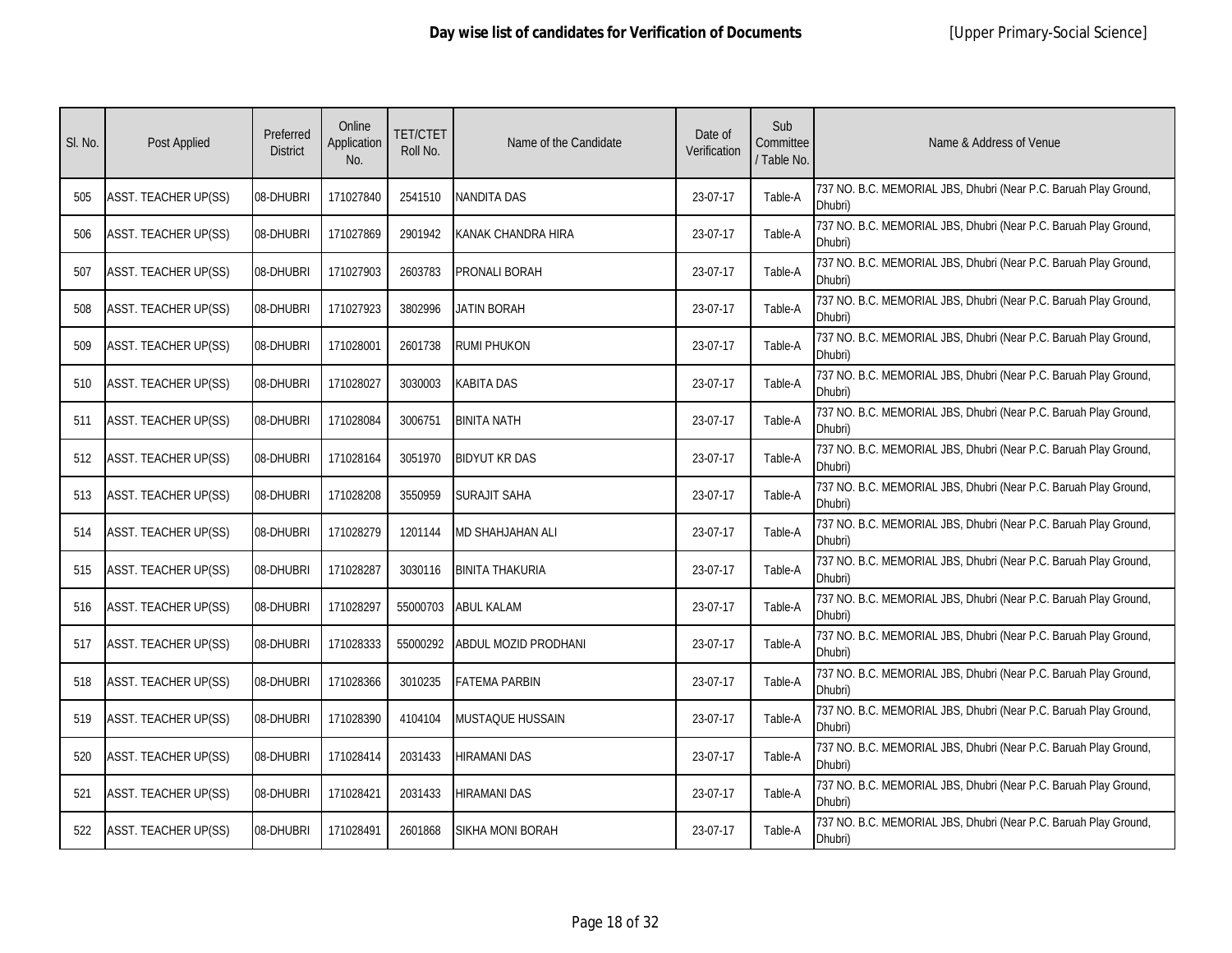**Day wise list of candidates for Verification of Documents** [Upper Primary-Social Science]

| Sl. No. | Post Applied | Preferred District | Online Application No. | TET/CTET Roll No. | Name of the Candidate | Date of Verification | Sub Committee / Table No. | Name & Address of Venue |
|---|---|---|---|---|---|---|---|---|
| 505 | ASST. TEACHER UP(SS) | 08-DHUBRI | 171027840 | 2541510 | NANDITA DAS | 23-07-17 | Table-A | 737 NO. B.C. MEMORIAL JBS, Dhubri (Near P.C. Baruah Play Ground, Dhubri) |
| 506 | ASST. TEACHER UP(SS) | 08-DHUBRI | 171027869 | 2901942 | KANAK CHANDRA HIRA | 23-07-17 | Table-A | 737 NO. B.C. MEMORIAL JBS, Dhubri (Near P.C. Baruah Play Ground, Dhubri) |
| 507 | ASST. TEACHER UP(SS) | 08-DHUBRI | 171027903 | 2603783 | PRONALI BORAH | 23-07-17 | Table-A | 737 NO. B.C. MEMORIAL JBS, Dhubri (Near P.C. Baruah Play Ground, Dhubri) |
| 508 | ASST. TEACHER UP(SS) | 08-DHUBRI | 171027923 | 3802996 | JATIN BORAH | 23-07-17 | Table-A | 737 NO. B.C. MEMORIAL JBS, Dhubri (Near P.C. Baruah Play Ground, Dhubri) |
| 509 | ASST. TEACHER UP(SS) | 08-DHUBRI | 171028001 | 2601738 | RUMI PHUKON | 23-07-17 | Table-A | 737 NO. B.C. MEMORIAL JBS, Dhubri (Near P.C. Baruah Play Ground, Dhubri) |
| 510 | ASST. TEACHER UP(SS) | 08-DHUBRI | 171028027 | 3030003 | KABITA DAS | 23-07-17 | Table-A | 737 NO. B.C. MEMORIAL JBS, Dhubri (Near P.C. Baruah Play Ground, Dhubri) |
| 511 | ASST. TEACHER UP(SS) | 08-DHUBRI | 171028084 | 3006751 | BINITA NATH | 23-07-17 | Table-A | 737 NO. B.C. MEMORIAL JBS, Dhubri (Near P.C. Baruah Play Ground, Dhubri) |
| 512 | ASST. TEACHER UP(SS) | 08-DHUBRI | 171028164 | 3051970 | BIDYUT KR DAS | 23-07-17 | Table-A | 737 NO. B.C. MEMORIAL JBS, Dhubri (Near P.C. Baruah Play Ground, Dhubri) |
| 513 | ASST. TEACHER UP(SS) | 08-DHUBRI | 171028208 | 3550959 | SURAJIT SAHA | 23-07-17 | Table-A | 737 NO. B.C. MEMORIAL JBS, Dhubri (Near P.C. Baruah Play Ground, Dhubri) |
| 514 | ASST. TEACHER UP(SS) | 08-DHUBRI | 171028279 | 1201144 | MD SHAHJAHAN ALI | 23-07-17 | Table-A | 737 NO. B.C. MEMORIAL JBS, Dhubri (Near P.C. Baruah Play Ground, Dhubri) |
| 515 | ASST. TEACHER UP(SS) | 08-DHUBRI | 171028287 | 3030116 | BINITA THAKURIA | 23-07-17 | Table-A | 737 NO. B.C. MEMORIAL JBS, Dhubri (Near P.C. Baruah Play Ground, Dhubri) |
| 516 | ASST. TEACHER UP(SS) | 08-DHUBRI | 171028297 | 55000703 | ABUL KALAM | 23-07-17 | Table-A | 737 NO. B.C. MEMORIAL JBS, Dhubri (Near P.C. Baruah Play Ground, Dhubri) |
| 517 | ASST. TEACHER UP(SS) | 08-DHUBRI | 171028333 | 55000292 | ABDUL MOZID PRODHANI | 23-07-17 | Table-A | 737 NO. B.C. MEMORIAL JBS, Dhubri (Near P.C. Baruah Play Ground, Dhubri) |
| 518 | ASST. TEACHER UP(SS) | 08-DHUBRI | 171028366 | 3010235 | FATEMA PARBIN | 23-07-17 | Table-A | 737 NO. B.C. MEMORIAL JBS, Dhubri (Near P.C. Baruah Play Ground, Dhubri) |
| 519 | ASST. TEACHER UP(SS) | 08-DHUBRI | 171028390 | 4104104 | MUSTAQUE HUSSAIN | 23-07-17 | Table-A | 737 NO. B.C. MEMORIAL JBS, Dhubri (Near P.C. Baruah Play Ground, Dhubri) |
| 520 | ASST. TEACHER UP(SS) | 08-DHUBRI | 171028414 | 2031433 | HIRAMANI DAS | 23-07-17 | Table-A | 737 NO. B.C. MEMORIAL JBS, Dhubri (Near P.C. Baruah Play Ground, Dhubri) |
| 521 | ASST. TEACHER UP(SS) | 08-DHUBRI | 171028421 | 2031433 | HIRAMANI DAS | 23-07-17 | Table-A | 737 NO. B.C. MEMORIAL JBS, Dhubri (Near P.C. Baruah Play Ground, Dhubri) |
| 522 | ASST. TEACHER UP(SS) | 08-DHUBRI | 171028491 | 2601868 | SIKHA MONI BORAH | 23-07-17 | Table-A | 737 NO. B.C. MEMORIAL JBS, Dhubri (Near P.C. Baruah Play Ground, Dhubri) |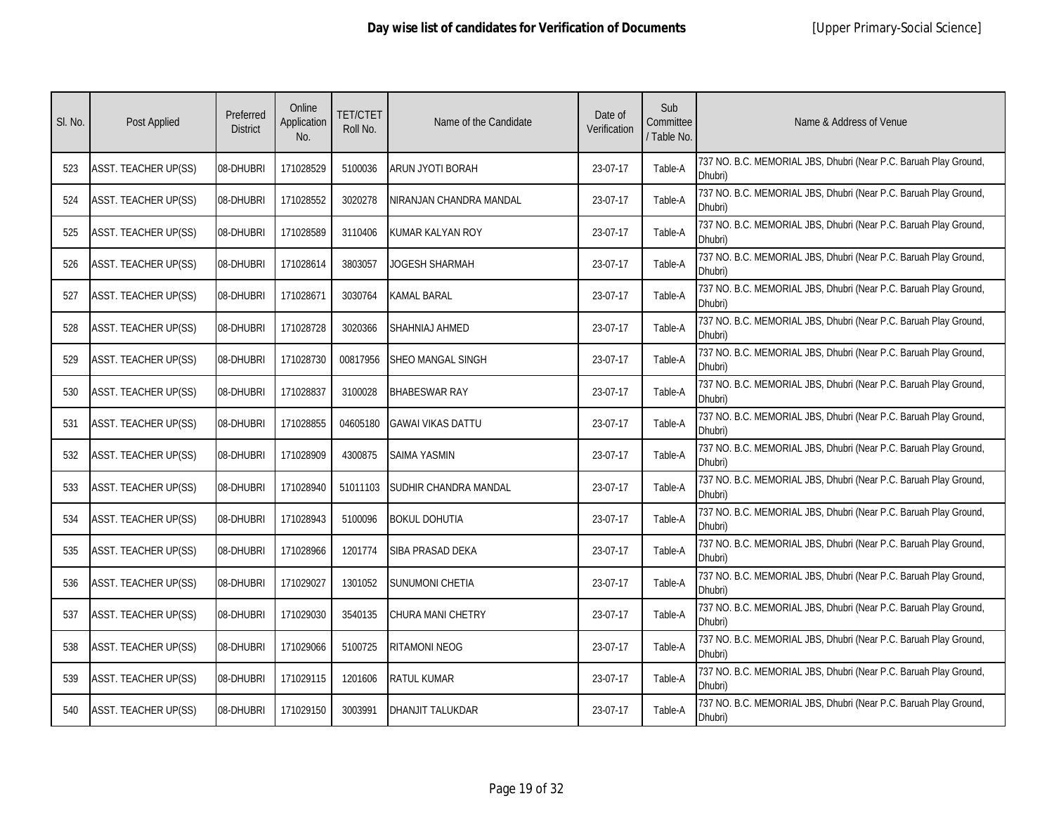**Day wise list of candidates for Verification of Documents** [Upper Primary-Social Science]

| Sl. No. | Post Applied | Preferred District | Online Application No. | TET/CTET Roll No. | Name of the Candidate | Date of Verification | Sub Committee / Table No. | Name & Address of Venue |
|---|---|---|---|---|---|---|---|---|
| 523 | ASST. TEACHER UP(SS) | 08-DHUBRI | 171028529 | 5100036 | ARUN JYOTI BORAH | 23-07-17 | Table-A | 737 NO. B.C. MEMORIAL JBS, Dhubri (Near P.C. Baruah Play Ground, Dhubri) |
| 524 | ASST. TEACHER UP(SS) | 08-DHUBRI | 171028552 | 3020278 | NIRANJAN CHANDRA MANDAL | 23-07-17 | Table-A | 737 NO. B.C. MEMORIAL JBS, Dhubri (Near P.C. Baruah Play Ground, Dhubri) |
| 525 | ASST. TEACHER UP(SS) | 08-DHUBRI | 171028589 | 3110406 | KUMAR KALYAN ROY | 23-07-17 | Table-A | 737 NO. B.C. MEMORIAL JBS, Dhubri (Near P.C. Baruah Play Ground, Dhubri) |
| 526 | ASST. TEACHER UP(SS) | 08-DHUBRI | 171028614 | 3803057 | JOGESH SHARMAH | 23-07-17 | Table-A | 737 NO. B.C. MEMORIAL JBS, Dhubri (Near P.C. Baruah Play Ground, Dhubri) |
| 527 | ASST. TEACHER UP(SS) | 08-DHUBRI | 171028671 | 3030764 | KAMAL BARAL | 23-07-17 | Table-A | 737 NO. B.C. MEMORIAL JBS, Dhubri (Near P.C. Baruah Play Ground, Dhubri) |
| 528 | ASST. TEACHER UP(SS) | 08-DHUBRI | 171028728 | 3020366 | SHAHNIAJ AHMED | 23-07-17 | Table-A | 737 NO. B.C. MEMORIAL JBS, Dhubri (Near P.C. Baruah Play Ground, Dhubri) |
| 529 | ASST. TEACHER UP(SS) | 08-DHUBRI | 171028730 | 00817956 | SHEO MANGAL SINGH | 23-07-17 | Table-A | 737 NO. B.C. MEMORIAL JBS, Dhubri (Near P.C. Baruah Play Ground, Dhubri) |
| 530 | ASST. TEACHER UP(SS) | 08-DHUBRI | 171028837 | 3100028 | BHABESWAR RAY | 23-07-17 | Table-A | 737 NO. B.C. MEMORIAL JBS, Dhubri (Near P.C. Baruah Play Ground, Dhubri) |
| 531 | ASST. TEACHER UP(SS) | 08-DHUBRI | 171028855 | 04605180 | GAWAI VIKAS DATTU | 23-07-17 | Table-A | 737 NO. B.C. MEMORIAL JBS, Dhubri (Near P.C. Baruah Play Ground, Dhubri) |
| 532 | ASST. TEACHER UP(SS) | 08-DHUBRI | 171028909 | 4300875 | SAIMA YASMIN | 23-07-17 | Table-A | 737 NO. B.C. MEMORIAL JBS, Dhubri (Near P.C. Baruah Play Ground, Dhubri) |
| 533 | ASST. TEACHER UP(SS) | 08-DHUBRI | 171028940 | 51011103 | SUDHIR CHANDRA MANDAL | 23-07-17 | Table-A | 737 NO. B.C. MEMORIAL JBS, Dhubri (Near P.C. Baruah Play Ground, Dhubri) |
| 534 | ASST. TEACHER UP(SS) | 08-DHUBRI | 171028943 | 5100096 | BOKUL DOHUTIA | 23-07-17 | Table-A | 737 NO. B.C. MEMORIAL JBS, Dhubri (Near P.C. Baruah Play Ground, Dhubri) |
| 535 | ASST. TEACHER UP(SS) | 08-DHUBRI | 171028966 | 1201774 | SIBA PRASAD DEKA | 23-07-17 | Table-A | 737 NO. B.C. MEMORIAL JBS, Dhubri (Near P.C. Baruah Play Ground, Dhubri) |
| 536 | ASST. TEACHER UP(SS) | 08-DHUBRI | 171029027 | 1301052 | SUNUMONI CHETIA | 23-07-17 | Table-A | 737 NO. B.C. MEMORIAL JBS, Dhubri (Near P.C. Baruah Play Ground, Dhubri) |
| 537 | ASST. TEACHER UP(SS) | 08-DHUBRI | 171029030 | 3540135 | CHURA MANI CHETRY | 23-07-17 | Table-A | 737 NO. B.C. MEMORIAL JBS, Dhubri (Near P.C. Baruah Play Ground, Dhubri) |
| 538 | ASST. TEACHER UP(SS) | 08-DHUBRI | 171029066 | 5100725 | RITAMONI NEOG | 23-07-17 | Table-A | 737 NO. B.C. MEMORIAL JBS, Dhubri (Near P.C. Baruah Play Ground, Dhubri) |
| 539 | ASST. TEACHER UP(SS) | 08-DHUBRI | 171029115 | 1201606 | RATUL KUMAR | 23-07-17 | Table-A | 737 NO. B.C. MEMORIAL JBS, Dhubri (Near P.C. Baruah Play Ground, Dhubri) |
| 540 | ASST. TEACHER UP(SS) | 08-DHUBRI | 171029150 | 3003991 | DHANJIT TALUKDAR | 23-07-17 | Table-A | 737 NO. B.C. MEMORIAL JBS, Dhubri (Near P.C. Baruah Play Ground, Dhubri) |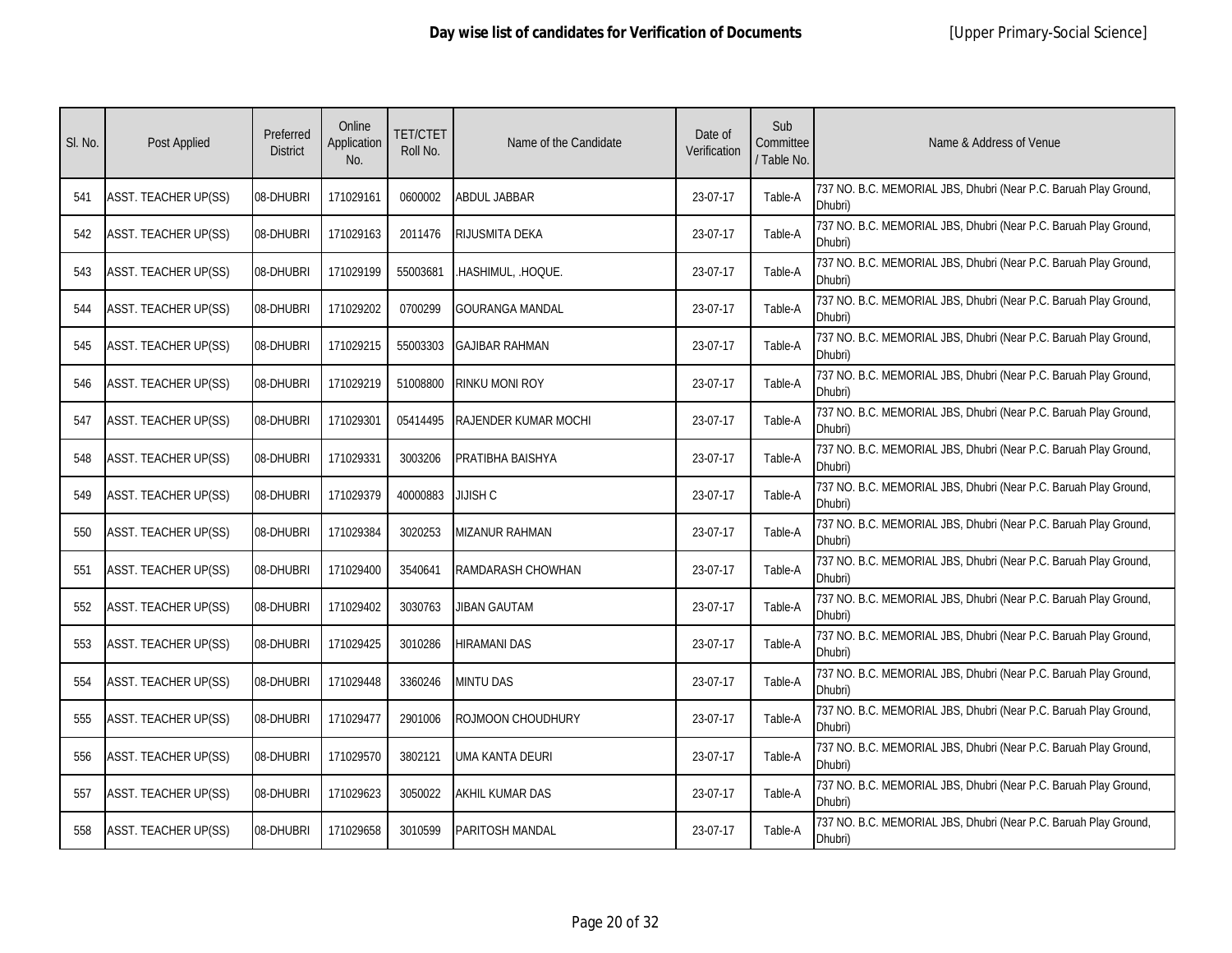| Sl. No. | Post Applied | Preferred District | Online Application No. | TET/CTET Roll No. | Name of the Candidate | Date of Verification | Sub Committee / Table No. | Name & Address of Venue |
|---|---|---|---|---|---|---|---|---|
| 541 | ASST. TEACHER UP(SS) | 08-DHUBRI | 171029161 | 0600002 | ABDUL JABBAR | 23-07-17 | Table-A | 737 NO. B.C. MEMORIAL JBS, Dhubri (Near P.C. Baruah Play Ground, Dhubri) |
| 542 | ASST. TEACHER UP(SS) | 08-DHUBRI | 171029163 | 2011476 | RIJUSMITA DEKA | 23-07-17 | Table-A | 737 NO. B.C. MEMORIAL JBS, Dhubri (Near P.C. Baruah Play Ground, Dhubri) |
| 543 | ASST. TEACHER UP(SS) | 08-DHUBRI | 171029199 | 55003681 | .HASHIMUL, .HOQUE. | 23-07-17 | Table-A | 737 NO. B.C. MEMORIAL JBS, Dhubri (Near P.C. Baruah Play Ground, Dhubri) |
| 544 | ASST. TEACHER UP(SS) | 08-DHUBRI | 171029202 | 0700299 | GOURANGA MANDAL | 23-07-17 | Table-A | 737 NO. B.C. MEMORIAL JBS, Dhubri (Near P.C. Baruah Play Ground, Dhubri) |
| 545 | ASST. TEACHER UP(SS) | 08-DHUBRI | 171029215 | 55003303 | GAJIBAR RAHMAN | 23-07-17 | Table-A | 737 NO. B.C. MEMORIAL JBS, Dhubri (Near P.C. Baruah Play Ground, Dhubri) |
| 546 | ASST. TEACHER UP(SS) | 08-DHUBRI | 171029219 | 51008800 | RINKU MONI ROY | 23-07-17 | Table-A | 737 NO. B.C. MEMORIAL JBS, Dhubri (Near P.C. Baruah Play Ground, Dhubri) |
| 547 | ASST. TEACHER UP(SS) | 08-DHUBRI | 171029301 | 05414495 | RAJENDER KUMAR MOCHI | 23-07-17 | Table-A | 737 NO. B.C. MEMORIAL JBS, Dhubri (Near P.C. Baruah Play Ground, Dhubri) |
| 548 | ASST. TEACHER UP(SS) | 08-DHUBRI | 171029331 | 3003206 | PRATIBHA BAISHYA | 23-07-17 | Table-A | 737 NO. B.C. MEMORIAL JBS, Dhubri (Near P.C. Baruah Play Ground, Dhubri) |
| 549 | ASST. TEACHER UP(SS) | 08-DHUBRI | 171029379 | 40000883 | JIJISH C | 23-07-17 | Table-A | 737 NO. B.C. MEMORIAL JBS, Dhubri (Near P.C. Baruah Play Ground, Dhubri) |
| 550 | ASST. TEACHER UP(SS) | 08-DHUBRI | 171029384 | 3020253 | MIZANUR RAHMAN | 23-07-17 | Table-A | 737 NO. B.C. MEMORIAL JBS, Dhubri (Near P.C. Baruah Play Ground, Dhubri) |
| 551 | ASST. TEACHER UP(SS) | 08-DHUBRI | 171029400 | 3540641 | RAMDARASH CHOWHAN | 23-07-17 | Table-A | 737 NO. B.C. MEMORIAL JBS, Dhubri (Near P.C. Baruah Play Ground, Dhubri) |
| 552 | ASST. TEACHER UP(SS) | 08-DHUBRI | 171029402 | 3030763 | JIBAN GAUTAM | 23-07-17 | Table-A | 737 NO. B.C. MEMORIAL JBS, Dhubri (Near P.C. Baruah Play Ground, Dhubri) |
| 553 | ASST. TEACHER UP(SS) | 08-DHUBRI | 171029425 | 3010286 | HIRAMANI DAS | 23-07-17 | Table-A | 737 NO. B.C. MEMORIAL JBS, Dhubri (Near P.C. Baruah Play Ground, Dhubri) |
| 554 | ASST. TEACHER UP(SS) | 08-DHUBRI | 171029448 | 3360246 | MINTU DAS | 23-07-17 | Table-A | 737 NO. B.C. MEMORIAL JBS, Dhubri (Near P.C. Baruah Play Ground, Dhubri) |
| 555 | ASST. TEACHER UP(SS) | 08-DHUBRI | 171029477 | 2901006 | ROJMOON CHOUDHURY | 23-07-17 | Table-A | 737 NO. B.C. MEMORIAL JBS, Dhubri (Near P.C. Baruah Play Ground, Dhubri) |
| 556 | ASST. TEACHER UP(SS) | 08-DHUBRI | 171029570 | 3802121 | UMA KANTA DEURI | 23-07-17 | Table-A | 737 NO. B.C. MEMORIAL JBS, Dhubri (Near P.C. Baruah Play Ground, Dhubri) |
| 557 | ASST. TEACHER UP(SS) | 08-DHUBRI | 171029623 | 3050022 | AKHIL KUMAR DAS | 23-07-17 | Table-A | 737 NO. B.C. MEMORIAL JBS, Dhubri (Near P.C. Baruah Play Ground, Dhubri) |
| 558 | ASST. TEACHER UP(SS) | 08-DHUBRI | 171029658 | 3010599 | PARITOSH MANDAL | 23-07-17 | Table-A | 737 NO. B.C. MEMORIAL JBS, Dhubri (Near P.C. Baruah Play Ground, Dhubri) |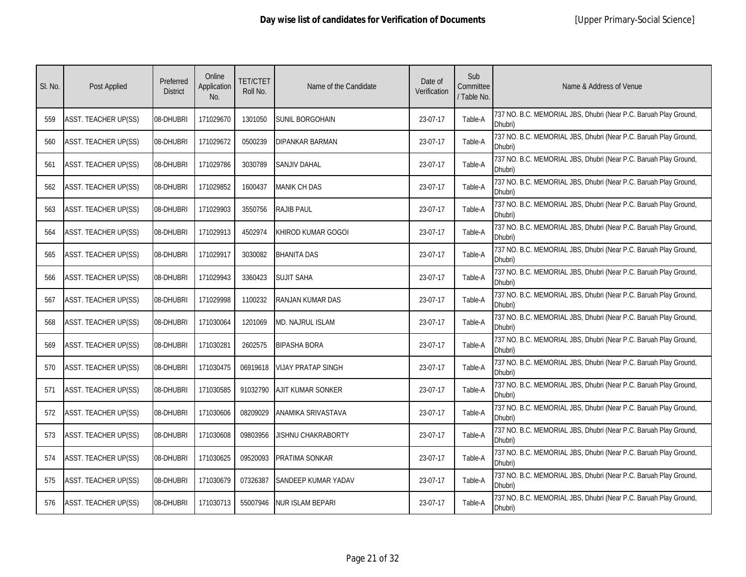# Day wise list of candidates for Verification of Documents

[Upper Primary-Social Science]

| Sl. No. | Post Applied | Preferred District | Online Application No. | TET/CTET Roll No. | Name of the Candidate | Date of Verification | Sub Committee / Table No. | Name & Address of Venue |
|---|---|---|---|---|---|---|---|---|
| 559 | ASST. TEACHER UP(SS) | 08-DHUBRI | 171029670 | 1301050 | SUNIL BORGOHAIN | 23-07-17 | Table-A | 737 NO. B.C. MEMORIAL JBS, Dhubri (Near P.C. Baruah Play Ground, Dhubri) |
| 560 | ASST. TEACHER UP(SS) | 08-DHUBRI | 171029672 | 0500239 | DIPANKAR BARMAN | 23-07-17 | Table-A | 737 NO. B.C. MEMORIAL JBS, Dhubri (Near P.C. Baruah Play Ground, Dhubri) |
| 561 | ASST. TEACHER UP(SS) | 08-DHUBRI | 171029786 | 3030789 | SANJIV DAHAL | 23-07-17 | Table-A | 737 NO. B.C. MEMORIAL JBS, Dhubri (Near P.C. Baruah Play Ground, Dhubri) |
| 562 | ASST. TEACHER UP(SS) | 08-DHUBRI | 171029852 | 1600437 | MANIK CH DAS | 23-07-17 | Table-A | 737 NO. B.C. MEMORIAL JBS, Dhubri (Near P.C. Baruah Play Ground, Dhubri) |
| 563 | ASST. TEACHER UP(SS) | 08-DHUBRI | 171029903 | 3550756 | RAJIB PAUL | 23-07-17 | Table-A | 737 NO. B.C. MEMORIAL JBS, Dhubri (Near P.C. Baruah Play Ground, Dhubri) |
| 564 | ASST. TEACHER UP(SS) | 08-DHUBRI | 171029913 | 4502974 | KHIROD KUMAR GOGOI | 23-07-17 | Table-A | 737 NO. B.C. MEMORIAL JBS, Dhubri (Near P.C. Baruah Play Ground, Dhubri) |
| 565 | ASST. TEACHER UP(SS) | 08-DHUBRI | 171029917 | 3030082 | BHANITA DAS | 23-07-17 | Table-A | 737 NO. B.C. MEMORIAL JBS, Dhubri (Near P.C. Baruah Play Ground, Dhubri) |
| 566 | ASST. TEACHER UP(SS) | 08-DHUBRI | 171029943 | 3360423 | SUJIT SAHA | 23-07-17 | Table-A | 737 NO. B.C. MEMORIAL JBS, Dhubri (Near P.C. Baruah Play Ground, Dhubri) |
| 567 | ASST. TEACHER UP(SS) | 08-DHUBRI | 171029998 | 1100232 | RANJAN KUMAR DAS | 23-07-17 | Table-A | 737 NO. B.C. MEMORIAL JBS, Dhubri (Near P.C. Baruah Play Ground, Dhubri) |
| 568 | ASST. TEACHER UP(SS) | 08-DHUBRI | 171030064 | 1201069 | MD. NAJRUL ISLAM | 23-07-17 | Table-A | 737 NO. B.C. MEMORIAL JBS, Dhubri (Near P.C. Baruah Play Ground, Dhubri) |
| 569 | ASST. TEACHER UP(SS) | 08-DHUBRI | 171030281 | 2602575 | BIPASHA BORA | 23-07-17 | Table-A | 737 NO. B.C. MEMORIAL JBS, Dhubri (Near P.C. Baruah Play Ground, Dhubri) |
| 570 | ASST. TEACHER UP(SS) | 08-DHUBRI | 171030475 | 06919618 | VIJAY PRATAP SINGH | 23-07-17 | Table-A | 737 NO. B.C. MEMORIAL JBS, Dhubri (Near P.C. Baruah Play Ground, Dhubri) |
| 571 | ASST. TEACHER UP(SS) | 08-DHUBRI | 171030585 | 91032790 | AJIT KUMAR SONKER | 23-07-17 | Table-A | 737 NO. B.C. MEMORIAL JBS, Dhubri (Near P.C. Baruah Play Ground, Dhubri) |
| 572 | ASST. TEACHER UP(SS) | 08-DHUBRI | 171030606 | 08209029 | ANAMIKA SRIVASTAVA | 23-07-17 | Table-A | 737 NO. B.C. MEMORIAL JBS, Dhubri (Near P.C. Baruah Play Ground, Dhubri) |
| 573 | ASST. TEACHER UP(SS) | 08-DHUBRI | 171030608 | 09803956 | JISHNU CHAKRABORTY | 23-07-17 | Table-A | 737 NO. B.C. MEMORIAL JBS, Dhubri (Near P.C. Baruah Play Ground, Dhubri) |
| 574 | ASST. TEACHER UP(SS) | 08-DHUBRI | 171030625 | 09520093 | PRATIMA SONKAR | 23-07-17 | Table-A | 737 NO. B.C. MEMORIAL JBS, Dhubri (Near P.C. Baruah Play Ground, Dhubri) |
| 575 | ASST. TEACHER UP(SS) | 08-DHUBRI | 171030679 | 07326387 | SANDEEP KUMAR YADAV | 23-07-17 | Table-A | 737 NO. B.C. MEMORIAL JBS, Dhubri (Near P.C. Baruah Play Ground, Dhubri) |
| 576 | ASST. TEACHER UP(SS) | 08-DHUBRI | 171030713 | 55007946 | NUR ISLAM BEPARI | 23-07-17 | Table-A | 737 NO. B.C. MEMORIAL JBS, Dhubri (Near P.C. Baruah Play Ground, Dhubri) |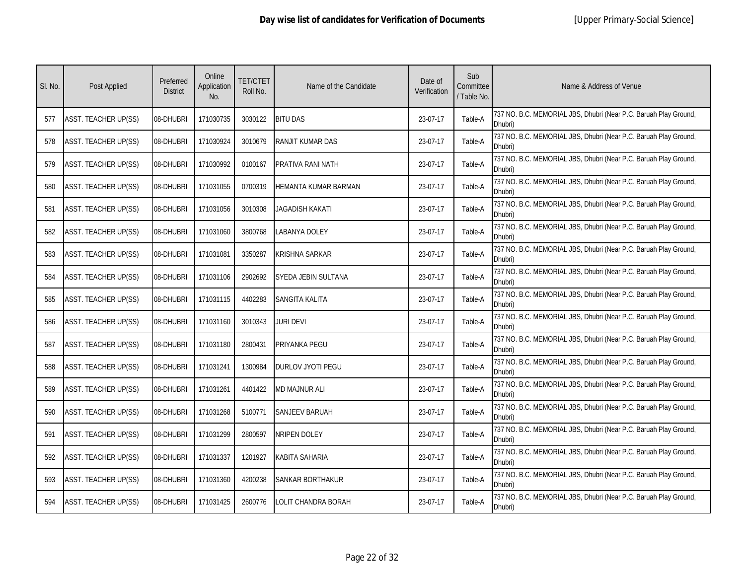| Sl. No. | Post Applied | Preferred District | Online Application No. | TET/CTET Roll No. | Name of the Candidate | Date of Verification | Sub Committee / Table No. | Name & Address of Venue |
|---|---|---|---|---|---|---|---|---|
| 577 | ASST. TEACHER UP(SS) | 08-DHUBRI | 171030735 | 3030122 | BITU DAS | 23-07-17 | Table-A | 737 NO. B.C. MEMORIAL JBS, Dhubri (Near P.C. Baruah Play Ground, Dhubri) |
| 578 | ASST. TEACHER UP(SS) | 08-DHUBRI | 171030924 | 3010679 | RANJIT KUMAR DAS | 23-07-17 | Table-A | 737 NO. B.C. MEMORIAL JBS, Dhubri (Near P.C. Baruah Play Ground, Dhubri) |
| 579 | ASST. TEACHER UP(SS) | 08-DHUBRI | 171030992 | 0100167 | PRATIVA RANI NATH | 23-07-17 | Table-A | 737 NO. B.C. MEMORIAL JBS, Dhubri (Near P.C. Baruah Play Ground, Dhubri) |
| 580 | ASST. TEACHER UP(SS) | 08-DHUBRI | 171031055 | 0700319 | HEMANTA KUMAR BARMAN | 23-07-17 | Table-A | 737 NO. B.C. MEMORIAL JBS, Dhubri (Near P.C. Baruah Play Ground, Dhubri) |
| 581 | ASST. TEACHER UP(SS) | 08-DHUBRI | 171031056 | 3010308 | JAGADISH KAKATI | 23-07-17 | Table-A | 737 NO. B.C. MEMORIAL JBS, Dhubri (Near P.C. Baruah Play Ground, Dhubri) |
| 582 | ASST. TEACHER UP(SS) | 08-DHUBRI | 171031060 | 3800768 | LABANYA DOLEY | 23-07-17 | Table-A | 737 NO. B.C. MEMORIAL JBS, Dhubri (Near P.C. Baruah Play Ground, Dhubri) |
| 583 | ASST. TEACHER UP(SS) | 08-DHUBRI | 171031081 | 3350287 | KRISHNA SARKAR | 23-07-17 | Table-A | 737 NO. B.C. MEMORIAL JBS, Dhubri (Near P.C. Baruah Play Ground, Dhubri) |
| 584 | ASST. TEACHER UP(SS) | 08-DHUBRI | 171031106 | 2902692 | SYEDA JEBIN SULTANA | 23-07-17 | Table-A | 737 NO. B.C. MEMORIAL JBS, Dhubri (Near P.C. Baruah Play Ground, Dhubri) |
| 585 | ASST. TEACHER UP(SS) | 08-DHUBRI | 171031115 | 4402283 | SANGITA KALITA | 23-07-17 | Table-A | 737 NO. B.C. MEMORIAL JBS, Dhubri (Near P.C. Baruah Play Ground, Dhubri) |
| 586 | ASST. TEACHER UP(SS) | 08-DHUBRI | 171031160 | 3010343 | JURI DEVI | 23-07-17 | Table-A | 737 NO. B.C. MEMORIAL JBS, Dhubri (Near P.C. Baruah Play Ground, Dhubri) |
| 587 | ASST. TEACHER UP(SS) | 08-DHUBRI | 171031180 | 2800431 | PRIYANKA PEGU | 23-07-17 | Table-A | 737 NO. B.C. MEMORIAL JBS, Dhubri (Near P.C. Baruah Play Ground, Dhubri) |
| 588 | ASST. TEACHER UP(SS) | 08-DHUBRI | 171031241 | 1300984 | DURLOV JYOTI PEGU | 23-07-17 | Table-A | 737 NO. B.C. MEMORIAL JBS, Dhubri (Near P.C. Baruah Play Ground, Dhubri) |
| 589 | ASST. TEACHER UP(SS) | 08-DHUBRI | 171031261 | 4401422 | MD MAJNUR ALI | 23-07-17 | Table-A | 737 NO. B.C. MEMORIAL JBS, Dhubri (Near P.C. Baruah Play Ground, Dhubri) |
| 590 | ASST. TEACHER UP(SS) | 08-DHUBRI | 171031268 | 5100771 | SANJEEV BARUAH | 23-07-17 | Table-A | 737 NO. B.C. MEMORIAL JBS, Dhubri (Near P.C. Baruah Play Ground, Dhubri) |
| 591 | ASST. TEACHER UP(SS) | 08-DHUBRI | 171031299 | 2800597 | NRIPEN DOLEY | 23-07-17 | Table-A | 737 NO. B.C. MEMORIAL JBS, Dhubri (Near P.C. Baruah Play Ground, Dhubri) |
| 592 | ASST. TEACHER UP(SS) | 08-DHUBRI | 171031337 | 1201927 | KABITA SAHARIA | 23-07-17 | Table-A | 737 NO. B.C. MEMORIAL JBS, Dhubri (Near P.C. Baruah Play Ground, Dhubri) |
| 593 | ASST. TEACHER UP(SS) | 08-DHUBRI | 171031360 | 4200238 | SANKAR BORTHAKUR | 23-07-17 | Table-A | 737 NO. B.C. MEMORIAL JBS, Dhubri (Near P.C. Baruah Play Ground, Dhubri) |
| 594 | ASST. TEACHER UP(SS) | 08-DHUBRI | 171031425 | 2600776 | LOLIT CHANDRA BORAH | 23-07-17 | Table-A | 737 NO. B.C. MEMORIAL JBS, Dhubri (Near P.C. Baruah Play Ground, Dhubri) |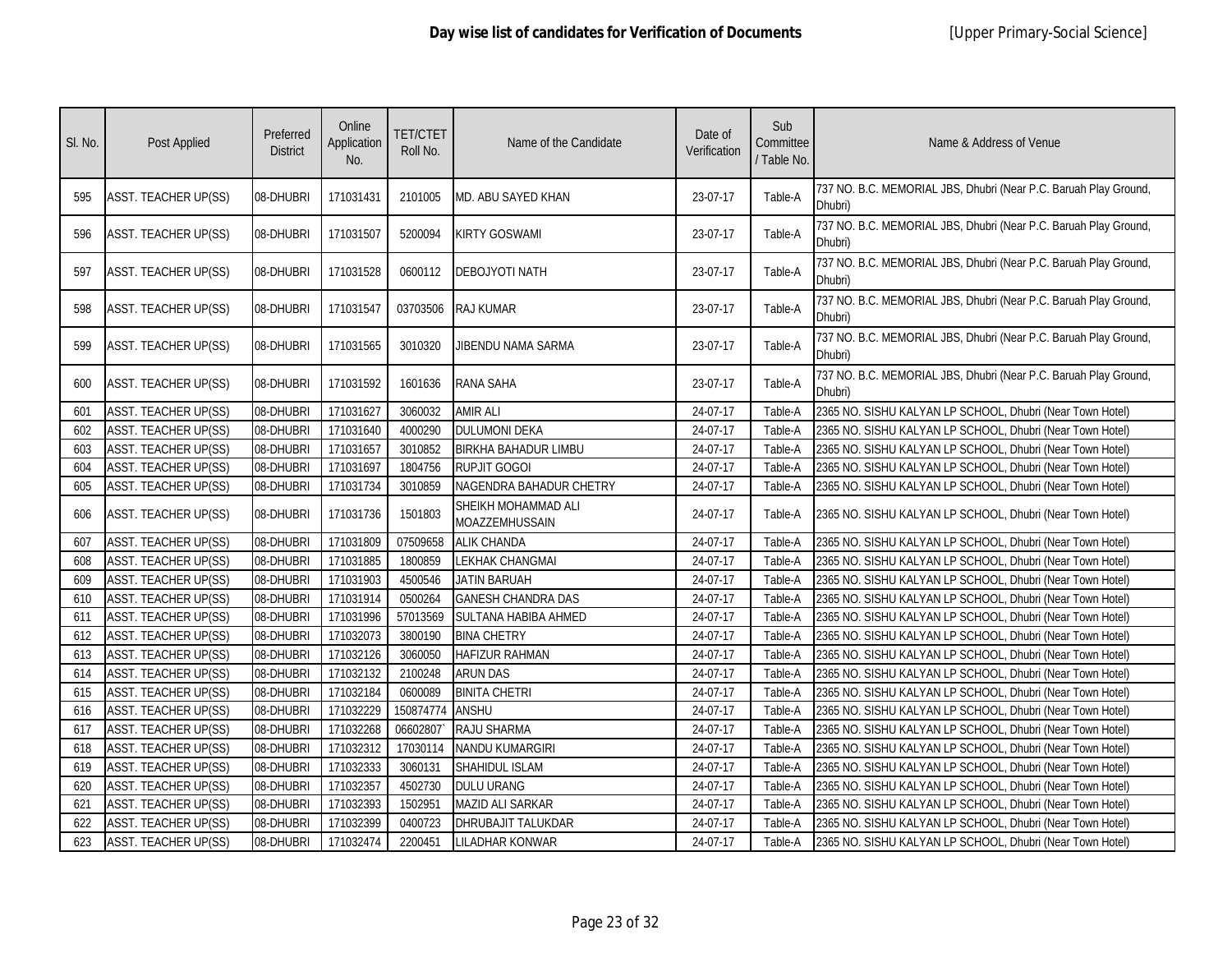# Day wise list of candidates for Verification of Documents

[Upper Primary-Social Science]

| Sl. No. | Post Applied | Preferred District | Online Application No. | TET/CTET Roll No. | Name of the Candidate | Date of Verification | Sub Committee / Table No. | Name & Address of Venue |
|---|---|---|---|---|---|---|---|---|
| 595 | ASST. TEACHER UP(SS) | 08-DHUBRI | 171031431 | 2101005 | MD. ABU SAYED KHAN | 23-07-17 | Table-A | 737 NO. B.C. MEMORIAL JBS, Dhubri (Near P.C. Baruah Play Ground, Dhubri) |
| 596 | ASST. TEACHER UP(SS) | 08-DHUBRI | 171031507 | 5200094 | KIRTY GOSWAMI | 23-07-17 | Table-A | 737 NO. B.C. MEMORIAL JBS, Dhubri (Near P.C. Baruah Play Ground, Dhubri) |
| 597 | ASST. TEACHER UP(SS) | 08-DHUBRI | 171031528 | 0600112 | DEBOJYOTI NATH | 23-07-17 | Table-A | 737 NO. B.C. MEMORIAL JBS, Dhubri (Near P.C. Baruah Play Ground, Dhubri) |
| 598 | ASST. TEACHER UP(SS) | 08-DHUBRI | 171031547 | 03703506 | RAJ KUMAR | 23-07-17 | Table-A | 737 NO. B.C. MEMORIAL JBS, Dhubri (Near P.C. Baruah Play Ground, Dhubri) |
| 599 | ASST. TEACHER UP(SS) | 08-DHUBRI | 171031565 | 3010320 | JIBENDU NAMA SARMA | 23-07-17 | Table-A | 737 NO. B.C. MEMORIAL JBS, Dhubri (Near P.C. Baruah Play Ground, Dhubri) |
| 600 | ASST. TEACHER UP(SS) | 08-DHUBRI | 171031592 | 1601636 | RANA SAHA | 23-07-17 | Table-A | 737 NO. B.C. MEMORIAL JBS, Dhubri (Near P.C. Baruah Play Ground, Dhubri) |
| 601 | ASST. TEACHER UP(SS) | 08-DHUBRI | 171031627 | 3060032 | AMIR ALI | 24-07-17 | Table-A | 2365 NO. SISHU KALYAN LP SCHOOL, Dhubri (Near Town Hotel) |
| 602 | ASST. TEACHER UP(SS) | 08-DHUBRI | 171031640 | 4000290 | DULUMONI DEKA | 24-07-17 | Table-A | 2365 NO. SISHU KALYAN LP SCHOOL, Dhubri (Near Town Hotel) |
| 603 | ASST. TEACHER UP(SS) | 08-DHUBRI | 171031657 | 3010852 | BIRKHA BAHADUR LIMBU | 24-07-17 | Table-A | 2365 NO. SISHU KALYAN LP SCHOOL, Dhubri (Near Town Hotel) |
| 604 | ASST. TEACHER UP(SS) | 08-DHUBRI | 171031697 | 1804756 | RUPJIT GOGOI | 24-07-17 | Table-A | 2365 NO. SISHU KALYAN LP SCHOOL, Dhubri (Near Town Hotel) |
| 605 | ASST. TEACHER UP(SS) | 08-DHUBRI | 171031734 | 3010859 | NAGENDRA BAHADUR CHETRY | 24-07-17 | Table-A | 2365 NO. SISHU KALYAN LP SCHOOL, Dhubri (Near Town Hotel) |
| 606 | ASST. TEACHER UP(SS) | 08-DHUBRI | 171031736 | 1501803 | SHEIKH MOHAMMAD ALI MOAZZEMHUSSAIN | 24-07-17 | Table-A | 2365 NO. SISHU KALYAN LP SCHOOL, Dhubri (Near Town Hotel) |
| 607 | ASST. TEACHER UP(SS) | 08-DHUBRI | 171031809 | 07509658 | ALIK CHANDA | 24-07-17 | Table-A | 2365 NO. SISHU KALYAN LP SCHOOL, Dhubri (Near Town Hotel) |
| 608 | ASST. TEACHER UP(SS) | 08-DHUBRI | 171031885 | 1800859 | LEKHAK CHANGMAI | 24-07-17 | Table-A | 2365 NO. SISHU KALYAN LP SCHOOL, Dhubri (Near Town Hotel) |
| 609 | ASST. TEACHER UP(SS) | 08-DHUBRI | 171031903 | 4500546 | JATIN BARUAH | 24-07-17 | Table-A | 2365 NO. SISHU KALYAN LP SCHOOL, Dhubri (Near Town Hotel) |
| 610 | ASST. TEACHER UP(SS) | 08-DHUBRI | 171031914 | 0500264 | GANESH CHANDRA DAS | 24-07-17 | Table-A | 2365 NO. SISHU KALYAN LP SCHOOL, Dhubri (Near Town Hotel) |
| 611 | ASST. TEACHER UP(SS) | 08-DHUBRI | 171031996 | 57013569 | SULTANA HABIBA AHMED | 24-07-17 | Table-A | 2365 NO. SISHU KALYAN LP SCHOOL, Dhubri (Near Town Hotel) |
| 612 | ASST. TEACHER UP(SS) | 08-DHUBRI | 171032073 | 3800190 | BINA CHETRY | 24-07-17 | Table-A | 2365 NO. SISHU KALYAN LP SCHOOL, Dhubri (Near Town Hotel) |
| 613 | ASST. TEACHER UP(SS) | 08-DHUBRI | 171032126 | 3060050 | HAFIZUR RAHMAN | 24-07-17 | Table-A | 2365 NO. SISHU KALYAN LP SCHOOL, Dhubri (Near Town Hotel) |
| 614 | ASST. TEACHER UP(SS) | 08-DHUBRI | 171032132 | 2100248 | ARUN DAS | 24-07-17 | Table-A | 2365 NO. SISHU KALYAN LP SCHOOL, Dhubri (Near Town Hotel) |
| 615 | ASST. TEACHER UP(SS) | 08-DHUBRI | 171032184 | 0600089 | BINITA CHETRI | 24-07-17 | Table-A | 2365 NO. SISHU KALYAN LP SCHOOL, Dhubri (Near Town Hotel) |
| 616 | ASST. TEACHER UP(SS) | 08-DHUBRI | 171032229 | 150874774 | ANSHU | 24-07-17 | Table-A | 2365 NO. SISHU KALYAN LP SCHOOL, Dhubri (Near Town Hotel) |
| 617 | ASST. TEACHER UP(SS) | 08-DHUBRI | 171032268 | 06602807` | RAJU SHARMA | 24-07-17 | Table-A | 2365 NO. SISHU KALYAN LP SCHOOL, Dhubri (Near Town Hotel) |
| 618 | ASST. TEACHER UP(SS) | 08-DHUBRI | 171032312 | 17030114 | NANDU KUMARGIRI | 24-07-17 | Table-A | 2365 NO. SISHU KALYAN LP SCHOOL, Dhubri (Near Town Hotel) |
| 619 | ASST. TEACHER UP(SS) | 08-DHUBRI | 171032333 | 3060131 | SHAHIDUL ISLAM | 24-07-17 | Table-A | 2365 NO. SISHU KALYAN LP SCHOOL, Dhubri (Near Town Hotel) |
| 620 | ASST. TEACHER UP(SS) | 08-DHUBRI | 171032357 | 4502730 | DULU URANG | 24-07-17 | Table-A | 2365 NO. SISHU KALYAN LP SCHOOL, Dhubri (Near Town Hotel) |
| 621 | ASST. TEACHER UP(SS) | 08-DHUBRI | 171032393 | 1502951 | MAZID ALI SARKAR | 24-07-17 | Table-A | 2365 NO. SISHU KALYAN LP SCHOOL, Dhubri (Near Town Hotel) |
| 622 | ASST. TEACHER UP(SS) | 08-DHUBRI | 171032399 | 0400723 | DHRUBAJIT TALUKDAR | 24-07-17 | Table-A | 2365 NO. SISHU KALYAN LP SCHOOL, Dhubri (Near Town Hotel) |
| 623 | ASST. TEACHER UP(SS) | 08-DHUBRI | 171032474 | 2200451 | LILADHAR KONWAR | 24-07-17 | Table-A | 2365 NO. SISHU KALYAN LP SCHOOL, Dhubri (Near Town Hotel) |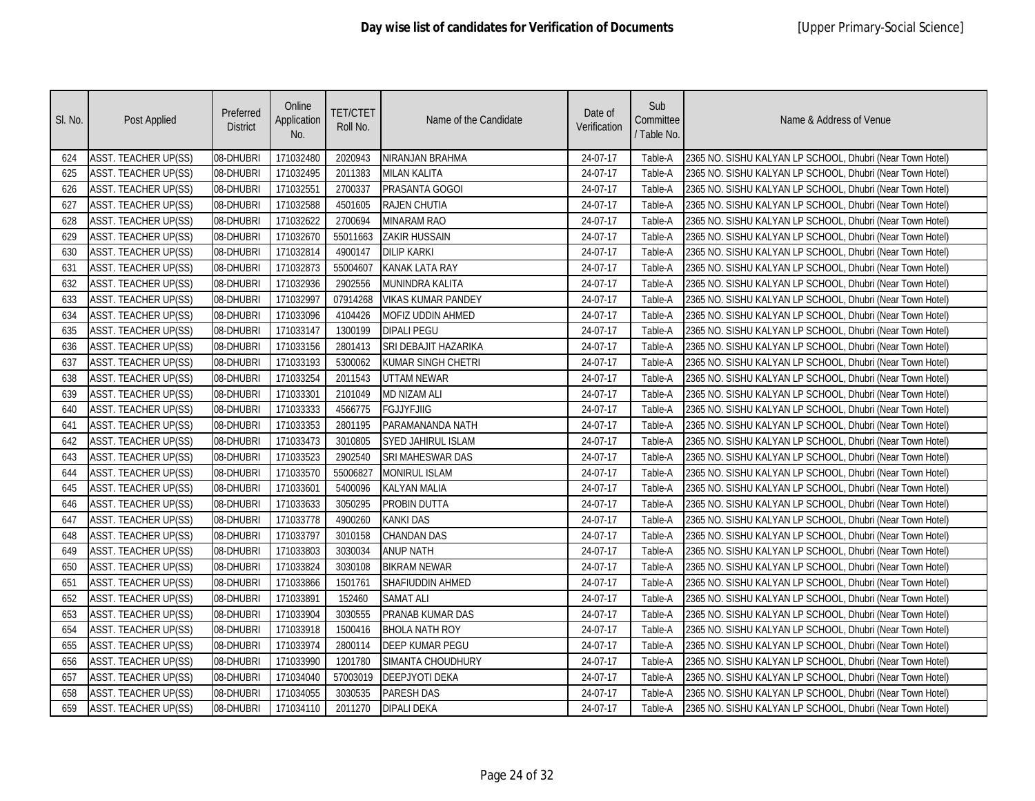# Day wise list of candidates for Verification of Documents

[Upper Primary-Social Science]

| Sl. No. | Post Applied | Preferred District | Online Application No. | TET/CTET Roll No. | Name of the Candidate | Date of Verification | Sub Committee / Table No. | Name & Address of Venue |
|---|---|---|---|---|---|---|---|---|
| 624 | ASST. TEACHER UP(SS) | 08-DHUBRI | 171032480 | 2020943 | NIRANJAN BRAHMA | 24-07-17 | Table-A | 2365 NO. SISHU KALYAN LP SCHOOL, Dhubri (Near Town Hotel) |
| 625 | ASST. TEACHER UP(SS) | 08-DHUBRI | 171032495 | 2011383 | MILAN KALITA | 24-07-17 | Table-A | 2365 NO. SISHU KALYAN LP SCHOOL, Dhubri (Near Town Hotel) |
| 626 | ASST. TEACHER UP(SS) | 08-DHUBRI | 171032551 | 2700337 | PRASANTA GOGOI | 24-07-17 | Table-A | 2365 NO. SISHU KALYAN LP SCHOOL, Dhubri (Near Town Hotel) |
| 627 | ASST. TEACHER UP(SS) | 08-DHUBRI | 171032588 | 4501605 | RAJEN CHUTIA | 24-07-17 | Table-A | 2365 NO. SISHU KALYAN LP SCHOOL, Dhubri (Near Town Hotel) |
| 628 | ASST. TEACHER UP(SS) | 08-DHUBRI | 171032622 | 2700694 | MINARAM RAO | 24-07-17 | Table-A | 2365 NO. SISHU KALYAN LP SCHOOL, Dhubri (Near Town Hotel) |
| 629 | ASST. TEACHER UP(SS) | 08-DHUBRI | 171032670 | 55011663 | ZAKIR HUSSAIN | 24-07-17 | Table-A | 2365 NO. SISHU KALYAN LP SCHOOL, Dhubri (Near Town Hotel) |
| 630 | ASST. TEACHER UP(SS) | 08-DHUBRI | 171032814 | 4900147 | DILIP KARKI | 24-07-17 | Table-A | 2365 NO. SISHU KALYAN LP SCHOOL, Dhubri (Near Town Hotel) |
| 631 | ASST. TEACHER UP(SS) | 08-DHUBRI | 171032873 | 55004607 | KANAK LATA RAY | 24-07-17 | Table-A | 2365 NO. SISHU KALYAN LP SCHOOL, Dhubri (Near Town Hotel) |
| 632 | ASST. TEACHER UP(SS) | 08-DHUBRI | 171032936 | 2902556 | MUNINDRA KALITA | 24-07-17 | Table-A | 2365 NO. SISHU KALYAN LP SCHOOL, Dhubri (Near Town Hotel) |
| 633 | ASST. TEACHER UP(SS) | 08-DHUBRI | 171032997 | 07914268 | VIKAS KUMAR PANDEY | 24-07-17 | Table-A | 2365 NO. SISHU KALYAN LP SCHOOL, Dhubri (Near Town Hotel) |
| 634 | ASST. TEACHER UP(SS) | 08-DHUBRI | 171033096 | 4104426 | MOFIZ UDDIN AHMED | 24-07-17 | Table-A | 2365 NO. SISHU KALYAN LP SCHOOL, Dhubri (Near Town Hotel) |
| 635 | ASST. TEACHER UP(SS) | 08-DHUBRI | 171033147 | 1300199 | DIPALI PEGU | 24-07-17 | Table-A | 2365 NO. SISHU KALYAN LP SCHOOL, Dhubri (Near Town Hotel) |
| 636 | ASST. TEACHER UP(SS) | 08-DHUBRI | 171033156 | 2801413 | SRI DEBAJIT HAZARIKA | 24-07-17 | Table-A | 2365 NO. SISHU KALYAN LP SCHOOL, Dhubri (Near Town Hotel) |
| 637 | ASST. TEACHER UP(SS) | 08-DHUBRI | 171033193 | 5300062 | KUMAR SINGH CHETRI | 24-07-17 | Table-A | 2365 NO. SISHU KALYAN LP SCHOOL, Dhubri (Near Town Hotel) |
| 638 | ASST. TEACHER UP(SS) | 08-DHUBRI | 171033254 | 2011543 | UTTAM NEWAR | 24-07-17 | Table-A | 2365 NO. SISHU KALYAN LP SCHOOL, Dhubri (Near Town Hotel) |
| 639 | ASST. TEACHER UP(SS) | 08-DHUBRI | 171033301 | 2101049 | MD NIZAM ALI | 24-07-17 | Table-A | 2365 NO. SISHU KALYAN LP SCHOOL, Dhubri (Near Town Hotel) |
| 640 | ASST. TEACHER UP(SS) | 08-DHUBRI | 171033333 | 4566775 | FGJJYFJIIG | 24-07-17 | Table-A | 2365 NO. SISHU KALYAN LP SCHOOL, Dhubri (Near Town Hotel) |
| 641 | ASST. TEACHER UP(SS) | 08-DHUBRI | 171033353 | 2801195 | PARAMANANDA NATH | 24-07-17 | Table-A | 2365 NO. SISHU KALYAN LP SCHOOL, Dhubri (Near Town Hotel) |
| 642 | ASST. TEACHER UP(SS) | 08-DHUBRI | 171033473 | 3010805 | SYED JAHIRUL ISLAM | 24-07-17 | Table-A | 2365 NO. SISHU KALYAN LP SCHOOL, Dhubri (Near Town Hotel) |
| 643 | ASST. TEACHER UP(SS) | 08-DHUBRI | 171033523 | 2902540 | SRI MAHESWAR DAS | 24-07-17 | Table-A | 2365 NO. SISHU KALYAN LP SCHOOL, Dhubri (Near Town Hotel) |
| 644 | ASST. TEACHER UP(SS) | 08-DHUBRI | 171033570 | 55006827 | MONIRUL ISLAM | 24-07-17 | Table-A | 2365 NO. SISHU KALYAN LP SCHOOL, Dhubri (Near Town Hotel) |
| 645 | ASST. TEACHER UP(SS) | 08-DHUBRI | 171033601 | 5400096 | KALYAN MALIA | 24-07-17 | Table-A | 2365 NO. SISHU KALYAN LP SCHOOL, Dhubri (Near Town Hotel) |
| 646 | ASST. TEACHER UP(SS) | 08-DHUBRI | 171033633 | 3050295 | PROBIN DUTTA | 24-07-17 | Table-A | 2365 NO. SISHU KALYAN LP SCHOOL, Dhubri (Near Town Hotel) |
| 647 | ASST. TEACHER UP(SS) | 08-DHUBRI | 171033778 | 4900260 | KANKI DAS | 24-07-17 | Table-A | 2365 NO. SISHU KALYAN LP SCHOOL, Dhubri (Near Town Hotel) |
| 648 | ASST. TEACHER UP(SS) | 08-DHUBRI | 171033797 | 3010158 | CHANDAN DAS | 24-07-17 | Table-A | 2365 NO. SISHU KALYAN LP SCHOOL, Dhubri (Near Town Hotel) |
| 649 | ASST. TEACHER UP(SS) | 08-DHUBRI | 171033803 | 3030034 | ANUP NATH | 24-07-17 | Table-A | 2365 NO. SISHU KALYAN LP SCHOOL, Dhubri (Near Town Hotel) |
| 650 | ASST. TEACHER UP(SS) | 08-DHUBRI | 171033824 | 3030108 | BIKRAM NEWAR | 24-07-17 | Table-A | 2365 NO. SISHU KALYAN LP SCHOOL, Dhubri (Near Town Hotel) |
| 651 | ASST. TEACHER UP(SS) | 08-DHUBRI | 171033866 | 1501761 | SHAFIUDDIN AHMED | 24-07-17 | Table-A | 2365 NO. SISHU KALYAN LP SCHOOL, Dhubri (Near Town Hotel) |
| 652 | ASST. TEACHER UP(SS) | 08-DHUBRI | 171033891 | 152460 | SAMAT ALI | 24-07-17 | Table-A | 2365 NO. SISHU KALYAN LP SCHOOL, Dhubri (Near Town Hotel) |
| 653 | ASST. TEACHER UP(SS) | 08-DHUBRI | 171033904 | 3030555 | PRANAB KUMAR DAS | 24-07-17 | Table-A | 2365 NO. SISHU KALYAN LP SCHOOL, Dhubri (Near Town Hotel) |
| 654 | ASST. TEACHER UP(SS) | 08-DHUBRI | 171033918 | 1500416 | BHOLA NATH ROY | 24-07-17 | Table-A | 2365 NO. SISHU KALYAN LP SCHOOL, Dhubri (Near Town Hotel) |
| 655 | ASST. TEACHER UP(SS) | 08-DHUBRI | 171033974 | 2800114 | DEEP KUMAR PEGU | 24-07-17 | Table-A | 2365 NO. SISHU KALYAN LP SCHOOL, Dhubri (Near Town Hotel) |
| 656 | ASST. TEACHER UP(SS) | 08-DHUBRI | 171033990 | 1201780 | SIMANTA CHOUDHURY | 24-07-17 | Table-A | 2365 NO. SISHU KALYAN LP SCHOOL, Dhubri (Near Town Hotel) |
| 657 | ASST. TEACHER UP(SS) | 08-DHUBRI | 171034040 | 57003019 | DEEPJYOTI DEKA | 24-07-17 | Table-A | 2365 NO. SISHU KALYAN LP SCHOOL, Dhubri (Near Town Hotel) |
| 658 | ASST. TEACHER UP(SS) | 08-DHUBRI | 171034055 | 3030535 | PARESH DAS | 24-07-17 | Table-A | 2365 NO. SISHU KALYAN LP SCHOOL, Dhubri (Near Town Hotel) |
| 659 | ASST. TEACHER UP(SS) | 08-DHUBRI | 171034110 | 2011270 | DIPALI DEKA | 24-07-17 | Table-A | 2365 NO. SISHU KALYAN LP SCHOOL, Dhubri (Near Town Hotel) |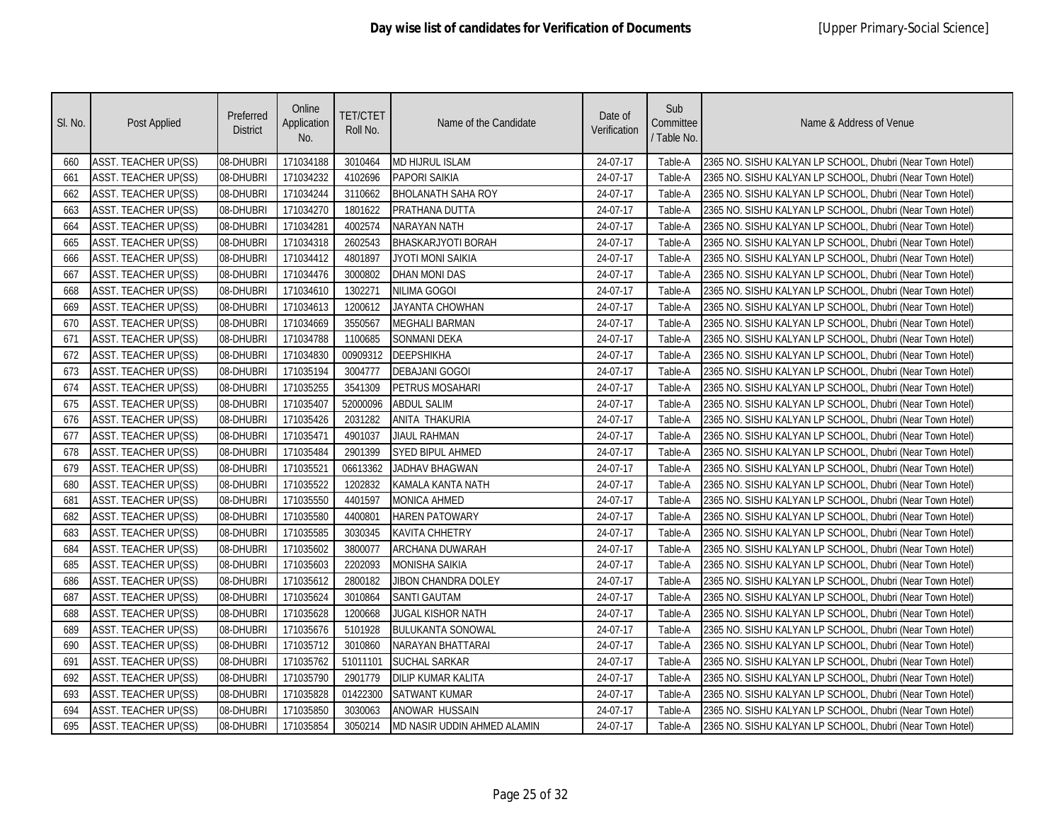# Day wise list of candidates for Verification of Documents

[Upper Primary-Social Science]

| Sl. No. | Post Applied | Preferred District | Online Application No. | TET/CTET Roll No. | Name of the Candidate | Date of Verification | Sub Committee / Table No. | Name & Address of Venue |
|---|---|---|---|---|---|---|---|---|
| 660 | ASST. TEACHER UP(SS) | 08-DHUBRI | 171034188 | 3010464 | MD HIJRUL ISLAM | 24-07-17 | Table-A | 2365 NO. SISHU KALYAN LP SCHOOL, Dhubri (Near Town Hotel) |
| 661 | ASST. TEACHER UP(SS) | 08-DHUBRI | 171034232 | 4102696 | PAPORI SAIKIA | 24-07-17 | Table-A | 2365 NO. SISHU KALYAN LP SCHOOL, Dhubri (Near Town Hotel) |
| 662 | ASST. TEACHER UP(SS) | 08-DHUBRI | 171034244 | 3110662 | BHOLANATH SAHA ROY | 24-07-17 | Table-A | 2365 NO. SISHU KALYAN LP SCHOOL, Dhubri (Near Town Hotel) |
| 663 | ASST. TEACHER UP(SS) | 08-DHUBRI | 171034270 | 1801622 | PRATHANA DUTTA | 24-07-17 | Table-A | 2365 NO. SISHU KALYAN LP SCHOOL, Dhubri (Near Town Hotel) |
| 664 | ASST. TEACHER UP(SS) | 08-DHUBRI | 171034281 | 4002574 | NARAYAN NATH | 24-07-17 | Table-A | 2365 NO. SISHU KALYAN LP SCHOOL, Dhubri (Near Town Hotel) |
| 665 | ASST. TEACHER UP(SS) | 08-DHUBRI | 171034318 | 2602543 | BHASKARJYOTI BORAH | 24-07-17 | Table-A | 2365 NO. SISHU KALYAN LP SCHOOL, Dhubri (Near Town Hotel) |
| 666 | ASST. TEACHER UP(SS) | 08-DHUBRI | 171034412 | 4801897 | JYOTI MONI SAIKIA | 24-07-17 | Table-A | 2365 NO. SISHU KALYAN LP SCHOOL, Dhubri (Near Town Hotel) |
| 667 | ASST. TEACHER UP(SS) | 08-DHUBRI | 171034476 | 3000802 | DHAN MONI DAS | 24-07-17 | Table-A | 2365 NO. SISHU KALYAN LP SCHOOL, Dhubri (Near Town Hotel) |
| 668 | ASST. TEACHER UP(SS) | 08-DHUBRI | 171034610 | 1302271 | NILIMA GOGOI | 24-07-17 | Table-A | 2365 NO. SISHU KALYAN LP SCHOOL, Dhubri (Near Town Hotel) |
| 669 | ASST. TEACHER UP(SS) | 08-DHUBRI | 171034613 | 1200612 | JAYANTA CHOWHAN | 24-07-17 | Table-A | 2365 NO. SISHU KALYAN LP SCHOOL, Dhubri (Near Town Hotel) |
| 670 | ASST. TEACHER UP(SS) | 08-DHUBRI | 171034669 | 3550567 | MEGHALI BARMAN | 24-07-17 | Table-A | 2365 NO. SISHU KALYAN LP SCHOOL, Dhubri (Near Town Hotel) |
| 671 | ASST. TEACHER UP(SS) | 08-DHUBRI | 171034788 | 1100685 | SONMANI DEKA | 24-07-17 | Table-A | 2365 NO. SISHU KALYAN LP SCHOOL, Dhubri (Near Town Hotel) |
| 672 | ASST. TEACHER UP(SS) | 08-DHUBRI | 171034830 | 00909312 | DEEPSHIKHA | 24-07-17 | Table-A | 2365 NO. SISHU KALYAN LP SCHOOL, Dhubri (Near Town Hotel) |
| 673 | ASST. TEACHER UP(SS) | 08-DHUBRI | 171035194 | 3004777 | DEBAJANI GOGOI | 24-07-17 | Table-A | 2365 NO. SISHU KALYAN LP SCHOOL, Dhubri (Near Town Hotel) |
| 674 | ASST. TEACHER UP(SS) | 08-DHUBRI | 171035255 | 3541309 | PETRUS MOSAHARI | 24-07-17 | Table-A | 2365 NO. SISHU KALYAN LP SCHOOL, Dhubri (Near Town Hotel) |
| 675 | ASST. TEACHER UP(SS) | 08-DHUBRI | 171035407 | 52000096 | ABDUL SALIM | 24-07-17 | Table-A | 2365 NO. SISHU KALYAN LP SCHOOL, Dhubri (Near Town Hotel) |
| 676 | ASST. TEACHER UP(SS) | 08-DHUBRI | 171035426 | 2031282 | ANITA THAKURIA | 24-07-17 | Table-A | 2365 NO. SISHU KALYAN LP SCHOOL, Dhubri (Near Town Hotel) |
| 677 | ASST. TEACHER UP(SS) | 08-DHUBRI | 171035471 | 4901037 | JIAUL RAHMAN | 24-07-17 | Table-A | 2365 NO. SISHU KALYAN LP SCHOOL, Dhubri (Near Town Hotel) |
| 678 | ASST. TEACHER UP(SS) | 08-DHUBRI | 171035484 | 2901399 | SYED BIPUL AHMED | 24-07-17 | Table-A | 2365 NO. SISHU KALYAN LP SCHOOL, Dhubri (Near Town Hotel) |
| 679 | ASST. TEACHER UP(SS) | 08-DHUBRI | 171035521 | 06613362 | JADHAV BHAGWAN | 24-07-17 | Table-A | 2365 NO. SISHU KALYAN LP SCHOOL, Dhubri (Near Town Hotel) |
| 680 | ASST. TEACHER UP(SS) | 08-DHUBRI | 171035522 | 1202832 | KAMALA KANTA NATH | 24-07-17 | Table-A | 2365 NO. SISHU KALYAN LP SCHOOL, Dhubri (Near Town Hotel) |
| 681 | ASST. TEACHER UP(SS) | 08-DHUBRI | 171035550 | 4401597 | MONICA AHMED | 24-07-17 | Table-A | 2365 NO. SISHU KALYAN LP SCHOOL, Dhubri (Near Town Hotel) |
| 682 | ASST. TEACHER UP(SS) | 08-DHUBRI | 171035580 | 4400801 | HAREN PATOWARY | 24-07-17 | Table-A | 2365 NO. SISHU KALYAN LP SCHOOL, Dhubri (Near Town Hotel) |
| 683 | ASST. TEACHER UP(SS) | 08-DHUBRI | 171035585 | 3030345 | KAVITA CHHETRY | 24-07-17 | Table-A | 2365 NO. SISHU KALYAN LP SCHOOL, Dhubri (Near Town Hotel) |
| 684 | ASST. TEACHER UP(SS) | 08-DHUBRI | 171035602 | 3800077 | ARCHANA DUWARAH | 24-07-17 | Table-A | 2365 NO. SISHU KALYAN LP SCHOOL, Dhubri (Near Town Hotel) |
| 685 | ASST. TEACHER UP(SS) | 08-DHUBRI | 171035603 | 2202093 | MONISHA SAIKIA | 24-07-17 | Table-A | 2365 NO. SISHU KALYAN LP SCHOOL, Dhubri (Near Town Hotel) |
| 686 | ASST. TEACHER UP(SS) | 08-DHUBRI | 171035612 | 2800182 | JIBON CHANDRA DOLEY | 24-07-17 | Table-A | 2365 NO. SISHU KALYAN LP SCHOOL, Dhubri (Near Town Hotel) |
| 687 | ASST. TEACHER UP(SS) | 08-DHUBRI | 171035624 | 3010864 | SANTI GAUTAM | 24-07-17 | Table-A | 2365 NO. SISHU KALYAN LP SCHOOL, Dhubri (Near Town Hotel) |
| 688 | ASST. TEACHER UP(SS) | 08-DHUBRI | 171035628 | 1200668 | JUGAL KISHOR NATH | 24-07-17 | Table-A | 2365 NO. SISHU KALYAN LP SCHOOL, Dhubri (Near Town Hotel) |
| 689 | ASST. TEACHER UP(SS) | 08-DHUBRI | 171035676 | 5101928 | BULUKANTA SONOWAL | 24-07-17 | Table-A | 2365 NO. SISHU KALYAN LP SCHOOL, Dhubri (Near Town Hotel) |
| 690 | ASST. TEACHER UP(SS) | 08-DHUBRI | 171035712 | 3010860 | NARAYAN BHATTARAI | 24-07-17 | Table-A | 2365 NO. SISHU KALYAN LP SCHOOL, Dhubri (Near Town Hotel) |
| 691 | ASST. TEACHER UP(SS) | 08-DHUBRI | 171035762 | 51011101 | SUCHAL SARKAR | 24-07-17 | Table-A | 2365 NO. SISHU KALYAN LP SCHOOL, Dhubri (Near Town Hotel) |
| 692 | ASST. TEACHER UP(SS) | 08-DHUBRI | 171035790 | 2901779 | DILIP KUMAR KALITA | 24-07-17 | Table-A | 2365 NO. SISHU KALYAN LP SCHOOL, Dhubri (Near Town Hotel) |
| 693 | ASST. TEACHER UP(SS) | 08-DHUBRI | 171035828 | 01422300 | SATWANT KUMAR | 24-07-17 | Table-A | 2365 NO. SISHU KALYAN LP SCHOOL, Dhubri (Near Town Hotel) |
| 694 | ASST. TEACHER UP(SS) | 08-DHUBRI | 171035850 | 3030063 | ANOWAR HUSSAIN | 24-07-17 | Table-A | 2365 NO. SISHU KALYAN LP SCHOOL, Dhubri (Near Town Hotel) |
| 695 | ASST. TEACHER UP(SS) | 08-DHUBRI | 171035854 | 3050214 | MD NASIR UDDIN AHMED ALAMIN | 24-07-17 | Table-A | 2365 NO. SISHU KALYAN LP SCHOOL, Dhubri (Near Town Hotel) |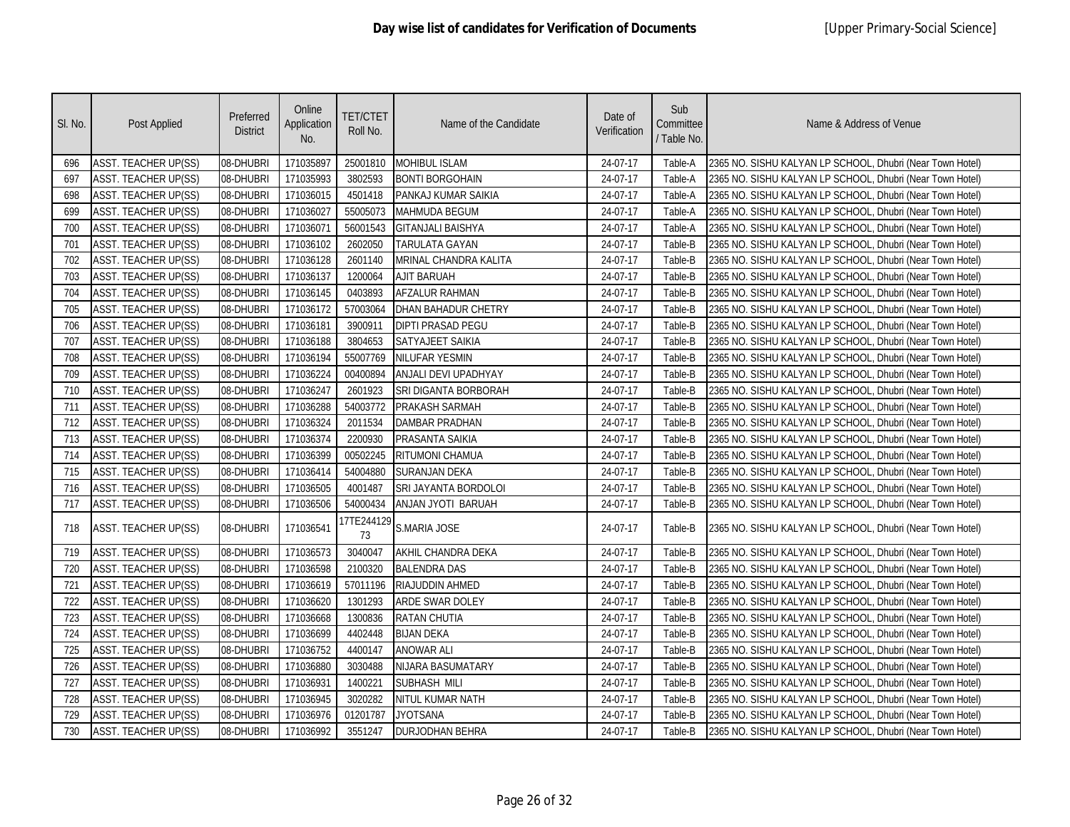# Day wise list of candidates for Verification of Documents

[Upper Primary-Social Science]

| Sl. No. | Post Applied | Preferred District | Online Application No. | TET/CTET Roll No. | Name of the Candidate | Date of Verification | Sub Committee / Table No. | Name & Address of Venue |
|---|---|---|---|---|---|---|---|---|
| 696 | ASST. TEACHER UP(SS) | 08-DHUBRI | 171035897 | 25001810 | MOHIBUL ISLAM | 24-07-17 | Table-A | 2365 NO. SISHU KALYAN LP SCHOOL, Dhubri (Near Town Hotel) |
| 697 | ASST. TEACHER UP(SS) | 08-DHUBRI | 171035993 | 3802593 | BONTI BORGOHAIN | 24-07-17 | Table-A | 2365 NO. SISHU KALYAN LP SCHOOL, Dhubri (Near Town Hotel) |
| 698 | ASST. TEACHER UP(SS) | 08-DHUBRI | 171036015 | 4501418 | PANKAJ KUMAR SAIKIA | 24-07-17 | Table-A | 2365 NO. SISHU KALYAN LP SCHOOL, Dhubri (Near Town Hotel) |
| 699 | ASST. TEACHER UP(SS) | 08-DHUBRI | 171036027 | 55005073 | MAHMUDA BEGUM | 24-07-17 | Table-A | 2365 NO. SISHU KALYAN LP SCHOOL, Dhubri (Near Town Hotel) |
| 700 | ASST. TEACHER UP(SS) | 08-DHUBRI | 171036071 | 56001543 | GITANJALI BAISHYA | 24-07-17 | Table-A | 2365 NO. SISHU KALYAN LP SCHOOL, Dhubri (Near Town Hotel) |
| 701 | ASST. TEACHER UP(SS) | 08-DHUBRI | 171036102 | 2602050 | TARULATA GAYAN | 24-07-17 | Table-B | 2365 NO. SISHU KALYAN LP SCHOOL, Dhubri (Near Town Hotel) |
| 702 | ASST. TEACHER UP(SS) | 08-DHUBRI | 171036128 | 2601140 | MRINAL CHANDRA KALITA | 24-07-17 | Table-B | 2365 NO. SISHU KALYAN LP SCHOOL, Dhubri (Near Town Hotel) |
| 703 | ASST. TEACHER UP(SS) | 08-DHUBRI | 171036137 | 1200064 | AJIT BARUAH | 24-07-17 | Table-B | 2365 NO. SISHU KALYAN LP SCHOOL, Dhubri (Near Town Hotel) |
| 704 | ASST. TEACHER UP(SS) | 08-DHUBRI | 171036145 | 0403893 | AFZALUR RAHMAN | 24-07-17 | Table-B | 2365 NO. SISHU KALYAN LP SCHOOL, Dhubri (Near Town Hotel) |
| 705 | ASST. TEACHER UP(SS) | 08-DHUBRI | 171036172 | 57003064 | DHAN BAHADUR CHETRY | 24-07-17 | Table-B | 2365 NO. SISHU KALYAN LP SCHOOL, Dhubri (Near Town Hotel) |
| 706 | ASST. TEACHER UP(SS) | 08-DHUBRI | 171036181 | 3900911 | DIPTI PRASAD PEGU | 24-07-17 | Table-B | 2365 NO. SISHU KALYAN LP SCHOOL, Dhubri (Near Town Hotel) |
| 707 | ASST. TEACHER UP(SS) | 08-DHUBRI | 171036188 | 3804653 | SATYAJEET SAIKIA | 24-07-17 | Table-B | 2365 NO. SISHU KALYAN LP SCHOOL, Dhubri (Near Town Hotel) |
| 708 | ASST. TEACHER UP(SS) | 08-DHUBRI | 171036194 | 55007769 | NILUFAR YESMIN | 24-07-17 | Table-B | 2365 NO. SISHU KALYAN LP SCHOOL, Dhubri (Near Town Hotel) |
| 709 | ASST. TEACHER UP(SS) | 08-DHUBRI | 171036224 | 00400894 | ANJALI DEVI UPADHYAY | 24-07-17 | Table-B | 2365 NO. SISHU KALYAN LP SCHOOL, Dhubri (Near Town Hotel) |
| 710 | ASST. TEACHER UP(SS) | 08-DHUBRI | 171036247 | 2601923 | SRI DIGANTA BORBORAH | 24-07-17 | Table-B | 2365 NO. SISHU KALYAN LP SCHOOL, Dhubri (Near Town Hotel) |
| 711 | ASST. TEACHER UP(SS) | 08-DHUBRI | 171036288 | 54003772 | PRAKASH SARMAH | 24-07-17 | Table-B | 2365 NO. SISHU KALYAN LP SCHOOL, Dhubri (Near Town Hotel) |
| 712 | ASST. TEACHER UP(SS) | 08-DHUBRI | 171036324 | 2011534 | DAMBAR PRADHAN | 24-07-17 | Table-B | 2365 NO. SISHU KALYAN LP SCHOOL, Dhubri (Near Town Hotel) |
| 713 | ASST. TEACHER UP(SS) | 08-DHUBRI | 171036374 | 2200930 | PRASANTA SAIKIA | 24-07-17 | Table-B | 2365 NO. SISHU KALYAN LP SCHOOL, Dhubri (Near Town Hotel) |
| 714 | ASST. TEACHER UP(SS) | 08-DHUBRI | 171036399 | 00502245 | RITUMONI CHAMUA | 24-07-17 | Table-B | 2365 NO. SISHU KALYAN LP SCHOOL, Dhubri (Near Town Hotel) |
| 715 | ASST. TEACHER UP(SS) | 08-DHUBRI | 171036414 | 54004880 | SURANJAN DEKA | 24-07-17 | Table-B | 2365 NO. SISHU KALYAN LP SCHOOL, Dhubri (Near Town Hotel) |
| 716 | ASST. TEACHER UP(SS) | 08-DHUBRI | 171036505 | 4001487 | SRI JAYANTA BORDOLOI | 24-07-17 | Table-B | 2365 NO. SISHU KALYAN LP SCHOOL, Dhubri (Near Town Hotel) |
| 717 | ASST. TEACHER UP(SS) | 08-DHUBRI | 171036506 | 54000434 | ANJAN JYOTI BARUAH | 24-07-17 | Table-B | 2365 NO. SISHU KALYAN LP SCHOOL, Dhubri (Near Town Hotel) |
| 718 | ASST. TEACHER UP(SS) | 08-DHUBRI | 171036541 | 17TE24412973 | S.MARIA JOSE | 24-07-17 | Table-B | 2365 NO. SISHU KALYAN LP SCHOOL, Dhubri (Near Town Hotel) |
| 719 | ASST. TEACHER UP(SS) | 08-DHUBRI | 171036573 | 3040047 | AKHIL CHANDRA DEKA | 24-07-17 | Table-B | 2365 NO. SISHU KALYAN LP SCHOOL, Dhubri (Near Town Hotel) |
| 720 | ASST. TEACHER UP(SS) | 08-DHUBRI | 171036598 | 2100320 | BALENDRA DAS | 24-07-17 | Table-B | 2365 NO. SISHU KALYAN LP SCHOOL, Dhubri (Near Town Hotel) |
| 721 | ASST. TEACHER UP(SS) | 08-DHUBRI | 171036619 | 57011196 | RIAJUDDIN AHMED | 24-07-17 | Table-B | 2365 NO. SISHU KALYAN LP SCHOOL, Dhubri (Near Town Hotel) |
| 722 | ASST. TEACHER UP(SS) | 08-DHUBRI | 171036620 | 1301293 | ARDE SWAR DOLEY | 24-07-17 | Table-B | 2365 NO. SISHU KALYAN LP SCHOOL, Dhubri (Near Town Hotel) |
| 723 | ASST. TEACHER UP(SS) | 08-DHUBRI | 171036668 | 1300836 | RATAN CHUTIA | 24-07-17 | Table-B | 2365 NO. SISHU KALYAN LP SCHOOL, Dhubri (Near Town Hotel) |
| 724 | ASST. TEACHER UP(SS) | 08-DHUBRI | 171036699 | 4402448 | BIJAN DEKA | 24-07-17 | Table-B | 2365 NO. SISHU KALYAN LP SCHOOL, Dhubri (Near Town Hotel) |
| 725 | ASST. TEACHER UP(SS) | 08-DHUBRI | 171036752 | 4400147 | ANOWAR ALI | 24-07-17 | Table-B | 2365 NO. SISHU KALYAN LP SCHOOL, Dhubri (Near Town Hotel) |
| 726 | ASST. TEACHER UP(SS) | 08-DHUBRI | 171036880 | 3030488 | NIJARA BASUMATARY | 24-07-17 | Table-B | 2365 NO. SISHU KALYAN LP SCHOOL, Dhubri (Near Town Hotel) |
| 727 | ASST. TEACHER UP(SS) | 08-DHUBRI | 171036931 | 1400221 | SUBHASH MILI | 24-07-17 | Table-B | 2365 NO. SISHU KALYAN LP SCHOOL, Dhubri (Near Town Hotel) |
| 728 | ASST. TEACHER UP(SS) | 08-DHUBRI | 171036945 | 3020282 | NITUL KUMAR NATH | 24-07-17 | Table-B | 2365 NO. SISHU KALYAN LP SCHOOL, Dhubri (Near Town Hotel) |
| 729 | ASST. TEACHER UP(SS) | 08-DHUBRI | 171036976 | 01201787 | JYOTSANA | 24-07-17 | Table-B | 2365 NO. SISHU KALYAN LP SCHOOL, Dhubri (Near Town Hotel) |
| 730 | ASST. TEACHER UP(SS) | 08-DHUBRI | 171036992 | 3551247 | DURJODHAN BEHRA | 24-07-17 | Table-B | 2365 NO. SISHU KALYAN LP SCHOOL, Dhubri (Near Town Hotel) |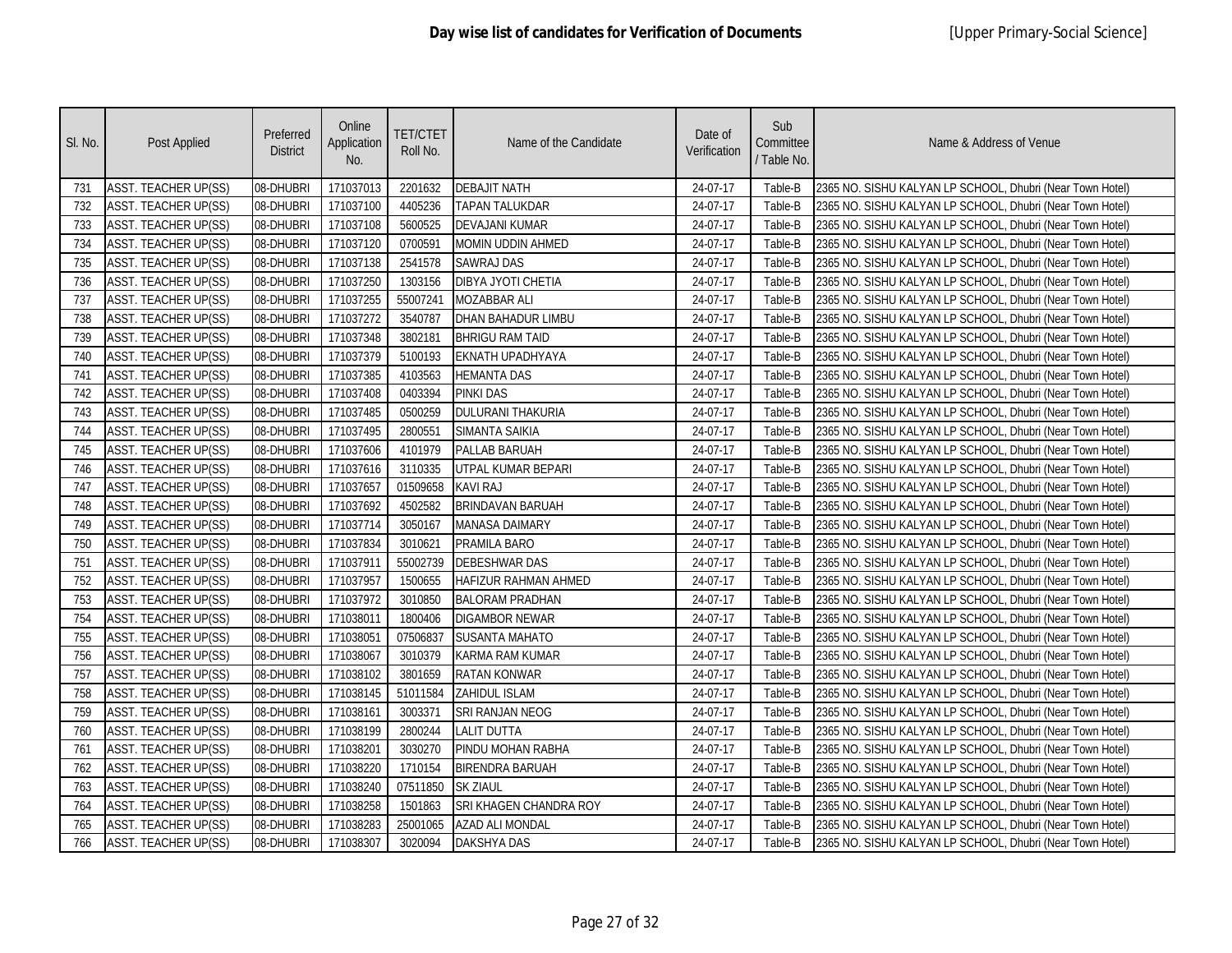# Day wise list of candidates for Verification of Documents

[Upper Primary-Social Science]

| Sl. No. | Post Applied | Preferred District | Online Application No. | TET/CTET Roll No. | Name of the Candidate | Date of Verification | Sub Committee / Table No. | Name & Address of Venue |
|---|---|---|---|---|---|---|---|---|
| 731 | ASST. TEACHER UP(SS) | 08-DHUBRI | 171037013 | 2201632 | DEBAJIT NATH | 24-07-17 | Table-B | 2365 NO. SISHU KALYAN LP SCHOOL, Dhubri (Near Town Hotel) |
| 732 | ASST. TEACHER UP(SS) | 08-DHUBRI | 171037100 | 4405236 | TAPAN TALUKDAR | 24-07-17 | Table-B | 2365 NO. SISHU KALYAN LP SCHOOL, Dhubri (Near Town Hotel) |
| 733 | ASST. TEACHER UP(SS) | 08-DHUBRI | 171037108 | 5600525 | DEVAJANI KUMAR | 24-07-17 | Table-B | 2365 NO. SISHU KALYAN LP SCHOOL, Dhubri (Near Town Hotel) |
| 734 | ASST. TEACHER UP(SS) | 08-DHUBRI | 171037120 | 0700591 | MOMIN UDDIN AHMED | 24-07-17 | Table-B | 2365 NO. SISHU KALYAN LP SCHOOL, Dhubri (Near Town Hotel) |
| 735 | ASST. TEACHER UP(SS) | 08-DHUBRI | 171037138 | 2541578 | SAWRAJ DAS | 24-07-17 | Table-B | 2365 NO. SISHU KALYAN LP SCHOOL, Dhubri (Near Town Hotel) |
| 736 | ASST. TEACHER UP(SS) | 08-DHUBRI | 171037250 | 1303156 | DIBYA JYOTI CHETIA | 24-07-17 | Table-B | 2365 NO. SISHU KALYAN LP SCHOOL, Dhubri (Near Town Hotel) |
| 737 | ASST. TEACHER UP(SS) | 08-DHUBRI | 171037255 | 55007241 | MOZABBAR ALI | 24-07-17 | Table-B | 2365 NO. SISHU KALYAN LP SCHOOL, Dhubri (Near Town Hotel) |
| 738 | ASST. TEACHER UP(SS) | 08-DHUBRI | 171037272 | 3540787 | DHAN BAHADUR LIMBU | 24-07-17 | Table-B | 2365 NO. SISHU KALYAN LP SCHOOL, Dhubri (Near Town Hotel) |
| 739 | ASST. TEACHER UP(SS) | 08-DHUBRI | 171037348 | 3802181 | BHRIGU RAM TAID | 24-07-17 | Table-B | 2365 NO. SISHU KALYAN LP SCHOOL, Dhubri (Near Town Hotel) |
| 740 | ASST. TEACHER UP(SS) | 08-DHUBRI | 171037379 | 5100193 | EKNATH UPADHYAYA | 24-07-17 | Table-B | 2365 NO. SISHU KALYAN LP SCHOOL, Dhubri (Near Town Hotel) |
| 741 | ASST. TEACHER UP(SS) | 08-DHUBRI | 171037385 | 4103563 | HEMANTA DAS | 24-07-17 | Table-B | 2365 NO. SISHU KALYAN LP SCHOOL, Dhubri (Near Town Hotel) |
| 742 | ASST. TEACHER UP(SS) | 08-DHUBRI | 171037408 | 0403394 | PINKI DAS | 24-07-17 | Table-B | 2365 NO. SISHU KALYAN LP SCHOOL, Dhubri (Near Town Hotel) |
| 743 | ASST. TEACHER UP(SS) | 08-DHUBRI | 171037485 | 0500259 | DULURANI THAKURIA | 24-07-17 | Table-B | 2365 NO. SISHU KALYAN LP SCHOOL, Dhubri (Near Town Hotel) |
| 744 | ASST. TEACHER UP(SS) | 08-DHUBRI | 171037495 | 2800551 | SIMANTA SAIKIA | 24-07-17 | Table-B | 2365 NO. SISHU KALYAN LP SCHOOL, Dhubri (Near Town Hotel) |
| 745 | ASST. TEACHER UP(SS) | 08-DHUBRI | 171037606 | 4101979 | PALLAB BARUAH | 24-07-17 | Table-B | 2365 NO. SISHU KALYAN LP SCHOOL, Dhubri (Near Town Hotel) |
| 746 | ASST. TEACHER UP(SS) | 08-DHUBRI | 171037616 | 3110335 | UTPAL KUMAR BEPARI | 24-07-17 | Table-B | 2365 NO. SISHU KALYAN LP SCHOOL, Dhubri (Near Town Hotel) |
| 747 | ASST. TEACHER UP(SS) | 08-DHUBRI | 171037657 | 01509658 | KAVI RAJ | 24-07-17 | Table-B | 2365 NO. SISHU KALYAN LP SCHOOL, Dhubri (Near Town Hotel) |
| 748 | ASST. TEACHER UP(SS) | 08-DHUBRI | 171037692 | 4502582 | BRINDAVAN BARUAH | 24-07-17 | Table-B | 2365 NO. SISHU KALYAN LP SCHOOL, Dhubri (Near Town Hotel) |
| 749 | ASST. TEACHER UP(SS) | 08-DHUBRI | 171037714 | 3050167 | MANASA DAIMARY | 24-07-17 | Table-B | 2365 NO. SISHU KALYAN LP SCHOOL, Dhubri (Near Town Hotel) |
| 750 | ASST. TEACHER UP(SS) | 08-DHUBRI | 171037834 | 3010621 | PRAMILA BARO | 24-07-17 | Table-B | 2365 NO. SISHU KALYAN LP SCHOOL, Dhubri (Near Town Hotel) |
| 751 | ASST. TEACHER UP(SS) | 08-DHUBRI | 171037911 | 55002739 | DEBESHWAR DAS | 24-07-17 | Table-B | 2365 NO. SISHU KALYAN LP SCHOOL, Dhubri (Near Town Hotel) |
| 752 | ASST. TEACHER UP(SS) | 08-DHUBRI | 171037957 | 1500655 | HAFIZUR RAHMAN AHMED | 24-07-17 | Table-B | 2365 NO. SISHU KALYAN LP SCHOOL, Dhubri (Near Town Hotel) |
| 753 | ASST. TEACHER UP(SS) | 08-DHUBRI | 171037972 | 3010850 | BALORAM PRADHAN | 24-07-17 | Table-B | 2365 NO. SISHU KALYAN LP SCHOOL, Dhubri (Near Town Hotel) |
| 754 | ASST. TEACHER UP(SS) | 08-DHUBRI | 171038011 | 1800406 | DIGAMBOR NEWAR | 24-07-17 | Table-B | 2365 NO. SISHU KALYAN LP SCHOOL, Dhubri (Near Town Hotel) |
| 755 | ASST. TEACHER UP(SS) | 08-DHUBRI | 171038051 | 07506837 | SUSANTA MAHATO | 24-07-17 | Table-B | 2365 NO. SISHU KALYAN LP SCHOOL, Dhubri (Near Town Hotel) |
| 756 | ASST. TEACHER UP(SS) | 08-DHUBRI | 171038067 | 3010379 | KARMA RAM KUMAR | 24-07-17 | Table-B | 2365 NO. SISHU KALYAN LP SCHOOL, Dhubri (Near Town Hotel) |
| 757 | ASST. TEACHER UP(SS) | 08-DHUBRI | 171038102 | 3801659 | RATAN KONWAR | 24-07-17 | Table-B | 2365 NO. SISHU KALYAN LP SCHOOL, Dhubri (Near Town Hotel) |
| 758 | ASST. TEACHER UP(SS) | 08-DHUBRI | 171038145 | 51011584 | ZAHIDUL ISLAM | 24-07-17 | Table-B | 2365 NO. SISHU KALYAN LP SCHOOL, Dhubri (Near Town Hotel) |
| 759 | ASST. TEACHER UP(SS) | 08-DHUBRI | 171038161 | 3003371 | SRI RANJAN NEOG | 24-07-17 | Table-B | 2365 NO. SISHU KALYAN LP SCHOOL, Dhubri (Near Town Hotel) |
| 760 | ASST. TEACHER UP(SS) | 08-DHUBRI | 171038199 | 2800244 | LALIT DUTTA | 24-07-17 | Table-B | 2365 NO. SISHU KALYAN LP SCHOOL, Dhubri (Near Town Hotel) |
| 761 | ASST. TEACHER UP(SS) | 08-DHUBRI | 171038201 | 3030270 | PINDU MOHAN RABHA | 24-07-17 | Table-B | 2365 NO. SISHU KALYAN LP SCHOOL, Dhubri (Near Town Hotel) |
| 762 | ASST. TEACHER UP(SS) | 08-DHUBRI | 171038220 | 1710154 | BIRENDRA BARUAH | 24-07-17 | Table-B | 2365 NO. SISHU KALYAN LP SCHOOL, Dhubri (Near Town Hotel) |
| 763 | ASST. TEACHER UP(SS) | 08-DHUBRI | 171038240 | 07511850 | SK ZIAUL | 24-07-17 | Table-B | 2365 NO. SISHU KALYAN LP SCHOOL, Dhubri (Near Town Hotel) |
| 764 | ASST. TEACHER UP(SS) | 08-DHUBRI | 171038258 | 1501863 | SRI KHAGEN CHANDRA ROY | 24-07-17 | Table-B | 2365 NO. SISHU KALYAN LP SCHOOL, Dhubri (Near Town Hotel) |
| 765 | ASST. TEACHER UP(SS) | 08-DHUBRI | 171038283 | 25001065 | AZAD ALI MONDAL | 24-07-17 | Table-B | 2365 NO. SISHU KALYAN LP SCHOOL, Dhubri (Near Town Hotel) |
| 766 | ASST. TEACHER UP(SS) | 08-DHUBRI | 171038307 | 3020094 | DAKSHYA DAS | 24-07-17 | Table-B | 2365 NO. SISHU KALYAN LP SCHOOL, Dhubri (Near Town Hotel) |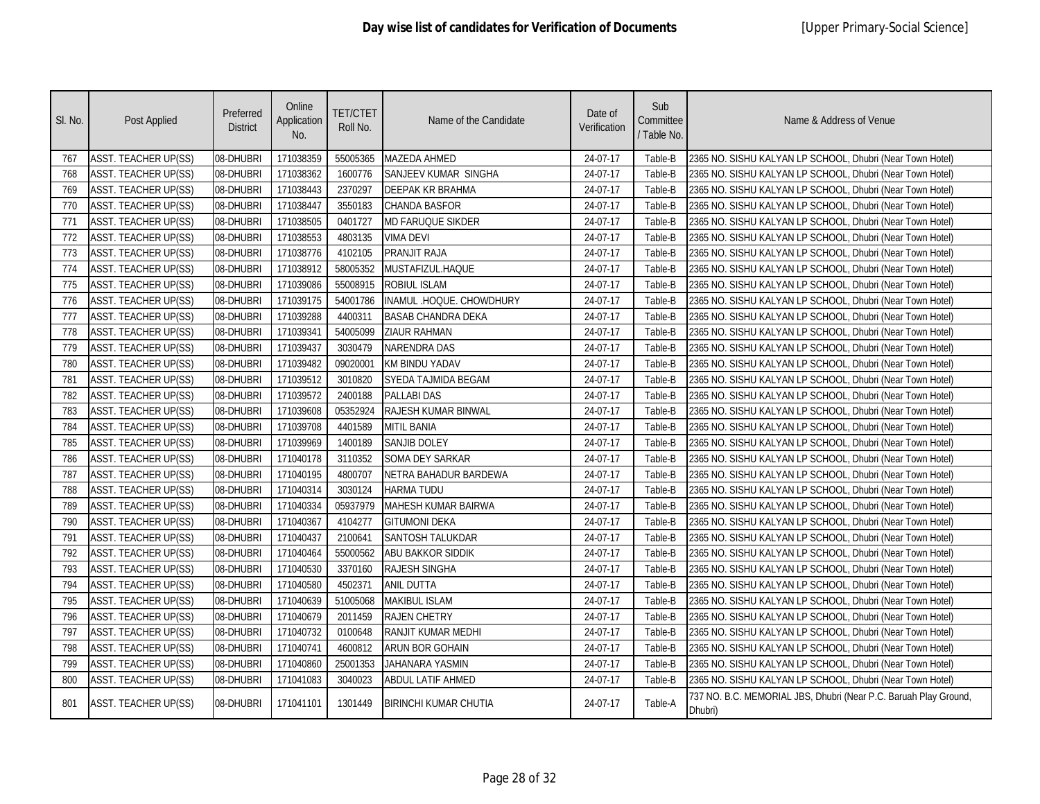# Day wise list of candidates for Verification of Documents

[Upper Primary-Social Science]

| Sl. No. | Post Applied | Preferred District | Online Application No. | TET/CTET Roll No. | Name of the Candidate | Date of Verification | Sub Committee / Table No. | Name & Address of Venue |
|---|---|---|---|---|---|---|---|---|
| 767 | ASST. TEACHER UP(SS) | 08-DHUBRI | 171038359 | 55005365 | MAZEDA AHMED | 24-07-17 | Table-B | 2365 NO. SISHU KALYAN LP SCHOOL, Dhubri (Near Town Hotel) |
| 768 | ASST. TEACHER UP(SS) | 08-DHUBRI | 171038362 | 1600776 | SANJEEV KUMAR SINGHA | 24-07-17 | Table-B | 2365 NO. SISHU KALYAN LP SCHOOL, Dhubri (Near Town Hotel) |
| 769 | ASST. TEACHER UP(SS) | 08-DHUBRI | 171038443 | 2370297 | DEEPAK KR BRAHMA | 24-07-17 | Table-B | 2365 NO. SISHU KALYAN LP SCHOOL, Dhubri (Near Town Hotel) |
| 770 | ASST. TEACHER UP(SS) | 08-DHUBRI | 171038447 | 3550183 | CHANDA BASFOR | 24-07-17 | Table-B | 2365 NO. SISHU KALYAN LP SCHOOL, Dhubri (Near Town Hotel) |
| 771 | ASST. TEACHER UP(SS) | 08-DHUBRI | 171038505 | 0401727 | MD FARUQUE SIKDER | 24-07-17 | Table-B | 2365 NO. SISHU KALYAN LP SCHOOL, Dhubri (Near Town Hotel) |
| 772 | ASST. TEACHER UP(SS) | 08-DHUBRI | 171038553 | 4803135 | VIMA DEVI | 24-07-17 | Table-B | 2365 NO. SISHU KALYAN LP SCHOOL, Dhubri (Near Town Hotel) |
| 773 | ASST. TEACHER UP(SS) | 08-DHUBRI | 171038776 | 4102105 | PRANJIT RAJA | 24-07-17 | Table-B | 2365 NO. SISHU KALYAN LP SCHOOL, Dhubri (Near Town Hotel) |
| 774 | ASST. TEACHER UP(SS) | 08-DHUBRI | 171038912 | 58005352 | MUSTAFIZUL.HAQUE | 24-07-17 | Table-B | 2365 NO. SISHU KALYAN LP SCHOOL, Dhubri (Near Town Hotel) |
| 775 | ASST. TEACHER UP(SS) | 08-DHUBRI | 171039086 | 55008915 | ROBIUL ISLAM | 24-07-17 | Table-B | 2365 NO. SISHU KALYAN LP SCHOOL, Dhubri (Near Town Hotel) |
| 776 | ASST. TEACHER UP(SS) | 08-DHUBRI | 171039175 | 54001786 | INAMUL .HOQUE. CHOWDHURY | 24-07-17 | Table-B | 2365 NO. SISHU KALYAN LP SCHOOL, Dhubri (Near Town Hotel) |
| 777 | ASST. TEACHER UP(SS) | 08-DHUBRI | 171039288 | 4400311 | BASAB CHANDRA DEKA | 24-07-17 | Table-B | 2365 NO. SISHU KALYAN LP SCHOOL, Dhubri (Near Town Hotel) |
| 778 | ASST. TEACHER UP(SS) | 08-DHUBRI | 171039341 | 54005099 | ZIAUR RAHMAN | 24-07-17 | Table-B | 2365 NO. SISHU KALYAN LP SCHOOL, Dhubri (Near Town Hotel) |
| 779 | ASST. TEACHER UP(SS) | 08-DHUBRI | 171039437 | 3030479 | NARENDRA DAS | 24-07-17 | Table-B | 2365 NO. SISHU KALYAN LP SCHOOL, Dhubri (Near Town Hotel) |
| 780 | ASST. TEACHER UP(SS) | 08-DHUBRI | 171039482 | 09020001 | KM BINDU YADAV | 24-07-17 | Table-B | 2365 NO. SISHU KALYAN LP SCHOOL, Dhubri (Near Town Hotel) |
| 781 | ASST. TEACHER UP(SS) | 08-DHUBRI | 171039512 | 3010820 | SYEDA TAJMIDA BEGAM | 24-07-17 | Table-B | 2365 NO. SISHU KALYAN LP SCHOOL, Dhubri (Near Town Hotel) |
| 782 | ASST. TEACHER UP(SS) | 08-DHUBRI | 171039572 | 2400188 | PALLABI DAS | 24-07-17 | Table-B | 2365 NO. SISHU KALYAN LP SCHOOL, Dhubri (Near Town Hotel) |
| 783 | ASST. TEACHER UP(SS) | 08-DHUBRI | 171039608 | 05352924 | RAJESH KUMAR BINWAL | 24-07-17 | Table-B | 2365 NO. SISHU KALYAN LP SCHOOL, Dhubri (Near Town Hotel) |
| 784 | ASST. TEACHER UP(SS) | 08-DHUBRI | 171039708 | 4401589 | MITIL BANIA | 24-07-17 | Table-B | 2365 NO. SISHU KALYAN LP SCHOOL, Dhubri (Near Town Hotel) |
| 785 | ASST. TEACHER UP(SS) | 08-DHUBRI | 171039969 | 1400189 | SANJIB DOLEY | 24-07-17 | Table-B | 2365 NO. SISHU KALYAN LP SCHOOL, Dhubri (Near Town Hotel) |
| 786 | ASST. TEACHER UP(SS) | 08-DHUBRI | 171040178 | 3110352 | SOMA DEY SARKAR | 24-07-17 | Table-B | 2365 NO. SISHU KALYAN LP SCHOOL, Dhubri (Near Town Hotel) |
| 787 | ASST. TEACHER UP(SS) | 08-DHUBRI | 171040195 | 4800707 | NETRA BAHADUR BARDEWA | 24-07-17 | Table-B | 2365 NO. SISHU KALYAN LP SCHOOL, Dhubri (Near Town Hotel) |
| 788 | ASST. TEACHER UP(SS) | 08-DHUBRI | 171040314 | 3030124 | HARMA TUDU | 24-07-17 | Table-B | 2365 NO. SISHU KALYAN LP SCHOOL, Dhubri (Near Town Hotel) |
| 789 | ASST. TEACHER UP(SS) | 08-DHUBRI | 171040334 | 05937979 | MAHESH KUMAR BAIRWA | 24-07-17 | Table-B | 2365 NO. SISHU KALYAN LP SCHOOL, Dhubri (Near Town Hotel) |
| 790 | ASST. TEACHER UP(SS) | 08-DHUBRI | 171040367 | 4104277 | GITUMONI DEKA | 24-07-17 | Table-B | 2365 NO. SISHU KALYAN LP SCHOOL, Dhubri (Near Town Hotel) |
| 791 | ASST. TEACHER UP(SS) | 08-DHUBRI | 171040437 | 2100641 | SANTOSH TALUKDAR | 24-07-17 | Table-B | 2365 NO. SISHU KALYAN LP SCHOOL, Dhubri (Near Town Hotel) |
| 792 | ASST. TEACHER UP(SS) | 08-DHUBRI | 171040464 | 55000562 | ABU BAKKOR SIDDIK | 24-07-17 | Table-B | 2365 NO. SISHU KALYAN LP SCHOOL, Dhubri (Near Town Hotel) |
| 793 | ASST. TEACHER UP(SS) | 08-DHUBRI | 171040530 | 3370160 | RAJESH SINGHA | 24-07-17 | Table-B | 2365 NO. SISHU KALYAN LP SCHOOL, Dhubri (Near Town Hotel) |
| 794 | ASST. TEACHER UP(SS) | 08-DHUBRI | 171040580 | 4502371 | ANIL DUTTA | 24-07-17 | Table-B | 2365 NO. SISHU KALYAN LP SCHOOL, Dhubri (Near Town Hotel) |
| 795 | ASST. TEACHER UP(SS) | 08-DHUBRI | 171040639 | 51005068 | MAKIBUL ISLAM | 24-07-17 | Table-B | 2365 NO. SISHU KALYAN LP SCHOOL, Dhubri (Near Town Hotel) |
| 796 | ASST. TEACHER UP(SS) | 08-DHUBRI | 171040679 | 2011459 | RAJEN CHETRY | 24-07-17 | Table-B | 2365 NO. SISHU KALYAN LP SCHOOL, Dhubri (Near Town Hotel) |
| 797 | ASST. TEACHER UP(SS) | 08-DHUBRI | 171040732 | 0100648 | RANJIT KUMAR MEDHI | 24-07-17 | Table-B | 2365 NO. SISHU KALYAN LP SCHOOL, Dhubri (Near Town Hotel) |
| 798 | ASST. TEACHER UP(SS) | 08-DHUBRI | 171040741 | 4600812 | ARUN BOR GOHAIN | 24-07-17 | Table-B | 2365 NO. SISHU KALYAN LP SCHOOL, Dhubri (Near Town Hotel) |
| 799 | ASST. TEACHER UP(SS) | 08-DHUBRI | 171040860 | 25001353 | JAHANARA YASMIN | 24-07-17 | Table-B | 2365 NO. SISHU KALYAN LP SCHOOL, Dhubri (Near Town Hotel) |
| 800 | ASST. TEACHER UP(SS) | 08-DHUBRI | 171041083 | 3040023 | ABDUL LATIF AHMED | 24-07-17 | Table-B | 2365 NO. SISHU KALYAN LP SCHOOL, Dhubri (Near Town Hotel) |
| 801 | ASST. TEACHER UP(SS) | 08-DHUBRI | 171041101 | 1301449 | BIRINCHI KUMAR CHUTIA | 24-07-17 | Table-A | 737 NO. B.C. MEMORIAL JBS, Dhubri (Near P.C. Baruah Play Ground, Dhubri) |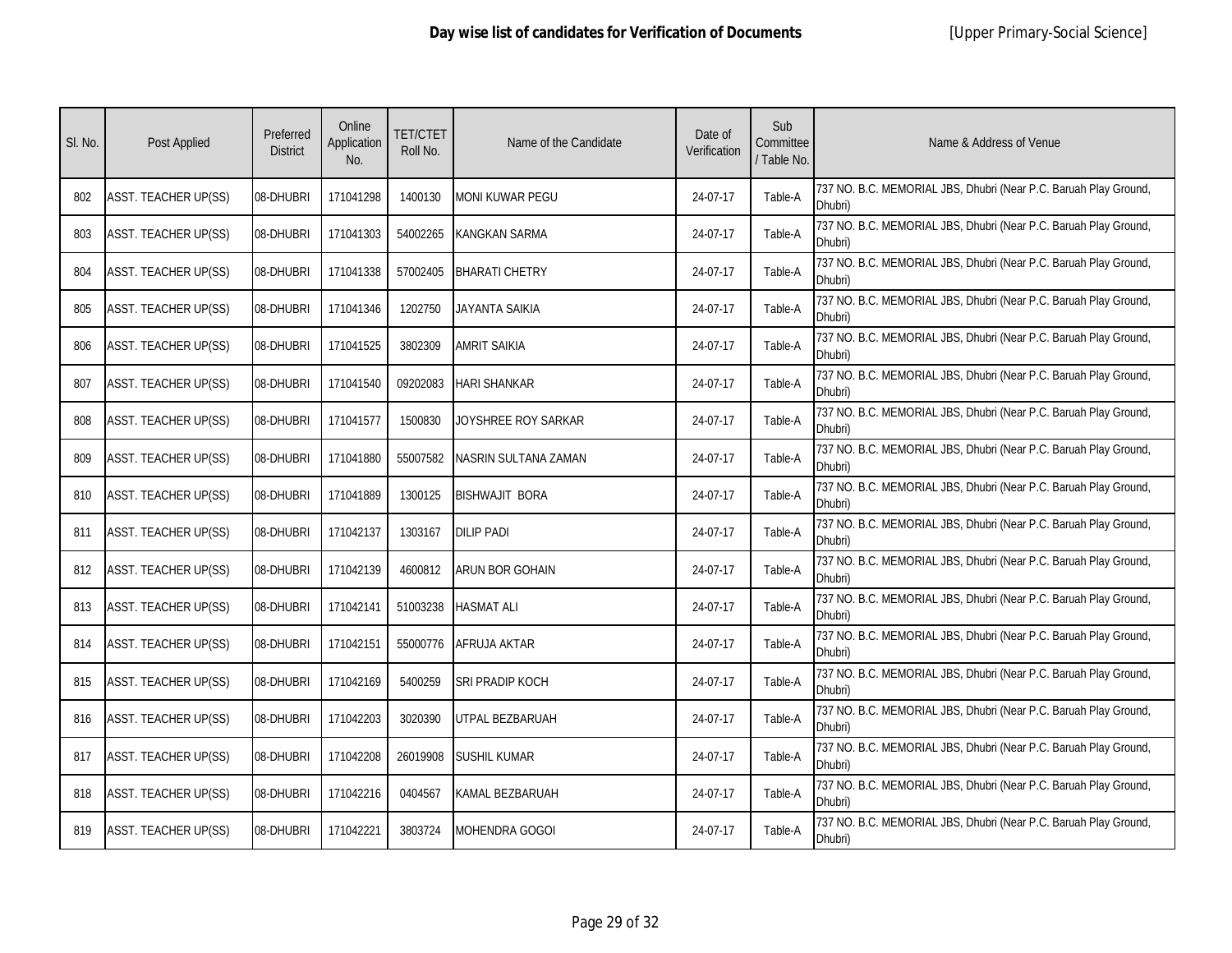| Sl. No. | Post Applied | Preferred District | Online Application No. | TET/CTET Roll No. | Name of the Candidate | Date of Verification | Sub Committee / Table No. | Name & Address of Venue |
|---|---|---|---|---|---|---|---|---|
| 802 | ASST. TEACHER UP(SS) | 08-DHUBRI | 171041298 | 1400130 | MONI KUWAR PEGU | 24-07-17 | Table-A | 737 NO. B.C. MEMORIAL JBS, Dhubri (Near P.C. Baruah Play Ground, Dhubri) |
| 803 | ASST. TEACHER UP(SS) | 08-DHUBRI | 171041303 | 54002265 | KANGKAN SARMA | 24-07-17 | Table-A | 737 NO. B.C. MEMORIAL JBS, Dhubri (Near P.C. Baruah Play Ground, Dhubri) |
| 804 | ASST. TEACHER UP(SS) | 08-DHUBRI | 171041338 | 57002405 | BHARATI CHETRY | 24-07-17 | Table-A | 737 NO. B.C. MEMORIAL JBS, Dhubri (Near P.C. Baruah Play Ground, Dhubri) |
| 805 | ASST. TEACHER UP(SS) | 08-DHUBRI | 171041346 | 1202750 | JAYANTA SAIKIA | 24-07-17 | Table-A | 737 NO. B.C. MEMORIAL JBS, Dhubri (Near P.C. Baruah Play Ground, Dhubri) |
| 806 | ASST. TEACHER UP(SS) | 08-DHUBRI | 171041525 | 3802309 | AMRIT SAIKIA | 24-07-17 | Table-A | 737 NO. B.C. MEMORIAL JBS, Dhubri (Near P.C. Baruah Play Ground, Dhubri) |
| 807 | ASST. TEACHER UP(SS) | 08-DHUBRI | 171041540 | 09202083 | HARI SHANKAR | 24-07-17 | Table-A | 737 NO. B.C. MEMORIAL JBS, Dhubri (Near P.C. Baruah Play Ground, Dhubri) |
| 808 | ASST. TEACHER UP(SS) | 08-DHUBRI | 171041577 | 1500830 | JOYSHREE ROY SARKAR | 24-07-17 | Table-A | 737 NO. B.C. MEMORIAL JBS, Dhubri (Near P.C. Baruah Play Ground, Dhubri) |
| 809 | ASST. TEACHER UP(SS) | 08-DHUBRI | 171041880 | 55007582 | NASRIN SULTANA ZAMAN | 24-07-17 | Table-A | 737 NO. B.C. MEMORIAL JBS, Dhubri (Near P.C. Baruah Play Ground, Dhubri) |
| 810 | ASST. TEACHER UP(SS) | 08-DHUBRI | 171041889 | 1300125 | BISHWAJIT BORA | 24-07-17 | Table-A | 737 NO. B.C. MEMORIAL JBS, Dhubri (Near P.C. Baruah Play Ground, Dhubri) |
| 811 | ASST. TEACHER UP(SS) | 08-DHUBRI | 171042137 | 1303167 | DILIP PADI | 24-07-17 | Table-A | 737 NO. B.C. MEMORIAL JBS, Dhubri (Near P.C. Baruah Play Ground, Dhubri) |
| 812 | ASST. TEACHER UP(SS) | 08-DHUBRI | 171042139 | 4600812 | ARUN BOR GOHAIN | 24-07-17 | Table-A | 737 NO. B.C. MEMORIAL JBS, Dhubri (Near P.C. Baruah Play Ground, Dhubri) |
| 813 | ASST. TEACHER UP(SS) | 08-DHUBRI | 171042141 | 51003238 | HASMAT ALI | 24-07-17 | Table-A | 737 NO. B.C. MEMORIAL JBS, Dhubri (Near P.C. Baruah Play Ground, Dhubri) |
| 814 | ASST. TEACHER UP(SS) | 08-DHUBRI | 171042151 | 55000776 | AFRUJA AKTAR | 24-07-17 | Table-A | 737 NO. B.C. MEMORIAL JBS, Dhubri (Near P.C. Baruah Play Ground, Dhubri) |
| 815 | ASST. TEACHER UP(SS) | 08-DHUBRI | 171042169 | 5400259 | SRI PRADIP KOCH | 24-07-17 | Table-A | 737 NO. B.C. MEMORIAL JBS, Dhubri (Near P.C. Baruah Play Ground, Dhubri) |
| 816 | ASST. TEACHER UP(SS) | 08-DHUBRI | 171042203 | 3020390 | UTPAL BEZBARUAH | 24-07-17 | Table-A | 737 NO. B.C. MEMORIAL JBS, Dhubri (Near P.C. Baruah Play Ground, Dhubri) |
| 817 | ASST. TEACHER UP(SS) | 08-DHUBRI | 171042208 | 26019908 | SUSHIL KUMAR | 24-07-17 | Table-A | 737 NO. B.C. MEMORIAL JBS, Dhubri (Near P.C. Baruah Play Ground, Dhubri) |
| 818 | ASST. TEACHER UP(SS) | 08-DHUBRI | 171042216 | 0404567 | KAMAL BEZBARUAH | 24-07-17 | Table-A | 737 NO. B.C. MEMORIAL JBS, Dhubri (Near P.C. Baruah Play Ground, Dhubri) |
| 819 | ASST. TEACHER UP(SS) | 08-DHUBRI | 171042221 | 3803724 | MOHENDRA GOGOI | 24-07-17 | Table-A | 737 NO. B.C. MEMORIAL JBS, Dhubri (Near P.C. Baruah Play Ground, Dhubri) |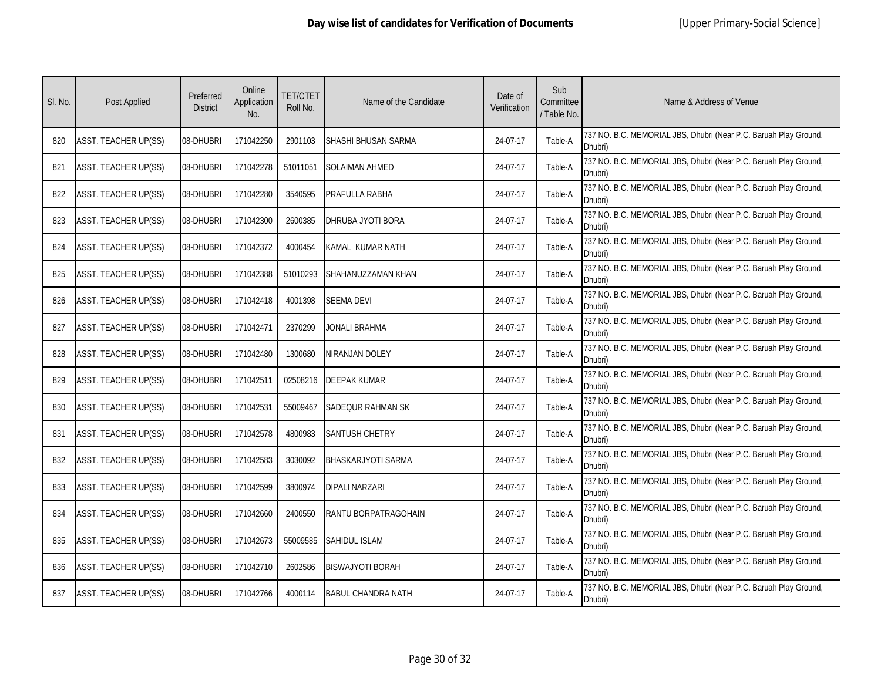**Day wise list of candidates for Verification of Documents** [Upper Primary-Social Science]

| Sl. No. | Post Applied | Preferred District | Online Application No. | TET/CTET Roll No. | Name of the Candidate | Date of Verification | Sub Committee / Table No. | Name & Address of Venue |
|---|---|---|---|---|---|---|---|---|
| 820 | ASST. TEACHER UP(SS) | 08-DHUBRI | 171042250 | 2901103 | SHASHI BHUSAN SARMA | 24-07-17 | Table-A | 737 NO. B.C. MEMORIAL JBS, Dhubri (Near P.C. Baruah Play Ground, Dhubri) |
| 821 | ASST. TEACHER UP(SS) | 08-DHUBRI | 171042278 | 51011051 | SOLAIMAN AHMED | 24-07-17 | Table-A | 737 NO. B.C. MEMORIAL JBS, Dhubri (Near P.C. Baruah Play Ground, Dhubri) |
| 822 | ASST. TEACHER UP(SS) | 08-DHUBRI | 171042280 | 3540595 | PRAFULLA RABHA | 24-07-17 | Table-A | 737 NO. B.C. MEMORIAL JBS, Dhubri (Near P.C. Baruah Play Ground, Dhubri) |
| 823 | ASST. TEACHER UP(SS) | 08-DHUBRI | 171042300 | 2600385 | DHRUBA JYOTI BORA | 24-07-17 | Table-A | 737 NO. B.C. MEMORIAL JBS, Dhubri (Near P.C. Baruah Play Ground, Dhubri) |
| 824 | ASST. TEACHER UP(SS) | 08-DHUBRI | 171042372 | 4000454 | KAMAL KUMAR NATH | 24-07-17 | Table-A | 737 NO. B.C. MEMORIAL JBS, Dhubri (Near P.C. Baruah Play Ground, Dhubri) |
| 825 | ASST. TEACHER UP(SS) | 08-DHUBRI | 171042388 | 51010293 | SHAHANUZZAMAN KHAN | 24-07-17 | Table-A | 737 NO. B.C. MEMORIAL JBS, Dhubri (Near P.C. Baruah Play Ground, Dhubri) |
| 826 | ASST. TEACHER UP(SS) | 08-DHUBRI | 171042418 | 4001398 | SEEMA DEVI | 24-07-17 | Table-A | 737 NO. B.C. MEMORIAL JBS, Dhubri (Near P.C. Baruah Play Ground, Dhubri) |
| 827 | ASST. TEACHER UP(SS) | 08-DHUBRI | 171042471 | 2370299 | JONALI BRAHMA | 24-07-17 | Table-A | 737 NO. B.C. MEMORIAL JBS, Dhubri (Near P.C. Baruah Play Ground, Dhubri) |
| 828 | ASST. TEACHER UP(SS) | 08-DHUBRI | 171042480 | 1300680 | NIRANJAN DOLEY | 24-07-17 | Table-A | 737 NO. B.C. MEMORIAL JBS, Dhubri (Near P.C. Baruah Play Ground, Dhubri) |
| 829 | ASST. TEACHER UP(SS) | 08-DHUBRI | 171042511 | 02508216 | DEEPAK KUMAR | 24-07-17 | Table-A | 737 NO. B.C. MEMORIAL JBS, Dhubri (Near P.C. Baruah Play Ground, Dhubri) |
| 830 | ASST. TEACHER UP(SS) | 08-DHUBRI | 171042531 | 55009467 | SADEQUR RAHMAN SK | 24-07-17 | Table-A | 737 NO. B.C. MEMORIAL JBS, Dhubri (Near P.C. Baruah Play Ground, Dhubri) |
| 831 | ASST. TEACHER UP(SS) | 08-DHUBRI | 171042578 | 4800983 | SANTUSH CHETRY | 24-07-17 | Table-A | 737 NO. B.C. MEMORIAL JBS, Dhubri (Near P.C. Baruah Play Ground, Dhubri) |
| 832 | ASST. TEACHER UP(SS) | 08-DHUBRI | 171042583 | 3030092 | BHASKARJYOTI SARMA | 24-07-17 | Table-A | 737 NO. B.C. MEMORIAL JBS, Dhubri (Near P.C. Baruah Play Ground, Dhubri) |
| 833 | ASST. TEACHER UP(SS) | 08-DHUBRI | 171042599 | 3800974 | DIPALI NARZARI | 24-07-17 | Table-A | 737 NO. B.C. MEMORIAL JBS, Dhubri (Near P.C. Baruah Play Ground, Dhubri) |
| 834 | ASST. TEACHER UP(SS) | 08-DHUBRI | 171042660 | 2400550 | RANTU BORPATRAGOHAIN | 24-07-17 | Table-A | 737 NO. B.C. MEMORIAL JBS, Dhubri (Near P.C. Baruah Play Ground, Dhubri) |
| 835 | ASST. TEACHER UP(SS) | 08-DHUBRI | 171042673 | 55009585 | SAHIDUL ISLAM | 24-07-17 | Table-A | 737 NO. B.C. MEMORIAL JBS, Dhubri (Near P.C. Baruah Play Ground, Dhubri) |
| 836 | ASST. TEACHER UP(SS) | 08-DHUBRI | 171042710 | 2602586 | BISWAJYOTI BORAH | 24-07-17 | Table-A | 737 NO. B.C. MEMORIAL JBS, Dhubri (Near P.C. Baruah Play Ground, Dhubri) |
| 837 | ASST. TEACHER UP(SS) | 08-DHUBRI | 171042766 | 4000114 | BABUL CHANDRA NATH | 24-07-17 | Table-A | 737 NO. B.C. MEMORIAL JBS, Dhubri (Near P.C. Baruah Play Ground, Dhubri) |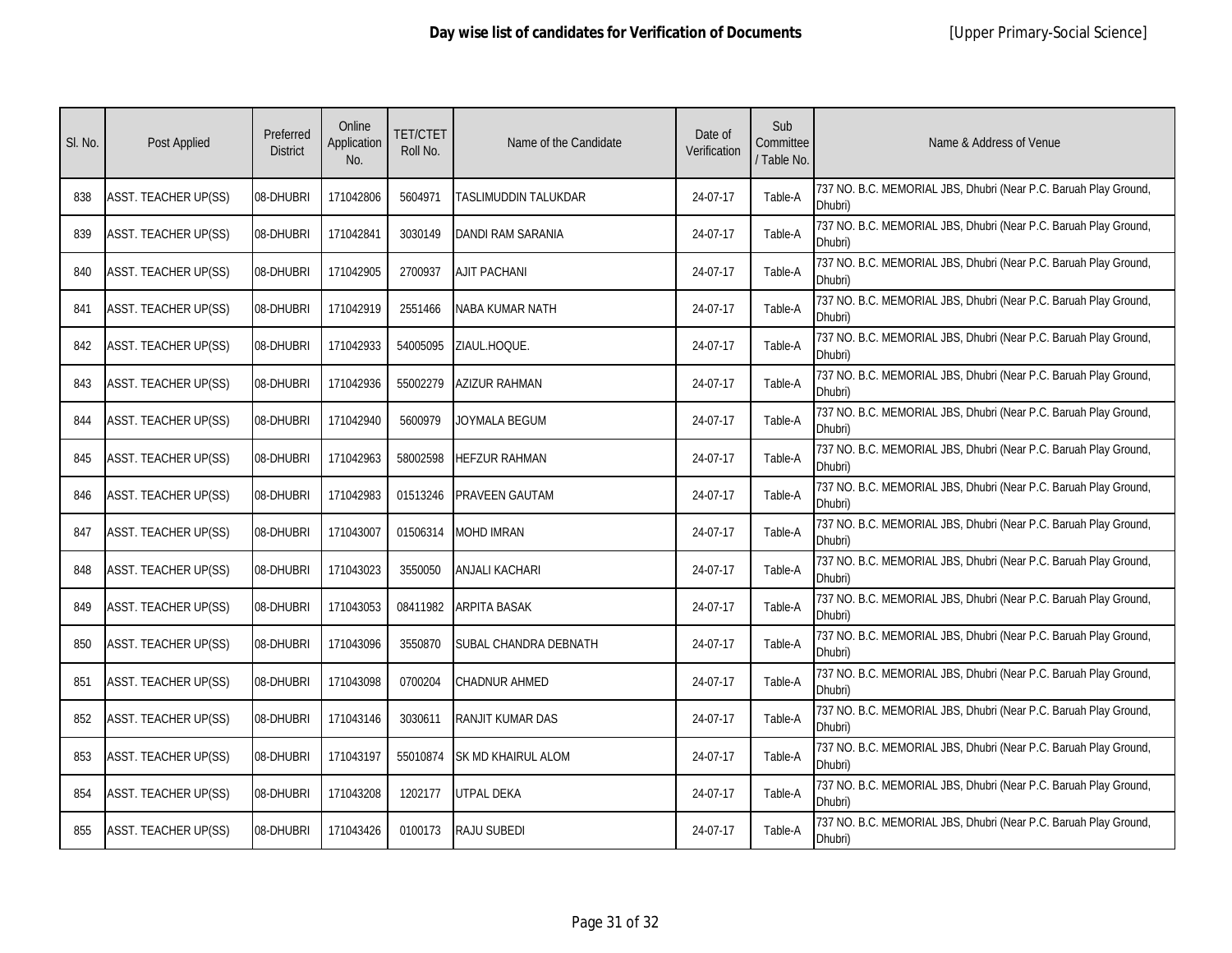**Day wise list of candidates for Verification of Documents** [Upper Primary-Social Science]

| Sl. No. | Post Applied | Preferred District | Online Application No. | TET/CTET Roll No. | Name of the Candidate | Date of Verification | Sub Committee / Table No. | Name & Address of Venue |
|---|---|---|---|---|---|---|---|---|
| 838 | ASST. TEACHER UP(SS) | 08-DHUBRI | 171042806 | 5604971 | TASLIMUDDIN TALUKDAR | 24-07-17 | Table-A | 737 NO. B.C. MEMORIAL JBS, Dhubri (Near P.C. Baruah Play Ground, Dhubri) |
| 839 | ASST. TEACHER UP(SS) | 08-DHUBRI | 171042841 | 3030149 | DANDI RAM SARANIA | 24-07-17 | Table-A | 737 NO. B.C. MEMORIAL JBS, Dhubri (Near P.C. Baruah Play Ground, Dhubri) |
| 840 | ASST. TEACHER UP(SS) | 08-DHUBRI | 171042905 | 2700937 | AJIT PACHANI | 24-07-17 | Table-A | 737 NO. B.C. MEMORIAL JBS, Dhubri (Near P.C. Baruah Play Ground, Dhubri) |
| 841 | ASST. TEACHER UP(SS) | 08-DHUBRI | 171042919 | 2551466 | NABA KUMAR NATH | 24-07-17 | Table-A | 737 NO. B.C. MEMORIAL JBS, Dhubri (Near P.C. Baruah Play Ground, Dhubri) |
| 842 | ASST. TEACHER UP(SS) | 08-DHUBRI | 171042933 | 54005095 | ZIAUL.HOQUE. | 24-07-17 | Table-A | 737 NO. B.C. MEMORIAL JBS, Dhubri (Near P.C. Baruah Play Ground, Dhubri) |
| 843 | ASST. TEACHER UP(SS) | 08-DHUBRI | 171042936 | 55002279 | AZIZUR RAHMAN | 24-07-17 | Table-A | 737 NO. B.C. MEMORIAL JBS, Dhubri (Near P.C. Baruah Play Ground, Dhubri) |
| 844 | ASST. TEACHER UP(SS) | 08-DHUBRI | 171042940 | 5600979 | JOYMALA BEGUM | 24-07-17 | Table-A | 737 NO. B.C. MEMORIAL JBS, Dhubri (Near P.C. Baruah Play Ground, Dhubri) |
| 845 | ASST. TEACHER UP(SS) | 08-DHUBRI | 171042963 | 58002598 | HEFZUR RAHMAN | 24-07-17 | Table-A | 737 NO. B.C. MEMORIAL JBS, Dhubri (Near P.C. Baruah Play Ground, Dhubri) |
| 846 | ASST. TEACHER UP(SS) | 08-DHUBRI | 171042983 | 01513246 | PRAVEEN GAUTAM | 24-07-17 | Table-A | 737 NO. B.C. MEMORIAL JBS, Dhubri (Near P.C. Baruah Play Ground, Dhubri) |
| 847 | ASST. TEACHER UP(SS) | 08-DHUBRI | 171043007 | 01506314 | MOHD IMRAN | 24-07-17 | Table-A | 737 NO. B.C. MEMORIAL JBS, Dhubri (Near P.C. Baruah Play Ground, Dhubri) |
| 848 | ASST. TEACHER UP(SS) | 08-DHUBRI | 171043023 | 3550050 | ANJALI KACHARI | 24-07-17 | Table-A | 737 NO. B.C. MEMORIAL JBS, Dhubri (Near P.C. Baruah Play Ground, Dhubri) |
| 849 | ASST. TEACHER UP(SS) | 08-DHUBRI | 171043053 | 08411982 | ARPITA BASAK | 24-07-17 | Table-A | 737 NO. B.C. MEMORIAL JBS, Dhubri (Near P.C. Baruah Play Ground, Dhubri) |
| 850 | ASST. TEACHER UP(SS) | 08-DHUBRI | 171043096 | 3550870 | SUBAL CHANDRA DEBNATH | 24-07-17 | Table-A | 737 NO. B.C. MEMORIAL JBS, Dhubri (Near P.C. Baruah Play Ground, Dhubri) |
| 851 | ASST. TEACHER UP(SS) | 08-DHUBRI | 171043098 | 0700204 | CHADNUR AHMED | 24-07-17 | Table-A | 737 NO. B.C. MEMORIAL JBS, Dhubri (Near P.C. Baruah Play Ground, Dhubri) |
| 852 | ASST. TEACHER UP(SS) | 08-DHUBRI | 171043146 | 3030611 | RANJIT KUMAR DAS | 24-07-17 | Table-A | 737 NO. B.C. MEMORIAL JBS, Dhubri (Near P.C. Baruah Play Ground, Dhubri) |
| 853 | ASST. TEACHER UP(SS) | 08-DHUBRI | 171043197 | 55010874 | SK MD KHAIRUL ALOM | 24-07-17 | Table-A | 737 NO. B.C. MEMORIAL JBS, Dhubri (Near P.C. Baruah Play Ground, Dhubri) |
| 854 | ASST. TEACHER UP(SS) | 08-DHUBRI | 171043208 | 1202177 | UTPAL DEKA | 24-07-17 | Table-A | 737 NO. B.C. MEMORIAL JBS, Dhubri (Near P.C. Baruah Play Ground, Dhubri) |
| 855 | ASST. TEACHER UP(SS) | 08-DHUBRI | 171043426 | 0100173 | RAJU SUBEDI | 24-07-17 | Table-A | 737 NO. B.C. MEMORIAL JBS, Dhubri (Near P.C. Baruah Play Ground, Dhubri) |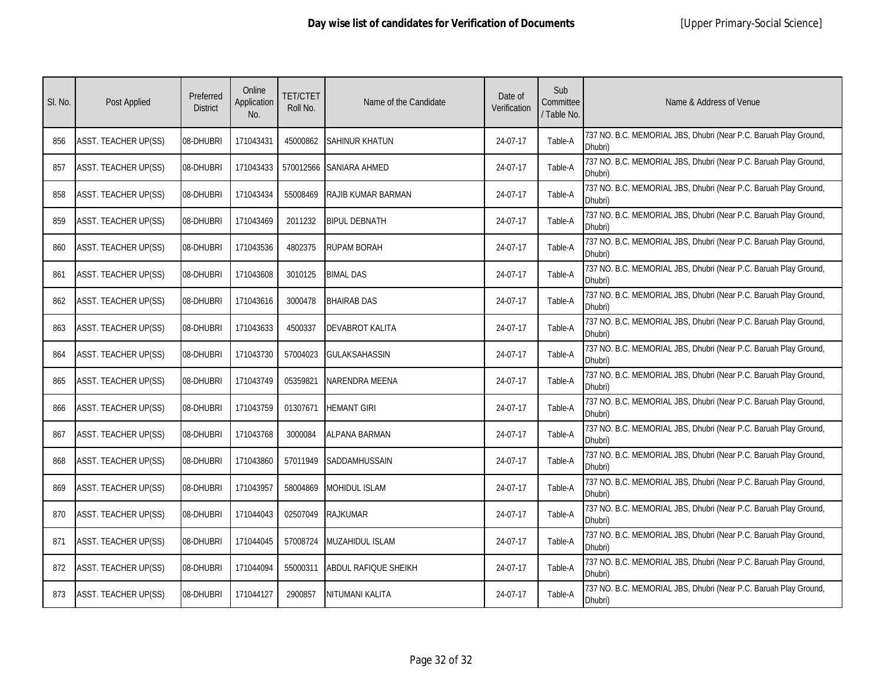**Day wise list of candidates for Verification of Documents** [Upper Primary-Social Science]

| Sl. No. | Post Applied | Preferred District | Online Application No. | TET/CTET Roll No. | Name of the Candidate | Date of Verification | Sub Committee / Table No. | Name & Address of Venue |
|---|---|---|---|---|---|---|---|---|
| 856 | ASST. TEACHER UP(SS) | 08-DHUBRI | 171043431 | 45000862 | SAHINUR KHATUN | 24-07-17 | Table-A | 737 NO. B.C. MEMORIAL JBS, Dhubri (Near P.C. Baruah Play Ground, Dhubri) |
| 857 | ASST. TEACHER UP(SS) | 08-DHUBRI | 171043433 | 570012566 | SANIARA AHMED | 24-07-17 | Table-A | 737 NO. B.C. MEMORIAL JBS, Dhubri (Near P.C. Baruah Play Ground, Dhubri) |
| 858 | ASST. TEACHER UP(SS) | 08-DHUBRI | 171043434 | 55008469 | RAJIB KUMAR BARMAN | 24-07-17 | Table-A | 737 NO. B.C. MEMORIAL JBS, Dhubri (Near P.C. Baruah Play Ground, Dhubri) |
| 859 | ASST. TEACHER UP(SS) | 08-DHUBRI | 171043469 | 2011232 | BIPUL DEBNATH | 24-07-17 | Table-A | 737 NO. B.C. MEMORIAL JBS, Dhubri (Near P.C. Baruah Play Ground, Dhubri) |
| 860 | ASST. TEACHER UP(SS) | 08-DHUBRI | 171043536 | 4802375 | RUPAM BORAH | 24-07-17 | Table-A | 737 NO. B.C. MEMORIAL JBS, Dhubri (Near P.C. Baruah Play Ground, Dhubri) |
| 861 | ASST. TEACHER UP(SS) | 08-DHUBRI | 171043608 | 3010125 | BIMAL DAS | 24-07-17 | Table-A | 737 NO. B.C. MEMORIAL JBS, Dhubri (Near P.C. Baruah Play Ground, Dhubri) |
| 862 | ASST. TEACHER UP(SS) | 08-DHUBRI | 171043616 | 3000478 | BHAIRAB DAS | 24-07-17 | Table-A | 737 NO. B.C. MEMORIAL JBS, Dhubri (Near P.C. Baruah Play Ground, Dhubri) |
| 863 | ASST. TEACHER UP(SS) | 08-DHUBRI | 171043633 | 4500337 | DEVABROT KALITA | 24-07-17 | Table-A | 737 NO. B.C. MEMORIAL JBS, Dhubri (Near P.C. Baruah Play Ground, Dhubri) |
| 864 | ASST. TEACHER UP(SS) | 08-DHUBRI | 171043730 | 57004023 | GULAKSAHASSIN | 24-07-17 | Table-A | 737 NO. B.C. MEMORIAL JBS, Dhubri (Near P.C. Baruah Play Ground, Dhubri) |
| 865 | ASST. TEACHER UP(SS) | 08-DHUBRI | 171043749 | 05359821 | NARENDRA MEENA | 24-07-17 | Table-A | 737 NO. B.C. MEMORIAL JBS, Dhubri (Near P.C. Baruah Play Ground, Dhubri) |
| 866 | ASST. TEACHER UP(SS) | 08-DHUBRI | 171043759 | 01307671 | HEMANT GIRI | 24-07-17 | Table-A | 737 NO. B.C. MEMORIAL JBS, Dhubri (Near P.C. Baruah Play Ground, Dhubri) |
| 867 | ASST. TEACHER UP(SS) | 08-DHUBRI | 171043768 | 3000084 | ALPANA BARMAN | 24-07-17 | Table-A | 737 NO. B.C. MEMORIAL JBS, Dhubri (Near P.C. Baruah Play Ground, Dhubri) |
| 868 | ASST. TEACHER UP(SS) | 08-DHUBRI | 171043860 | 57011949 | SADDAMHUSSAIN | 24-07-17 | Table-A | 737 NO. B.C. MEMORIAL JBS, Dhubri (Near P.C. Baruah Play Ground, Dhubri) |
| 869 | ASST. TEACHER UP(SS) | 08-DHUBRI | 171043957 | 58004869 | MOHIDUL ISLAM | 24-07-17 | Table-A | 737 NO. B.C. MEMORIAL JBS, Dhubri (Near P.C. Baruah Play Ground, Dhubri) |
| 870 | ASST. TEACHER UP(SS) | 08-DHUBRI | 171044043 | 02507049 | RAJKUMAR | 24-07-17 | Table-A | 737 NO. B.C. MEMORIAL JBS, Dhubri (Near P.C. Baruah Play Ground, Dhubri) |
| 871 | ASST. TEACHER UP(SS) | 08-DHUBRI | 171044045 | 57008724 | MUZAHIDUL ISLAM | 24-07-17 | Table-A | 737 NO. B.C. MEMORIAL JBS, Dhubri (Near P.C. Baruah Play Ground, Dhubri) |
| 872 | ASST. TEACHER UP(SS) | 08-DHUBRI | 171044094 | 55000311 | ABDUL RAFIQUE SHEIKH | 24-07-17 | Table-A | 737 NO. B.C. MEMORIAL JBS, Dhubri (Near P.C. Baruah Play Ground, Dhubri) |
| 873 | ASST. TEACHER UP(SS) | 08-DHUBRI | 171044127 | 2900857 | NITUMANI KALITA | 24-07-17 | Table-A | 737 NO. B.C. MEMORIAL JBS, Dhubri (Near P.C. Baruah Play Ground, Dhubri) |